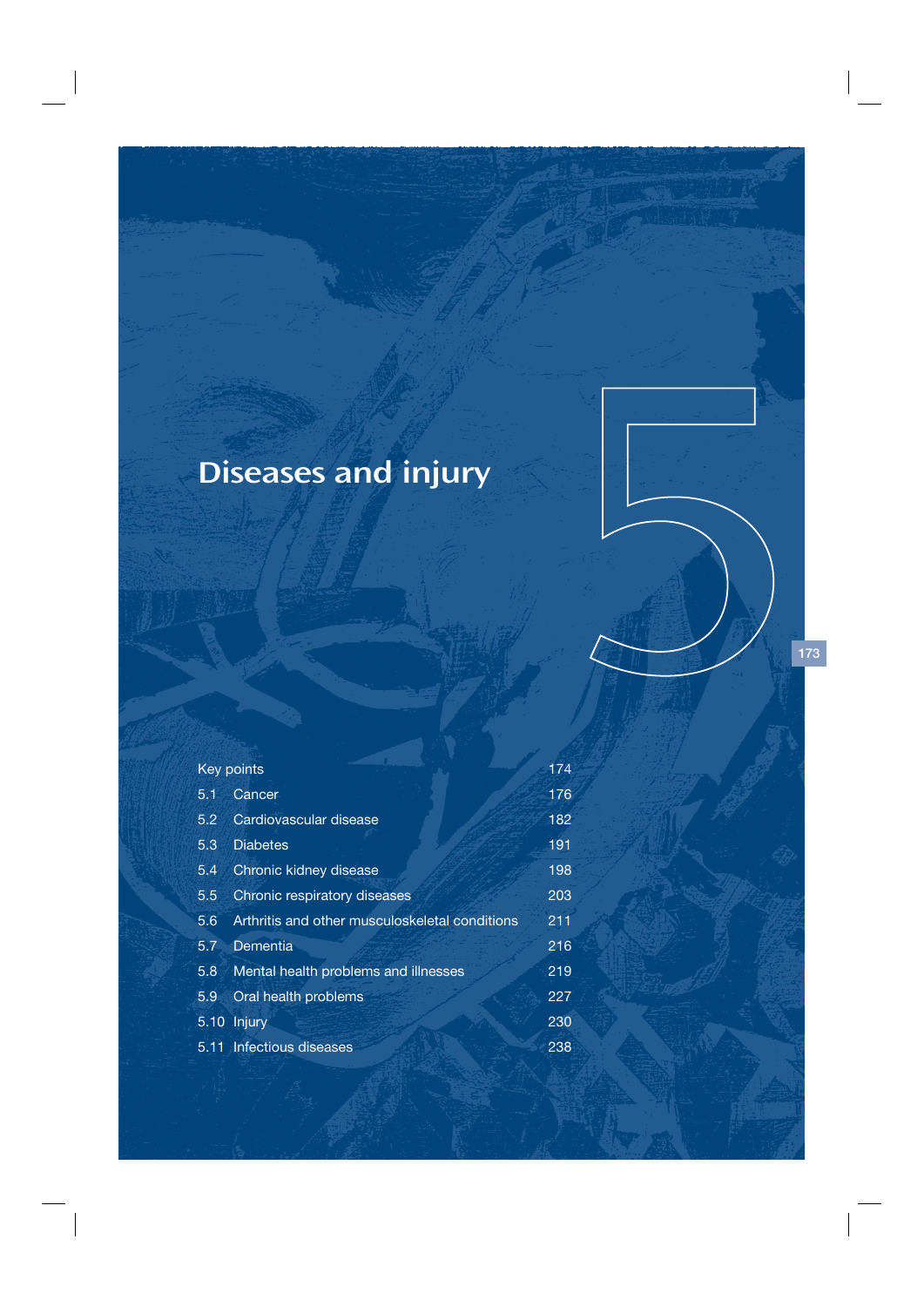# 5 Diseases and injury

| | | |
|---|---|---|
| Key points | | 174 |
| 5.1 | Cancer | 176 |
| 5.2 | Cardiovascular disease | 182 |
| 5.3 | Diabetes | 191 |
| 5.4 | Chronic kidney disease | 198 |
| 5.5 | Chronic respiratory diseases | 203 |
| 5.6 | Arthritis and other musculoskeletal conditions | 211 |
| 5.7 | Dementia | 216 |
| 5.8 | Mental health problems and illnesses | 219 |
| 5.9 | Oral health problems | 227 |
| 5.10 | Injury | 230 |
| 5.11 | Infectious diseases | 238 |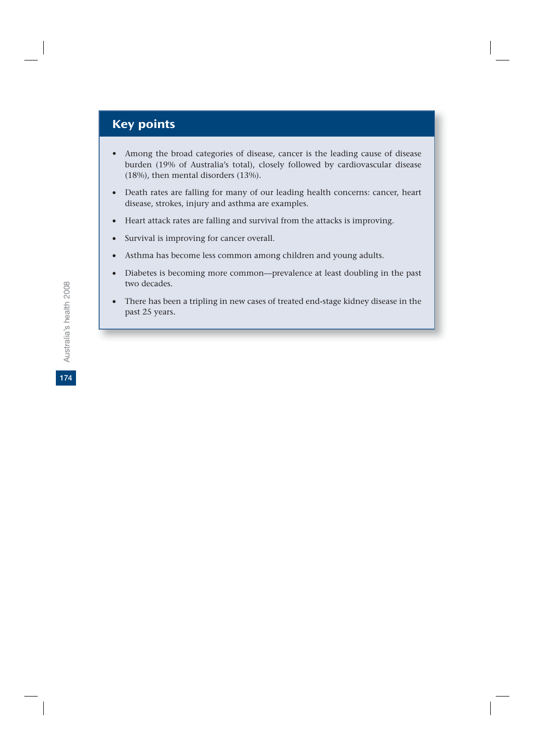## Key points

- Among the broad categories of disease, cancer is the leading cause of disease burden (19% of Australia's total), closely followed by cardiovascular disease (18%), then mental disorders (13%).
- Death rates are falling for many of our leading health concerns: cancer, heart disease, strokes, injury and asthma are examples.
- Heart attack rates are falling and survival from the attacks is improving.
- Survival is improving for cancer overall.
- Asthma has become less common among children and young adults.
- Diabetes is becoming more common—prevalence at least doubling in the past two decades.
- There has been a tripling in new cases of treated end-stage kidney disease in the past 25 years.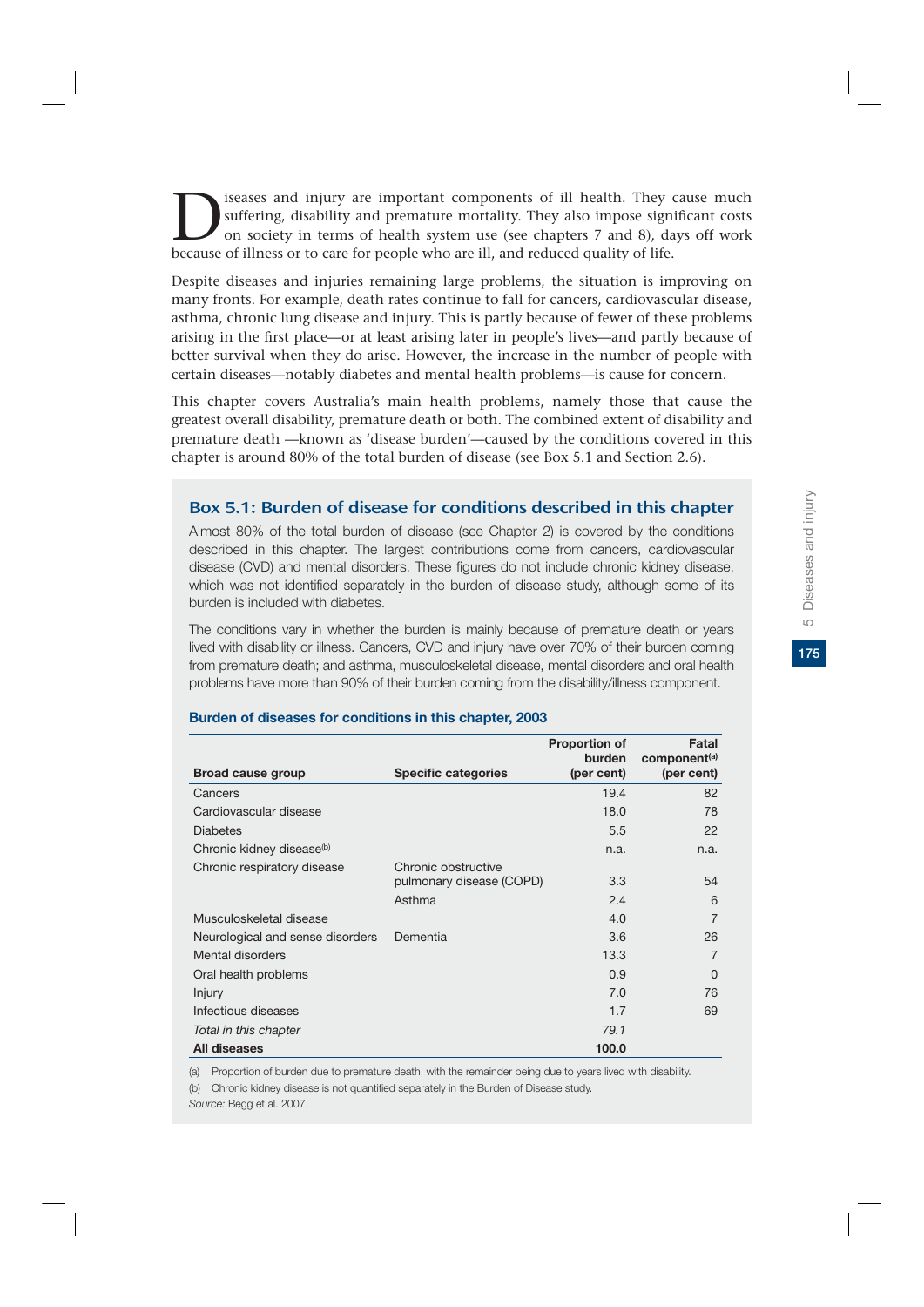Diseases and injury are important components of ill health. They cause much suffering, disability and premature mortality. They also impose significant costs on society in terms of health system use (see chapters 7 and 8), days off work because of illness or to care for people who are ill, and reduced quality of life.

Despite diseases and injuries remaining large problems, the situation is improving on many fronts. For example, death rates continue to fall for cancers, cardiovascular disease, asthma, chronic lung disease and injury. This is partly because of fewer of these problems arising in the first place—or at least arising later in people's lives—and partly because of better survival when they do arise. However, the increase in the number of people with certain diseases—notably diabetes and mental health problems—is cause for concern.

This chapter covers Australia's main health problems, namely those that cause the greatest overall disability, premature death or both. The combined extent of disability and premature death —known as 'disease burden'—caused by the conditions covered in this chapter is around 80% of the total burden of disease (see Box 5.1 and Section 2.6).

### Box 5.1: Burden of disease for conditions described in this chapter

Almost 80% of the total burden of disease (see Chapter 2) is covered by the conditions described in this chapter. The largest contributions come from cancers, cardiovascular disease (CVD) and mental disorders. These figures do not include chronic kidney disease, which was not identified separately in the burden of disease study, although some of its burden is included with diabetes.

The conditions vary in whether the burden is mainly because of premature death or years lived with disability or illness. Cancers, CVD and injury have over 70% of their burden coming from premature death; and asthma, musculoskeletal disease, mental disorders and oral health problems have more than 90% of their burden coming from the disability/illness component.

**Burden of diseases for conditions in this chapter, 2003**

| Broad cause group | Specific categories | Proportion of burden (per cent) | Fatal component[(a)] (per cent) |
|---|---|---|---|
| Cancers | | 19.4 | 82 |
| Cardiovascular disease | | 18.0 | 78 |
| Diabetes | | 5.5 | 22 |
| Chronic kidney disease[(b)] | | n.a. | n.a. |
| Chronic respiratory disease | Chronic obstructive pulmonary disease (COPD) | 3.3 | 54 |
| | Asthma | 2.4 | 6 |
| Musculoskeletal disease | | 4.0 | 7 |
| Neurological and sense disorders | Dementia | 3.6 | 26 |
| Mental disorders | | 13.3 | 7 |
| Oral health problems | | 0.9 | 0 |
| Injury | | 7.0 | 76 |
| Infectious diseases | | 1.7 | 69 |
| *Total in this chapter* | | *79.1* | |
| **All diseases** | | **100.0** | |

(a) Proportion of burden due to premature death, with the remainder being due to years lived with disability.

(b) Chronic kidney disease is not quantified separately in the Burden of Disease study.

*Source:* Begg et al. 2007.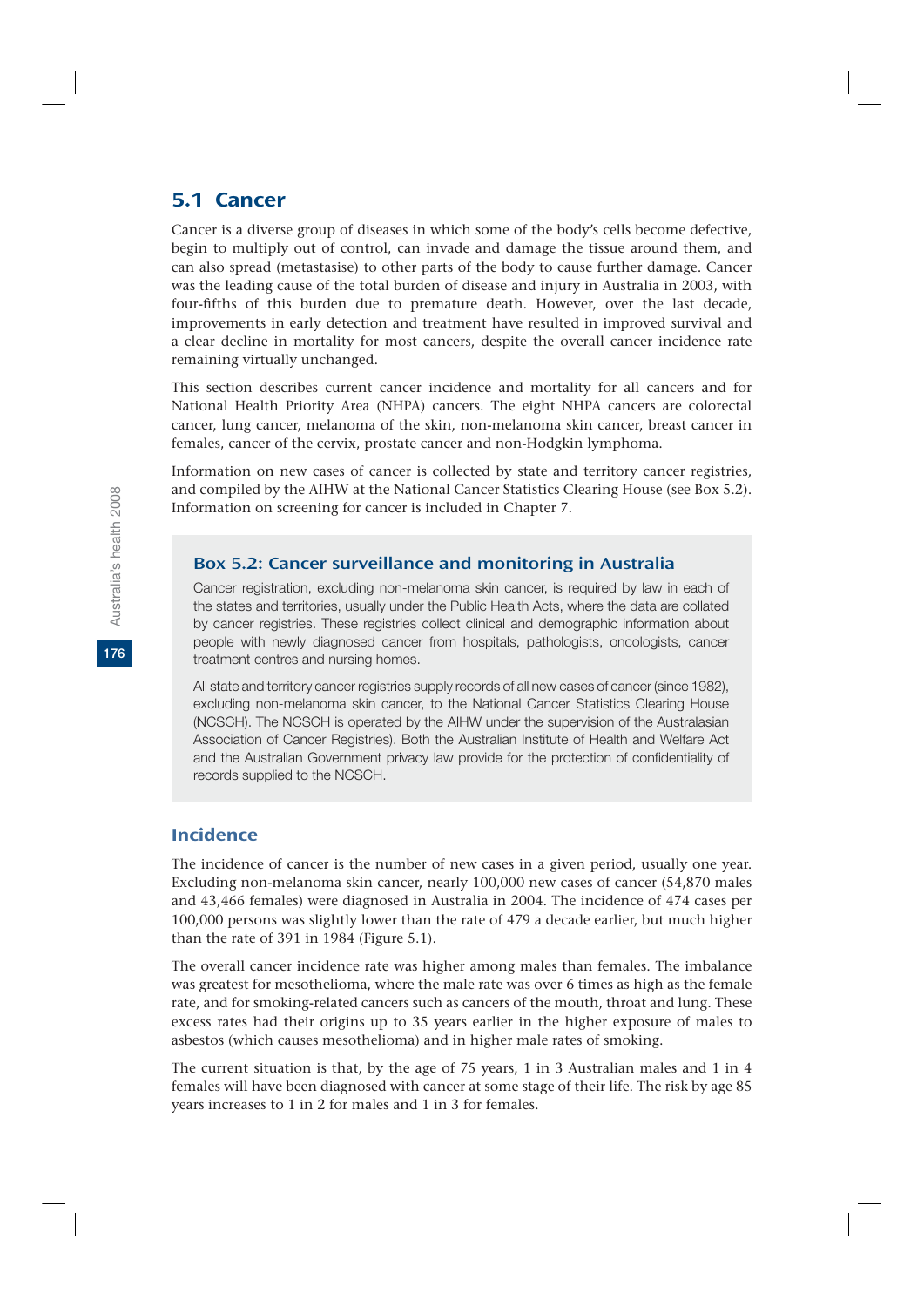## 5.1 Cancer

Cancer is a diverse group of diseases in which some of the body's cells become defective, begin to multiply out of control, can invade and damage the tissue around them, and can also spread (metastasise) to other parts of the body to cause further damage. Cancer was the leading cause of the total burden of disease and injury in Australia in 2003, with four-fifths of this burden due to premature death. However, over the last decade, improvements in early detection and treatment have resulted in improved survival and a clear decline in mortality for most cancers, despite the overall cancer incidence rate remaining virtually unchanged.

This section describes current cancer incidence and mortality for all cancers and for National Health Priority Area (NHPA) cancers. The eight NHPA cancers are colorectal cancer, lung cancer, melanoma of the skin, non-melanoma skin cancer, breast cancer in females, cancer of the cervix, prostate cancer and non-Hodgkin lymphoma.

Information on new cases of cancer is collected by state and territory cancer registries, and compiled by the AIHW at the National Cancer Statistics Clearing House (see Box 5.2). Information on screening for cancer is included in Chapter 7.

### Box 5.2: Cancer surveillance and monitoring in Australia

Cancer registration, excluding non-melanoma skin cancer, is required by law in each of the states and territories, usually under the Public Health Acts, where the data are collated by cancer registries. These registries collect clinical and demographic information about people with newly diagnosed cancer from hospitals, pathologists, oncologists, cancer treatment centres and nursing homes.

All state and territory cancer registries supply records of all new cases of cancer (since 1982), excluding non-melanoma skin cancer, to the National Cancer Statistics Clearing House (NCSCH). The NCSCH is operated by the AIHW under the supervision of the Australasian Association of Cancer Registries). Both the Australian Institute of Health and Welfare Act and the Australian Government privacy law provide for the protection of confidentiality of records supplied to the NCSCH.

### Incidence

The incidence of cancer is the number of new cases in a given period, usually one year. Excluding non-melanoma skin cancer, nearly 100,000 new cases of cancer (54,870 males and 43,466 females) were diagnosed in Australia in 2004. The incidence of 474 cases per 100,000 persons was slightly lower than the rate of 479 a decade earlier, but much higher than the rate of 391 in 1984 (Figure 5.1).

The overall cancer incidence rate was higher among males than females. The imbalance was greatest for mesothelioma, where the male rate was over 6 times as high as the female rate, and for smoking-related cancers such as cancers of the mouth, throat and lung. These excess rates had their origins up to 35 years earlier in the higher exposure of males to asbestos (which causes mesothelioma) and in higher male rates of smoking.

The current situation is that, by the age of 75 years, 1 in 3 Australian males and 1 in 4 females will have been diagnosed with cancer at some stage of their life. The risk by age 85 years increases to 1 in 2 for males and 1 in 3 for females.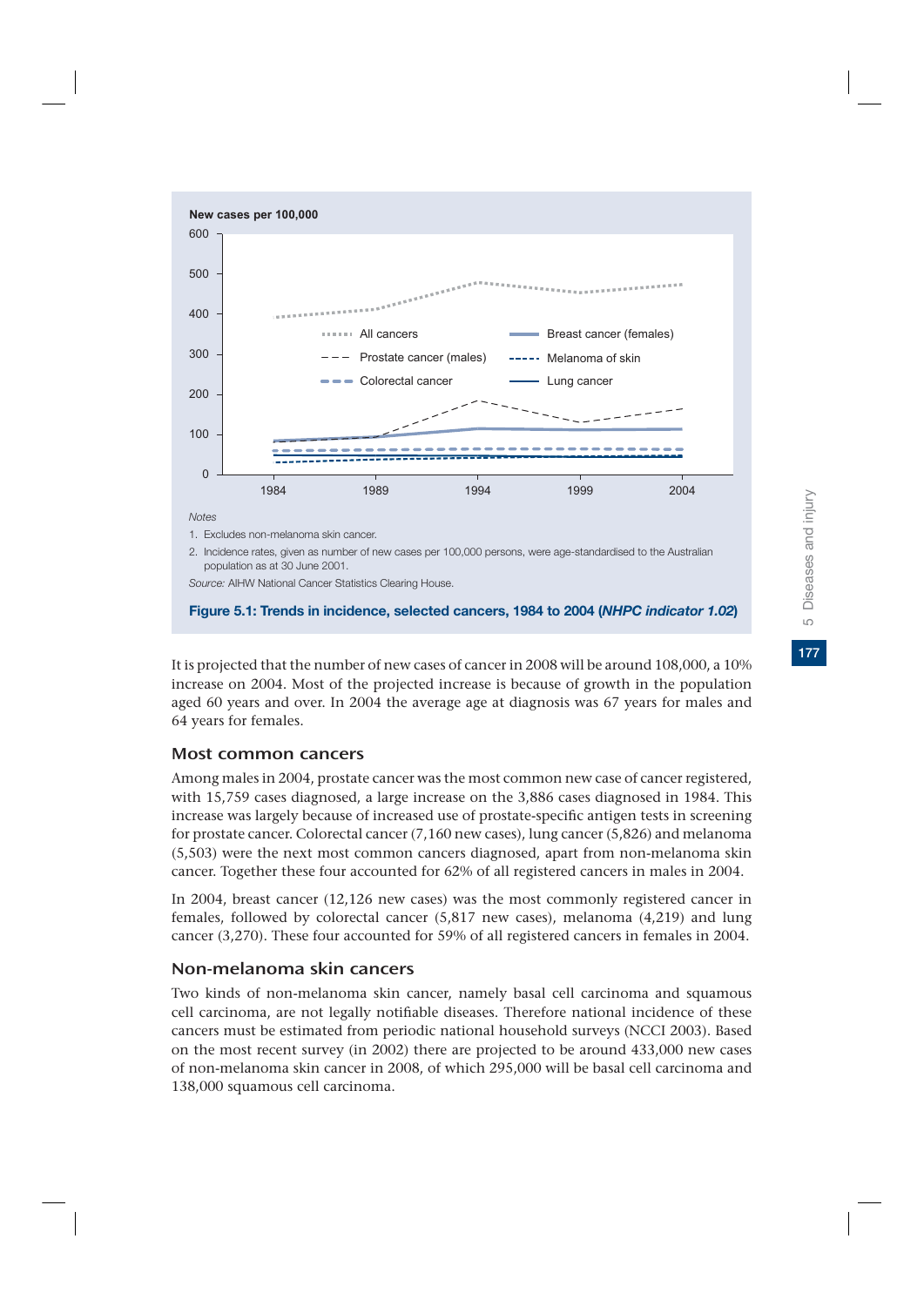New cases per 100,000

Notes

1. Excludes non-melanoma skin cancer.
2. Incidence rates, given as number of new cases per 100,000 persons, were age-standardised to the Australian population as at 30 June 2001.

*Source:* AIHW National Cancer Statistics Clearing House.

**Figure 5.1: Trends in incidence, selected cancers, 1984 to 2004 (*NHPC indicator 1.02*)**

It is projected that the number of new cases of cancer in 2008 will be around 108,000, a 10% increase on 2004. Most of the projected increase is because of growth in the population aged 60 years and over. In 2004 the average age at diagnosis was 67 years for males and 64 years for females.

### Most common cancers

Among males in 2004, prostate cancer was the most common new case of cancer registered, with 15,759 cases diagnosed, a large increase on the 3,886 cases diagnosed in 1984. This increase was largely because of increased use of prostate-specific antigen tests in screening for prostate cancer. Colorectal cancer (7,160 new cases), lung cancer (5,826) and melanoma (5,503) were the next most common cancers diagnosed, apart from non-melanoma skin cancer. Together these four accounted for 62% of all registered cancers in males in 2004.

In 2004, breast cancer (12,126 new cases) was the most commonly registered cancer in females, followed by colorectal cancer (5,817 new cases), melanoma (4,219) and lung cancer (3,270). These four accounted for 59% of all registered cancers in females in 2004.

### Non-melanoma skin cancers

Two kinds of non-melanoma skin cancer, namely basal cell carcinoma and squamous cell carcinoma, are not legally notifiable diseases. Therefore national incidence of these cancers must be estimated from periodic national household surveys (NCCI 2003). Based on the most recent survey (in 2002) there are projected to be around 433,000 new cases of non-melanoma skin cancer in 2008, of which 295,000 will be basal cell carcinoma and 138,000 squamous cell carcinoma.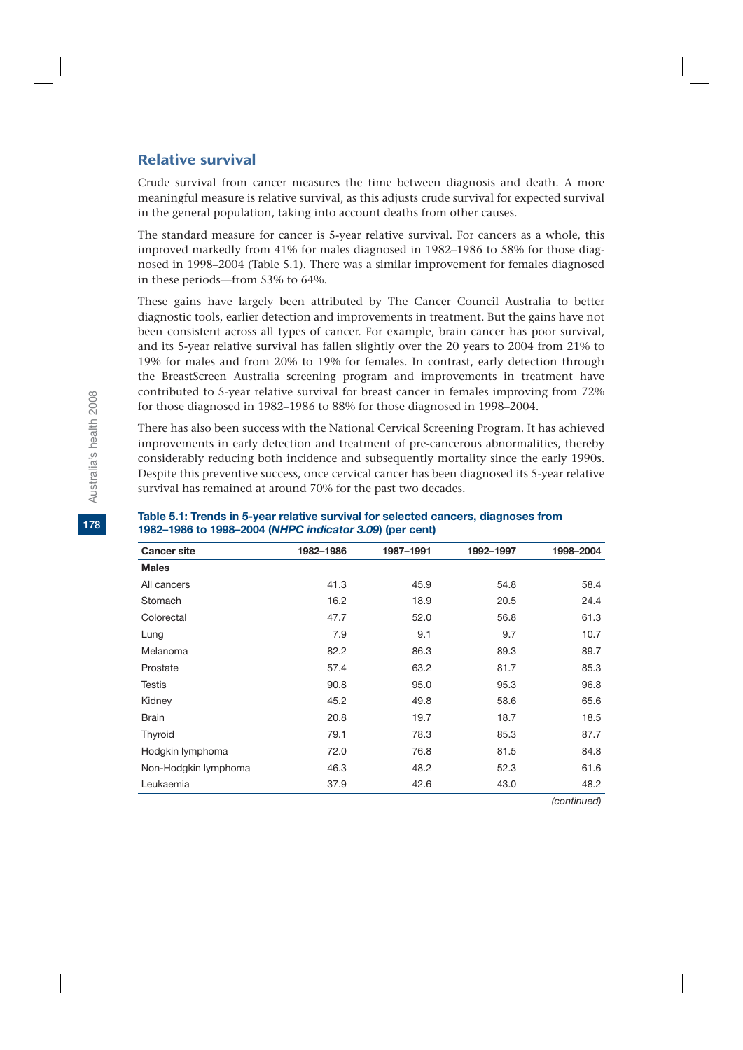## Relative survival

Crude survival from cancer measures the time between diagnosis and death. A more meaningful measure is relative survival, as this adjusts crude survival for expected survival in the general population, taking into account deaths from other causes.

The standard measure for cancer is 5-year relative survival. For cancers as a whole, this improved markedly from 41% for males diagnosed in 1982–1986 to 58% for those diagnosed in 1998–2004 (Table 5.1). There was a similar improvement for females diagnosed in these periods—from 53% to 64%.

These gains have largely been attributed by The Cancer Council Australia to better diagnostic tools, earlier detection and improvements in treatment. But the gains have not been consistent across all types of cancer. For example, brain cancer has poor survival, and its 5-year relative survival has fallen slightly over the 20 years to 2004 from 21% to 19% for males and from 20% to 19% for females. In contrast, early detection through the BreastScreen Australia screening program and improvements in treatment have contributed to 5-year relative survival for breast cancer in females improving from 72% for those diagnosed in 1982–1986 to 88% for those diagnosed in 1998–2004.

There has also been success with the National Cervical Screening Program. It has achieved improvements in early detection and treatment of pre-cancerous abnormalities, thereby considerably reducing both incidence and subsequently mortality since the early 1990s. Despite this preventive success, once cervical cancer has been diagnosed its 5-year relative survival has remained at around 70% for the past two decades.

**Table 5.1: Trends in 5-year relative survival for selected cancers, diagnoses from 1982–1986 to 1998–2004 (*NHPC indicator 3.09*) (per cent)**

| Cancer site | 1982–1986 | 1987–1991 | 1992–1997 | 1998–2004 |
|---|---|---|---|---|
| **Males** | | | | |
| All cancers | 41.3 | 45.9 | 54.8 | 58.4 |
| Stomach | 16.2 | 18.9 | 20.5 | 24.4 |
| Colorectal | 47.7 | 52.0 | 56.8 | 61.3 |
| Lung | 7.9 | 9.1 | 9.7 | 10.7 |
| Melanoma | 82.2 | 86.3 | 89.3 | 89.7 |
| Prostate | 57.4 | 63.2 | 81.7 | 85.3 |
| Testis | 90.8 | 95.0 | 95.3 | 96.8 |
| Kidney | 45.2 | 49.8 | 58.6 | 65.6 |
| Brain | 20.8 | 19.7 | 18.7 | 18.5 |
| Thyroid | 79.1 | 78.3 | 85.3 | 87.7 |
| Hodgkin lymphoma | 72.0 | 76.8 | 81.5 | 84.8 |
| Non-Hodgkin lymphoma | 46.3 | 48.2 | 52.3 | 61.6 |
| Leukaemia | 37.9 | 42.6 | 43.0 | 48.2 |

*(continued)*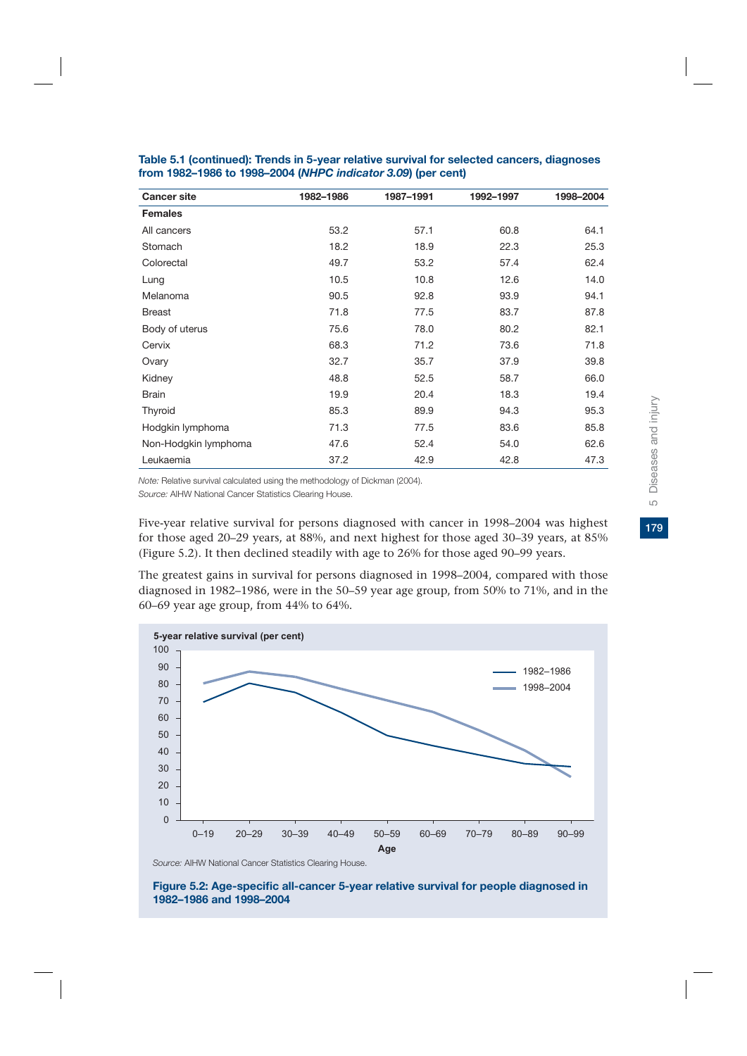**Table 5.1 (continued): Trends in 5-year relative survival for selected cancers, diagnoses from 1982–1986 to 1998–2004 (*NHPC indicator 3.09*) (per cent)**

| Cancer site | 1982–1986 | 1987–1991 | 1992–1997 | 1998–2004 |
|---|---|---|---|---|
| **Females** | | | | |
| All cancers | 53.2 | 57.1 | 60.8 | 64.1 |
| Stomach | 18.2 | 18.9 | 22.3 | 25.3 |
| Colorectal | 49.7 | 53.2 | 57.4 | 62.4 |
| Lung | 10.5 | 10.8 | 12.6 | 14.0 |
| Melanoma | 90.5 | 92.8 | 93.9 | 94.1 |
| Breast | 71.8 | 77.5 | 83.7 | 87.8 |
| Body of uterus | 75.6 | 78.0 | 80.2 | 82.1 |
| Cervix | 68.3 | 71.2 | 73.6 | 71.8 |
| Ovary | 32.7 | 35.7 | 37.9 | 39.8 |
| Kidney | 48.8 | 52.5 | 58.7 | 66.0 |
| Brain | 19.9 | 20.4 | 18.3 | 19.4 |
| Thyroid | 85.3 | 89.9 | 94.3 | 95.3 |
| Hodgkin lymphoma | 71.3 | 77.5 | 83.6 | 85.8 |
| Non-Hodgkin lymphoma | 47.6 | 52.4 | 54.0 | 62.6 |
| Leukaemia | 37.2 | 42.9 | 42.8 | 47.3 |

*Note:* Relative survival calculated using the methodology of Dickman (2004).

*Source:* AIHW National Cancer Statistics Clearing House.

Five-year relative survival for persons diagnosed with cancer in 1998–2004 was highest for those aged 20–29 years, at 88%, and next highest for those aged 30–39 years, at 85% (Figure 5.2). It then declined steadily with age to 26% for those aged 90–99 years.

The greatest gains in survival for persons diagnosed in 1998–2004, compared with those diagnosed in 1982–1986, were in the 50–59 year age group, from 50% to 71%, and in the 60–69 year age group, from 44% to 64%.

*Source:* AIHW National Cancer Statistics Clearing House.

**Figure 5.2: Age-specific all-cancer 5-year relative survival for people diagnosed in 1982–1986 and 1998–2004**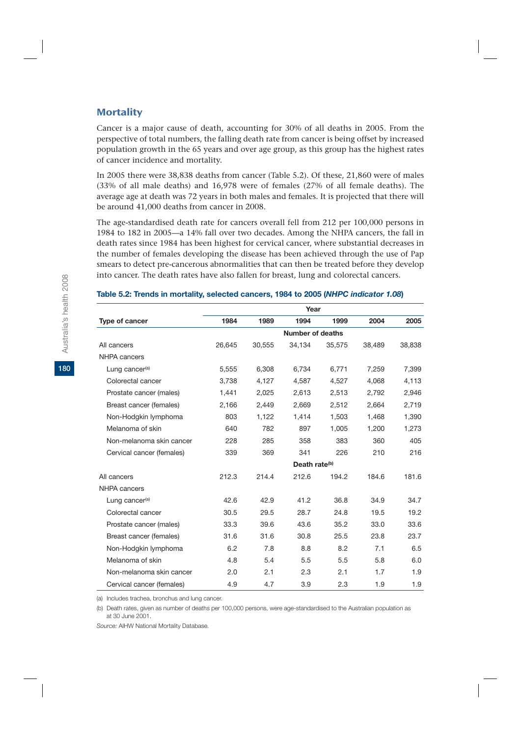## Mortality

Cancer is a major cause of death, accounting for 30% of all deaths in 2005. From the perspective of total numbers, the falling death rate from cancer is being offset by increased population growth in the 65 years and over age group, as this group has the highest rates of cancer incidence and mortality.

In 2005 there were 38,838 deaths from cancer (Table 5.2). Of these, 21,860 were of males (33% of all male deaths) and 16,978 were of females (27% of all female deaths). The average age at death was 72 years in both males and females. It is projected that there will be around 41,000 deaths from cancer in 2008.

The age-standardised death rate for cancers overall fell from 212 per 100,000 persons in 1984 to 182 in 2005—a 14% fall over two decades. Among the NHPA cancers, the fall in death rates since 1984 has been highest for cervical cancer, where substantial decreases in the number of females developing the disease has been achieved through the use of Pap smears to detect pre-cancerous abnormalities that can then be treated before they develop into cancer. The death rates have also fallen for breast, lung and colorectal cancers.

**Table 5.2: Trends in mortality, selected cancers, 1984 to 2005 (*NHPC indicator 1.08*)**

| Type of cancer | 1984 | 1989 | 1994 | 1999 | 2004 | 2005 |
|---|---|---|---|---|---|---|
| | | | **Number of deaths** | | | |
| All cancers | 26,645 | 30,555 | 34,134 | 35,575 | 38,489 | 38,838 |
| NHPA cancers | | | | | | |
| Lung cancer[(a)] | 5,555 | 6,308 | 6,734 | 6,771 | 7,259 | 7,399 |
| Colorectal cancer | 3,738 | 4,127 | 4,587 | 4,527 | 4,068 | 4,113 |
| Prostate cancer (males) | 1,441 | 2,025 | 2,613 | 2,513 | 2,792 | 2,946 |
| Breast cancer (females) | 2,166 | 2,449 | 2,669 | 2,512 | 2,664 | 2,719 |
| Non-Hodgkin lymphoma | 803 | 1,122 | 1,414 | 1,503 | 1,468 | 1,390 |
| Melanoma of skin | 640 | 782 | 897 | 1,005 | 1,200 | 1,273 |
| Non-melanoma skin cancer | 228 | 285 | 358 | 383 | 360 | 405 |
| Cervical cancer (females) | 339 | 369 | 341 | 226 | 210 | 216 |
| | | | **Death rate[(b)]** | | | |
| All cancers | 212.3 | 214.4 | 212.6 | 194.2 | 184.6 | 181.6 |
| NHPA cancers | | | | | | |
| Lung cancer[(a)] | 42.6 | 42.9 | 41.2 | 36.8 | 34.9 | 34.7 |
| Colorectal cancer | 30.5 | 29.5 | 28.7 | 24.8 | 19.5 | 19.2 |
| Prostate cancer (males) | 33.3 | 39.6 | 43.6 | 35.2 | 33.0 | 33.6 |
| Breast cancer (females) | 31.6 | 31.6 | 30.8 | 25.5 | 23.8 | 23.7 |
| Non-Hodgkin lymphoma | 6.2 | 7.8 | 8.8 | 8.2 | 7.1 | 6.5 |
| Melanoma of skin | 4.8 | 5.4 | 5.5 | 5.5 | 5.8 | 6.0 |
| Non-melanoma skin cancer | 2.0 | 2.1 | 2.3 | 2.1 | 1.7 | 1.9 |
| Cervical cancer (females) | 4.9 | 4.7 | 3.9 | 2.3 | 1.9 | 1.9 |

(a) Includes trachea, bronchus and lung cancer.

(b) Death rates, given as number of deaths per 100,000 persons, were age-standardised to the Australian population as at 30 June 2001.

*Source:* AIHW National Mortality Database.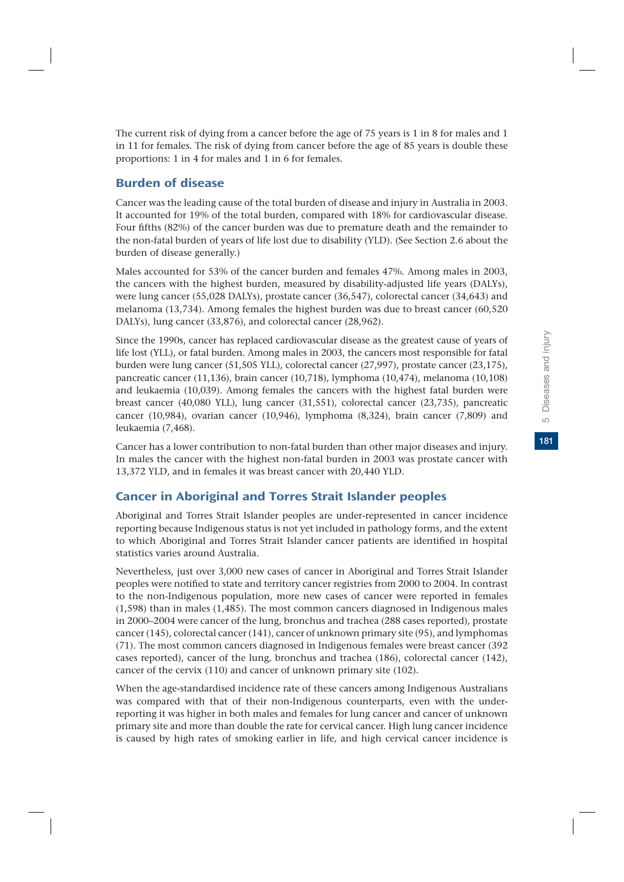The current risk of dying from a cancer before the age of 75 years is 1 in 8 for males and 1 in 11 for females. The risk of dying from cancer before the age of 85 years is double these proportions: 1 in 4 for males and 1 in 6 for females.

## Burden of disease

Cancer was the leading cause of the total burden of disease and injury in Australia in 2003. It accounted for 19% of the total burden, compared with 18% for cardiovascular disease. Four fifths (82%) of the cancer burden was due to premature death and the remainder to the non-fatal burden of years of life lost due to disability (YLD). (See Section 2.6 about the burden of disease generally.)

Males accounted for 53% of the cancer burden and females 47%. Among males in 2003, the cancers with the highest burden, measured by disability-adjusted life years (DALYs), were lung cancer (55,028 DALYs), prostate cancer (36,547), colorectal cancer (34,643) and melanoma (13,734). Among females the highest burden was due to breast cancer (60,520 DALYs), lung cancer (33,876), and colorectal cancer (28,962).

Since the 1990s, cancer has replaced cardiovascular disease as the greatest cause of years of life lost (YLL), or fatal burden. Among males in 2003, the cancers most responsible for fatal burden were lung cancer (51,505 YLL), colorectal cancer (27,997), prostate cancer (23,175), pancreatic cancer (11,136), brain cancer (10,718), lymphoma (10,474), melanoma (10,108) and leukaemia (10,039). Among females the cancers with the highest fatal burden were breast cancer (40,080 YLL), lung cancer (31,551), colorectal cancer (23,735), pancreatic cancer (10,984), ovarian cancer (10,946), lymphoma (8,324), brain cancer (7,809) and leukaemia (7,468).

Cancer has a lower contribution to non-fatal burden than other major diseases and injury. In males the cancer with the highest non-fatal burden in 2003 was prostate cancer with 13,372 YLD, and in females it was breast cancer with 20,440 YLD.

## Cancer in Aboriginal and Torres Strait Islander peoples

Aboriginal and Torres Strait Islander peoples are under-represented in cancer incidence reporting because Indigenous status is not yet included in pathology forms, and the extent to which Aboriginal and Torres Strait Islander cancer patients are identified in hospital statistics varies around Australia.

Nevertheless, just over 3,000 new cases of cancer in Aboriginal and Torres Strait Islander peoples were notified to state and territory cancer registries from 2000 to 2004. In contrast to the non-Indigenous population, more new cases of cancer were reported in females (1,598) than in males (1,485). The most common cancers diagnosed in Indigenous males in 2000–2004 were cancer of the lung, bronchus and trachea (288 cases reported), prostate cancer (145), colorectal cancer (141), cancer of unknown primary site (95), and lymphomas (71). The most common cancers diagnosed in Indigenous females were breast cancer (392 cases reported), cancer of the lung, bronchus and trachea (186), colorectal cancer (142), cancer of the cervix (110) and cancer of unknown primary site (102).

When the age-standardised incidence rate of these cancers among Indigenous Australians was compared with that of their non-Indigenous counterparts, even with the under-reporting it was higher in both males and females for lung cancer and cancer of unknown primary site and more than double the rate for cervical cancer. High lung cancer incidence is caused by high rates of smoking earlier in life, and high cervical cancer incidence is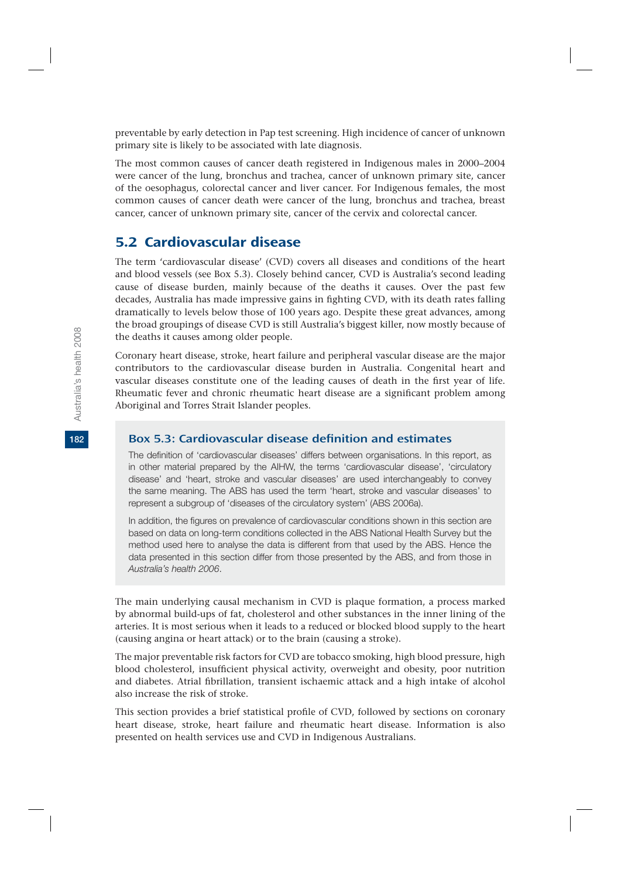preventable by early detection in Pap test screening. High incidence of cancer of unknown primary site is likely to be associated with late diagnosis.

The most common causes of cancer death registered in Indigenous males in 2000–2004 were cancer of the lung, bronchus and trachea, cancer of unknown primary site, cancer of the oesophagus, colorectal cancer and liver cancer. For Indigenous females, the most common causes of cancer death were cancer of the lung, bronchus and trachea, breast cancer, cancer of unknown primary site, cancer of the cervix and colorectal cancer.

## 5.2 Cardiovascular disease

The term 'cardiovascular disease' (CVD) covers all diseases and conditions of the heart and blood vessels (see Box 5.3). Closely behind cancer, CVD is Australia's second leading cause of disease burden, mainly because of the deaths it causes. Over the past few decades, Australia has made impressive gains in fighting CVD, with its death rates falling dramatically to levels below those of 100 years ago. Despite these great advances, among the broad groupings of disease CVD is still Australia's biggest killer, now mostly because of the deaths it causes among older people.

Coronary heart disease, stroke, heart failure and peripheral vascular disease are the major contributors to the cardiovascular disease burden in Australia. Congenital heart and vascular diseases constitute one of the leading causes of death in the first year of life. Rheumatic fever and chronic rheumatic heart disease are a significant problem among Aboriginal and Torres Strait Islander peoples.

### Box 5.3: Cardiovascular disease definition and estimates

The definition of 'cardiovascular diseases' differs between organisations. In this report, as in other material prepared by the AIHW, the terms 'cardiovascular disease', 'circulatory disease' and 'heart, stroke and vascular diseases' are used interchangeably to convey the same meaning. The ABS has used the term 'heart, stroke and vascular diseases' to represent a subgroup of 'diseases of the circulatory system' (ABS 2006a).

In addition, the figures on prevalence of cardiovascular conditions shown in this section are based on data on long-term conditions collected in the ABS National Health Survey but the method used here to analyse the data is different from that used by the ABS. Hence the data presented in this section differ from those presented by the ABS, and from those in *Australia's health 2006*.

The main underlying causal mechanism in CVD is plaque formation, a process marked by abnormal build-ups of fat, cholesterol and other substances in the inner lining of the arteries. It is most serious when it leads to a reduced or blocked blood supply to the heart (causing angina or heart attack) or to the brain (causing a stroke).

The major preventable risk factors for CVD are tobacco smoking, high blood pressure, high blood cholesterol, insufficient physical activity, overweight and obesity, poor nutrition and diabetes. Atrial fibrillation, transient ischaemic attack and a high intake of alcohol also increase the risk of stroke.

This section provides a brief statistical profile of CVD, followed by sections on coronary heart disease, stroke, heart failure and rheumatic heart disease. Information is also presented on health services use and CVD in Indigenous Australians.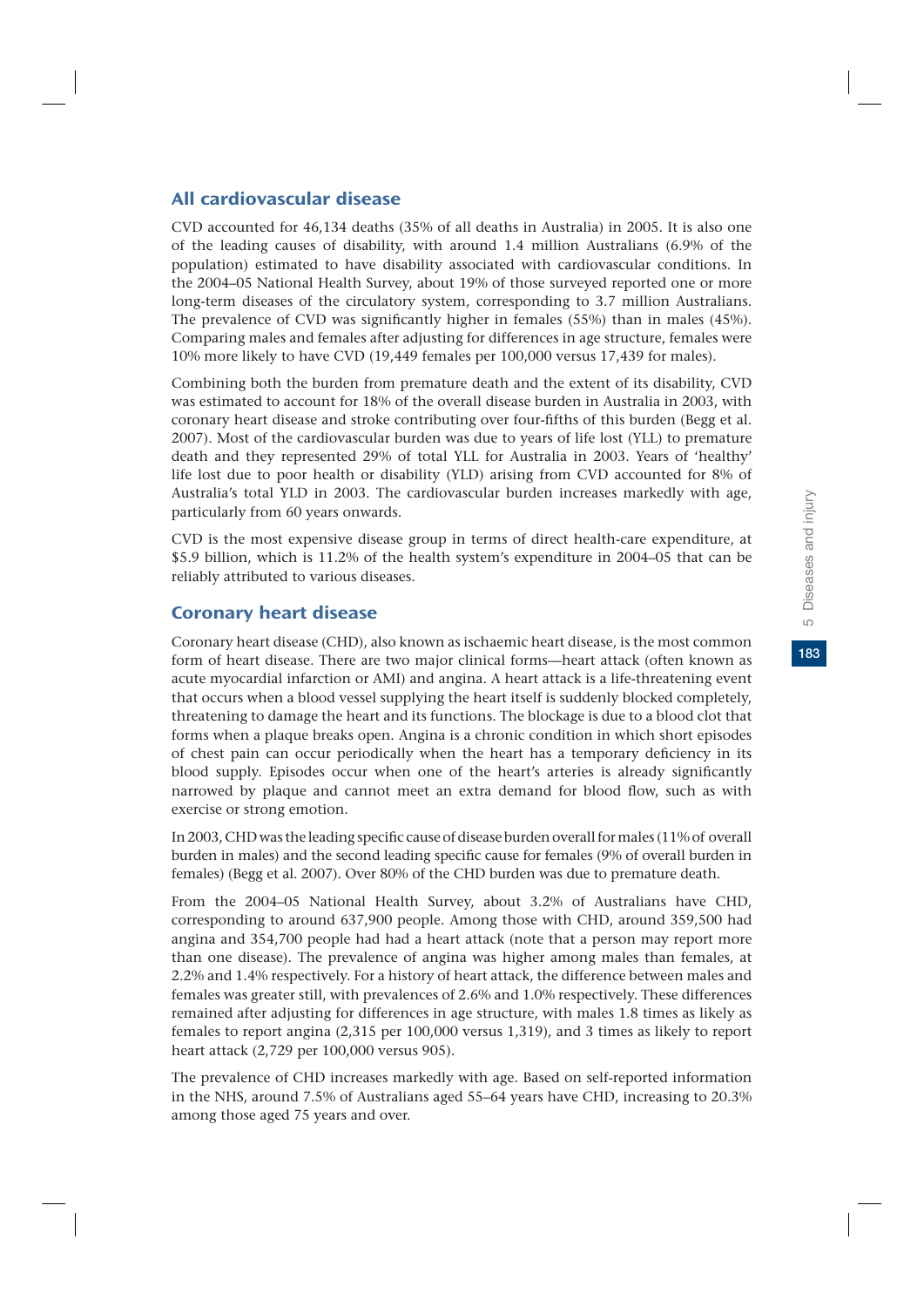## All cardiovascular disease

CVD accounted for 46,134 deaths (35% of all deaths in Australia) in 2005. It is also one of the leading causes of disability, with around 1.4 million Australians (6.9% of the population) estimated to have disability associated with cardiovascular conditions. In the 2004–05 National Health Survey, about 19% of those surveyed reported one or more long-term diseases of the circulatory system, corresponding to 3.7 million Australians. The prevalence of CVD was significantly higher in females (55%) than in males (45%). Comparing males and females after adjusting for differences in age structure, females were 10% more likely to have CVD (19,449 females per 100,000 versus 17,439 for males).

Combining both the burden from premature death and the extent of its disability, CVD was estimated to account for 18% of the overall disease burden in Australia in 2003, with coronary heart disease and stroke contributing over four-fifths of this burden (Begg et al. 2007). Most of the cardiovascular burden was due to years of life lost (YLL) to premature death and they represented 29% of total YLL for Australia in 2003. Years of 'healthy' life lost due to poor health or disability (YLD) arising from CVD accounted for 8% of Australia's total YLD in 2003. The cardiovascular burden increases markedly with age, particularly from 60 years onwards.

CVD is the most expensive disease group in terms of direct health-care expenditure, at $5.9 billion, which is 11.2% of the health system's expenditure in 2004–05 that can be reliably attributed to various diseases.

## Coronary heart disease

Coronary heart disease (CHD), also known as ischaemic heart disease, is the most common form of heart disease. There are two major clinical forms—heart attack (often known as acute myocardial infarction or AMI) and angina. A heart attack is a life-threatening event that occurs when a blood vessel supplying the heart itself is suddenly blocked completely, threatening to damage the heart and its functions. The blockage is due to a blood clot that forms when a plaque breaks open. Angina is a chronic condition in which short episodes of chest pain can occur periodically when the heart has a temporary deficiency in its blood supply. Episodes occur when one of the heart's arteries is already significantly narrowed by plaque and cannot meet an extra demand for blood flow, such as with exercise or strong emotion.

In 2003, CHD was the leading specific cause of disease burden overall for males (11% of overall burden in males) and the second leading specific cause for females (9% of overall burden in females) (Begg et al. 2007). Over 80% of the CHD burden was due to premature death.

From the 2004–05 National Health Survey, about 3.2% of Australians have CHD, corresponding to around 637,900 people. Among those with CHD, around 359,500 had angina and 354,700 people had had a heart attack (note that a person may report more than one disease). The prevalence of angina was higher among males than females, at 2.2% and 1.4% respectively. For a history of heart attack, the difference between males and females was greater still, with prevalences of 2.6% and 1.0% respectively. These differences remained after adjusting for differences in age structure, with males 1.8 times as likely as females to report angina (2,315 per 100,000 versus 1,319), and 3 times as likely to report heart attack (2,729 per 100,000 versus 905).

The prevalence of CHD increases markedly with age. Based on self-reported information in the NHS, around 7.5% of Australians aged 55–64 years have CHD, increasing to 20.3% among those aged 75 years and over.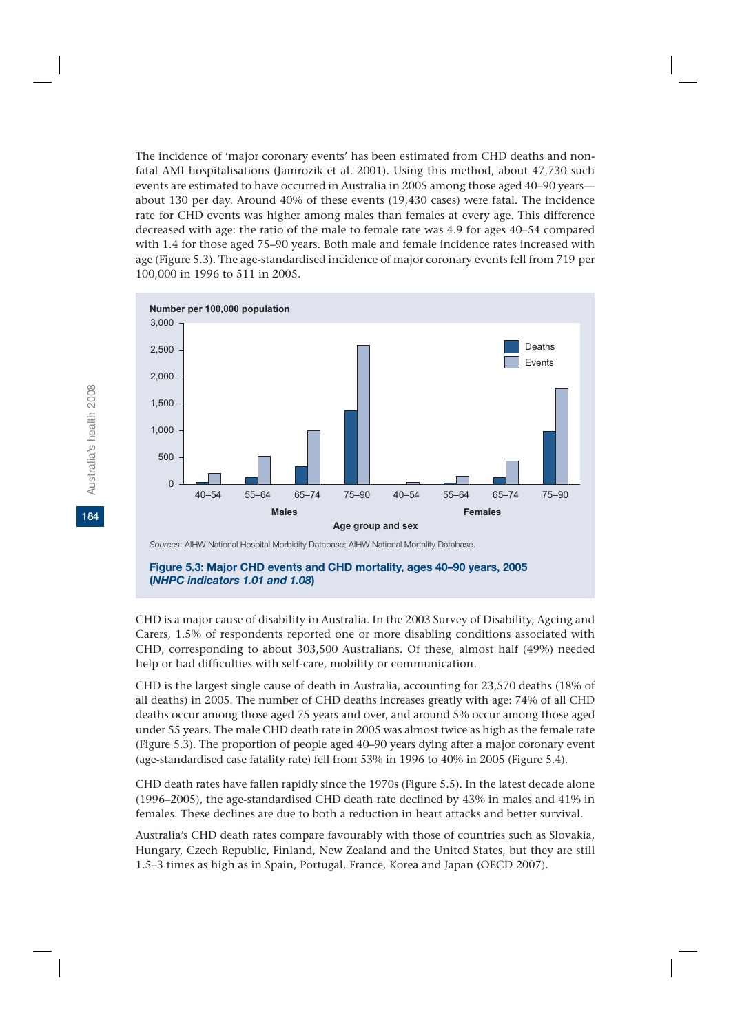The incidence of 'major coronary events' has been estimated from CHD deaths and non-fatal AMI hospitalisations (Jamrozik et al. 2001). Using this method, about 47,730 such events are estimated to have occurred in Australia in 2005 among those aged 40–90 years—about 130 per day. Around 40% of these events (19,430 cases) were fatal. The incidence rate for CHD events was higher among males than females at every age. This difference decreased with age: the ratio of the male to female rate was 4.9 for ages 40–54 compared with 1.4 for those aged 75–90 years. Both male and female incidence rates increased with age (Figure 5.3). The age-standardised incidence of major coronary events fell from 719 per 100,000 in 1996 to 511 in 2005.

*Sources*: AIHW National Hospital Morbidity Database; AIHW National Mortality Database.

**Figure 5.3: Major CHD events and CHD mortality, ages 40–90 years, 2005 (*NHPC indicators 1.01 and 1.08*)**

CHD is a major cause of disability in Australia. In the 2003 Survey of Disability, Ageing and Carers, 1.5% of respondents reported one or more disabling conditions associated with CHD, corresponding to about 303,500 Australians. Of these, almost half (49%) needed help or had difficulties with self-care, mobility or communication.

CHD is the largest single cause of death in Australia, accounting for 23,570 deaths (18% of all deaths) in 2005. The number of CHD deaths increases greatly with age: 74% of all CHD deaths occur among those aged 75 years and over, and around 5% occur among those aged under 55 years. The male CHD death rate in 2005 was almost twice as high as the female rate (Figure 5.3). The proportion of people aged 40–90 years dying after a major coronary event (age-standardised case fatality rate) fell from 53% in 1996 to 40% in 2005 (Figure 5.4).

CHD death rates have fallen rapidly since the 1970s (Figure 5.5). In the latest decade alone (1996–2005), the age-standardised CHD death rate declined by 43% in males and 41% in females. These declines are due to both a reduction in heart attacks and better survival.

Australia's CHD death rates compare favourably with those of countries such as Slovakia, Hungary, Czech Republic, Finland, New Zealand and the United States, but they are still 1.5–3 times as high as in Spain, Portugal, France, Korea and Japan (OECD 2007).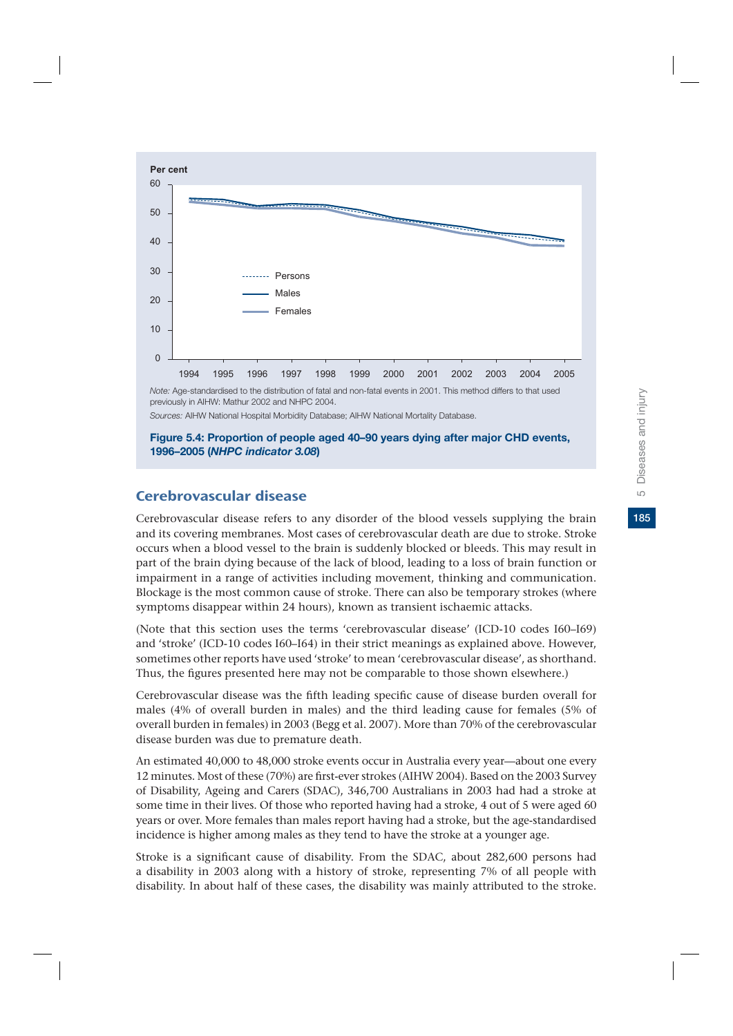Per cent

Note: Age-standardised to the distribution of fatal and non-fatal events in 2001. This method differs to that used previously in AIHW: Mathur 2002 and NHPC 2004.

Sources: AIHW National Hospital Morbidity Database; AIHW National Mortality Database.

**Figure 5.4: Proportion of people aged 40–90 years dying after major CHD events, 1996–2005 (*NHPC indicator 3.08*)**

## Cerebrovascular disease

Cerebrovascular disease refers to any disorder of the blood vessels supplying the brain and its covering membranes. Most cases of cerebrovascular death are due to stroke. Stroke occurs when a blood vessel to the brain is suddenly blocked or bleeds. This may result in part of the brain dying because of the lack of blood, leading to a loss of brain function or impairment in a range of activities including movement, thinking and communication. Blockage is the most common cause of stroke. There can also be temporary strokes (where symptoms disappear within 24 hours), known as transient ischaemic attacks.

(Note that this section uses the terms 'cerebrovascular disease' (ICD-10 codes I60–I69) and 'stroke' (ICD-10 codes I60–I64) in their strict meanings as explained above. However, sometimes other reports have used 'stroke' to mean 'cerebrovascular disease', as shorthand. Thus, the figures presented here may not be comparable to those shown elsewhere.)

Cerebrovascular disease was the fifth leading specific cause of disease burden overall for males (4% of overall burden in males) and the third leading cause for females (5% of overall burden in females) in 2003 (Begg et al. 2007). More than 70% of the cerebrovascular disease burden was due to premature death.

An estimated 40,000 to 48,000 stroke events occur in Australia every year—about one every 12 minutes. Most of these (70%) are first-ever strokes (AIHW 2004). Based on the 2003 Survey of Disability, Ageing and Carers (SDAC), 346,700 Australians in 2003 had had a stroke at some time in their lives. Of those who reported having had a stroke, 4 out of 5 were aged 60 years or over. More females than males report having had a stroke, but the age-standardised incidence is higher among males as they tend to have the stroke at a younger age.

Stroke is a significant cause of disability. From the SDAC, about 282,600 persons had a disability in 2003 along with a history of stroke, representing 7% of all people with disability. In about half of these cases, the disability was mainly attributed to the stroke.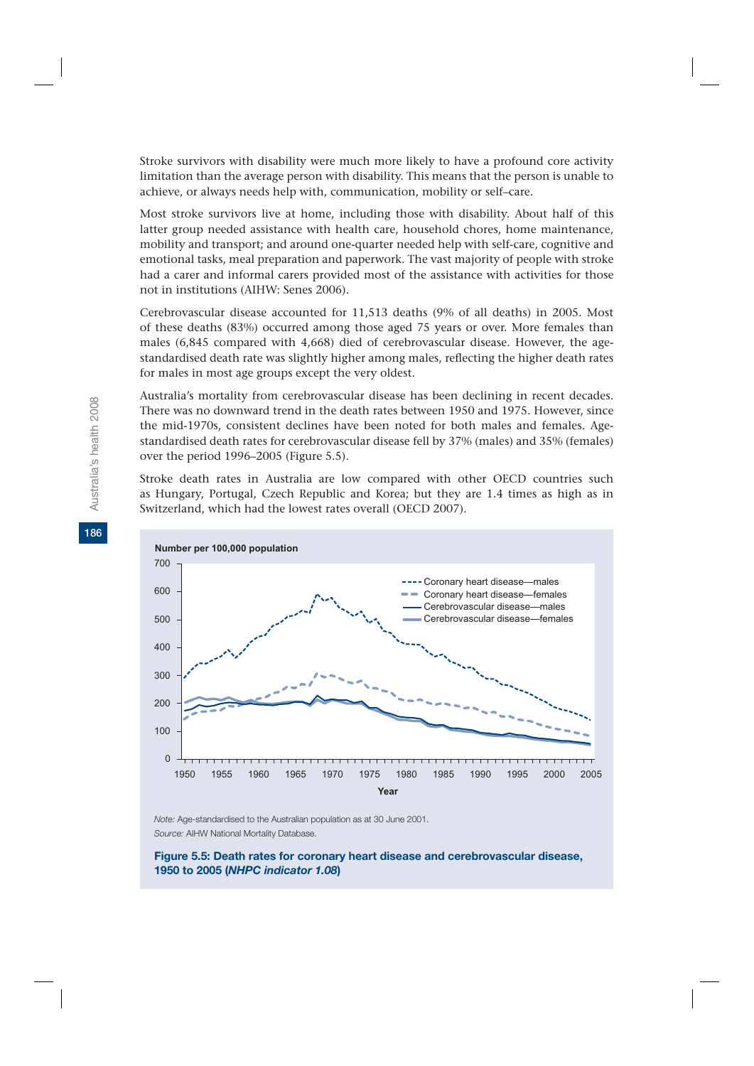Stroke survivors with disability were much more likely to have a profound core activity limitation than the average person with disability. This means that the person is unable to achieve, or always needs help with, communication, mobility or self–care.

Most stroke survivors live at home, including those with disability. About half of this latter group needed assistance with health care, household chores, home maintenance, mobility and transport; and around one-quarter needed help with self-care, cognitive and emotional tasks, meal preparation and paperwork. The vast majority of people with stroke had a carer and informal carers provided most of the assistance with activities for those not in institutions (AIHW: Senes 2006).

Cerebrovascular disease accounted for 11,513 deaths (9% of all deaths) in 2005. Most of these deaths (83%) occurred among those aged 75 years or over. More females than males (6,845 compared with 4,668) died of cerebrovascular disease. However, the age-standardised death rate was slightly higher among males, reflecting the higher death rates for males in most age groups except the very oldest.

Australia's mortality from cerebrovascular disease has been declining in recent decades. There was no downward trend in the death rates between 1950 and 1975. However, since the mid-1970s, consistent declines have been noted for both males and females. Age-standardised death rates for cerebrovascular disease fell by 37% (males) and 35% (females) over the period 1996–2005 (Figure 5.5).

Stroke death rates in Australia are low compared with other OECD countries such as Hungary, Portugal, Czech Republic and Korea; but they are 1.4 times as high as in Switzerland, which had the lowest rates overall (OECD 2007).

*Note:* Age-standardised to the Australian population as at 30 June 2001.
*Source:* AIHW National Mortality Database.

**Figure 5.5: Death rates for coronary heart disease and cerebrovascular disease, 1950 to 2005 (*NHPC indicator 1.08*)**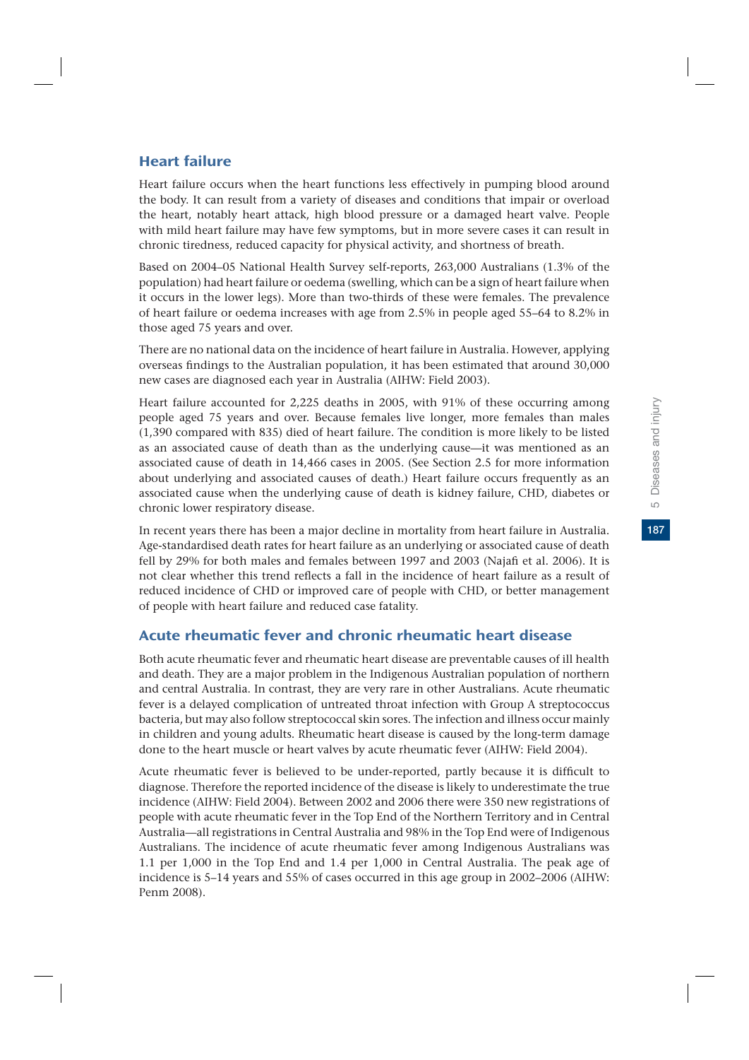## Heart failure

Heart failure occurs when the heart functions less effectively in pumping blood around the body. It can result from a variety of diseases and conditions that impair or overload the heart, notably heart attack, high blood pressure or a damaged heart valve. People with mild heart failure may have few symptoms, but in more severe cases it can result in chronic tiredness, reduced capacity for physical activity, and shortness of breath.

Based on 2004–05 National Health Survey self-reports, 263,000 Australians (1.3% of the population) had heart failure or oedema (swelling, which can be a sign of heart failure when it occurs in the lower legs). More than two-thirds of these were females. The prevalence of heart failure or oedema increases with age from 2.5% in people aged 55–64 to 8.2% in those aged 75 years and over.

There are no national data on the incidence of heart failure in Australia. However, applying overseas findings to the Australian population, it has been estimated that around 30,000 new cases are diagnosed each year in Australia (AIHW: Field 2003).

Heart failure accounted for 2,225 deaths in 2005, with 91% of these occurring among people aged 75 years and over. Because females live longer, more females than males (1,390 compared with 835) died of heart failure. The condition is more likely to be listed as an associated cause of death than as the underlying cause—it was mentioned as an associated cause of death in 14,466 cases in 2005. (See Section 2.5 for more information about underlying and associated causes of death.) Heart failure occurs frequently as an associated cause when the underlying cause of death is kidney failure, CHD, diabetes or chronic lower respiratory disease.

In recent years there has been a major decline in mortality from heart failure in Australia. Age-standardised death rates for heart failure as an underlying or associated cause of death fell by 29% for both males and females between 1997 and 2003 (Najafi et al. 2006). It is not clear whether this trend reflects a fall in the incidence of heart failure as a result of reduced incidence of CHD or improved care of people with CHD, or better management of people with heart failure and reduced case fatality.

## Acute rheumatic fever and chronic rheumatic heart disease

Both acute rheumatic fever and rheumatic heart disease are preventable causes of ill health and death. They are a major problem in the Indigenous Australian population of northern and central Australia. In contrast, they are very rare in other Australians. Acute rheumatic fever is a delayed complication of untreated throat infection with Group A streptococcus bacteria, but may also follow streptococcal skin sores. The infection and illness occur mainly in children and young adults. Rheumatic heart disease is caused by the long-term damage done to the heart muscle or heart valves by acute rheumatic fever (AIHW: Field 2004).

Acute rheumatic fever is believed to be under-reported, partly because it is difficult to diagnose. Therefore the reported incidence of the disease is likely to underestimate the true incidence (AIHW: Field 2004). Between 2002 and 2006 there were 350 new registrations of people with acute rheumatic fever in the Top End of the Northern Territory and in Central Australia—all registrations in Central Australia and 98% in the Top End were of Indigenous Australians. The incidence of acute rheumatic fever among Indigenous Australians was 1.1 per 1,000 in the Top End and 1.4 per 1,000 in Central Australia. The peak age of incidence is 5–14 years and 55% of cases occurred in this age group in 2002–2006 (AIHW: Penm 2008).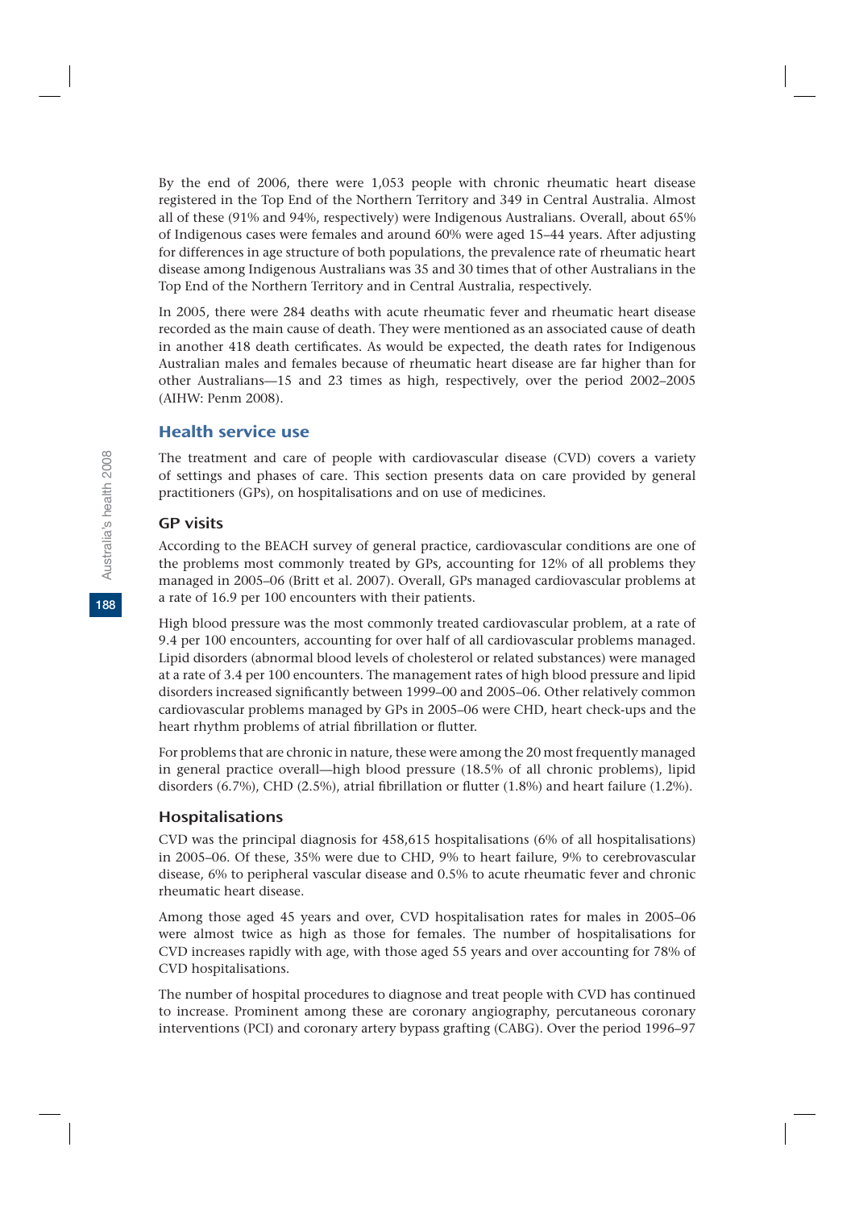By the end of 2006, there were 1,053 people with chronic rheumatic heart disease registered in the Top End of the Northern Territory and 349 in Central Australia. Almost all of these (91% and 94%, respectively) were Indigenous Australians. Overall, about 65% of Indigenous cases were females and around 60% were aged 15–44 years. After adjusting for differences in age structure of both populations, the prevalence rate of rheumatic heart disease among Indigenous Australians was 35 and 30 times that of other Australians in the Top End of the Northern Territory and in Central Australia, respectively.

In 2005, there were 284 deaths with acute rheumatic fever and rheumatic heart disease recorded as the main cause of death. They were mentioned as an associated cause of death in another 418 death certificates. As would be expected, the death rates for Indigenous Australian males and females because of rheumatic heart disease are far higher than for other Australians—15 and 23 times as high, respectively, over the period 2002–2005 (AIHW: Penm 2008).

## Health service use

The treatment and care of people with cardiovascular disease (CVD) covers a variety of settings and phases of care. This section presents data on care provided by general practitioners (GPs), on hospitalisations and on use of medicines.

### GP visits

According to the BEACH survey of general practice, cardiovascular conditions are one of the problems most commonly treated by GPs, accounting for 12% of all problems they managed in 2005–06 (Britt et al. 2007). Overall, GPs managed cardiovascular problems at a rate of 16.9 per 100 encounters with their patients.

High blood pressure was the most commonly treated cardiovascular problem, at a rate of 9.4 per 100 encounters, accounting for over half of all cardiovascular problems managed. Lipid disorders (abnormal blood levels of cholesterol or related substances) were managed at a rate of 3.4 per 100 encounters. The management rates of high blood pressure and lipid disorders increased significantly between 1999–00 and 2005–06. Other relatively common cardiovascular problems managed by GPs in 2005–06 were CHD, heart check-ups and the heart rhythm problems of atrial fibrillation or flutter.

For problems that are chronic in nature, these were among the 20 most frequently managed in general practice overall—high blood pressure (18.5% of all chronic problems), lipid disorders (6.7%), CHD (2.5%), atrial fibrillation or flutter (1.8%) and heart failure (1.2%).

### Hospitalisations

CVD was the principal diagnosis for 458,615 hospitalisations (6% of all hospitalisations) in 2005–06. Of these, 35% were due to CHD, 9% to heart failure, 9% to cerebrovascular disease, 6% to peripheral vascular disease and 0.5% to acute rheumatic fever and chronic rheumatic heart disease.

Among those aged 45 years and over, CVD hospitalisation rates for males in 2005–06 were almost twice as high as those for females. The number of hospitalisations for CVD increases rapidly with age, with those aged 55 years and over accounting for 78% of CVD hospitalisations.

The number of hospital procedures to diagnose and treat people with CVD has continued to increase. Prominent among these are coronary angiography, percutaneous coronary interventions (PCI) and coronary artery bypass grafting (CABG). Over the period 1996–97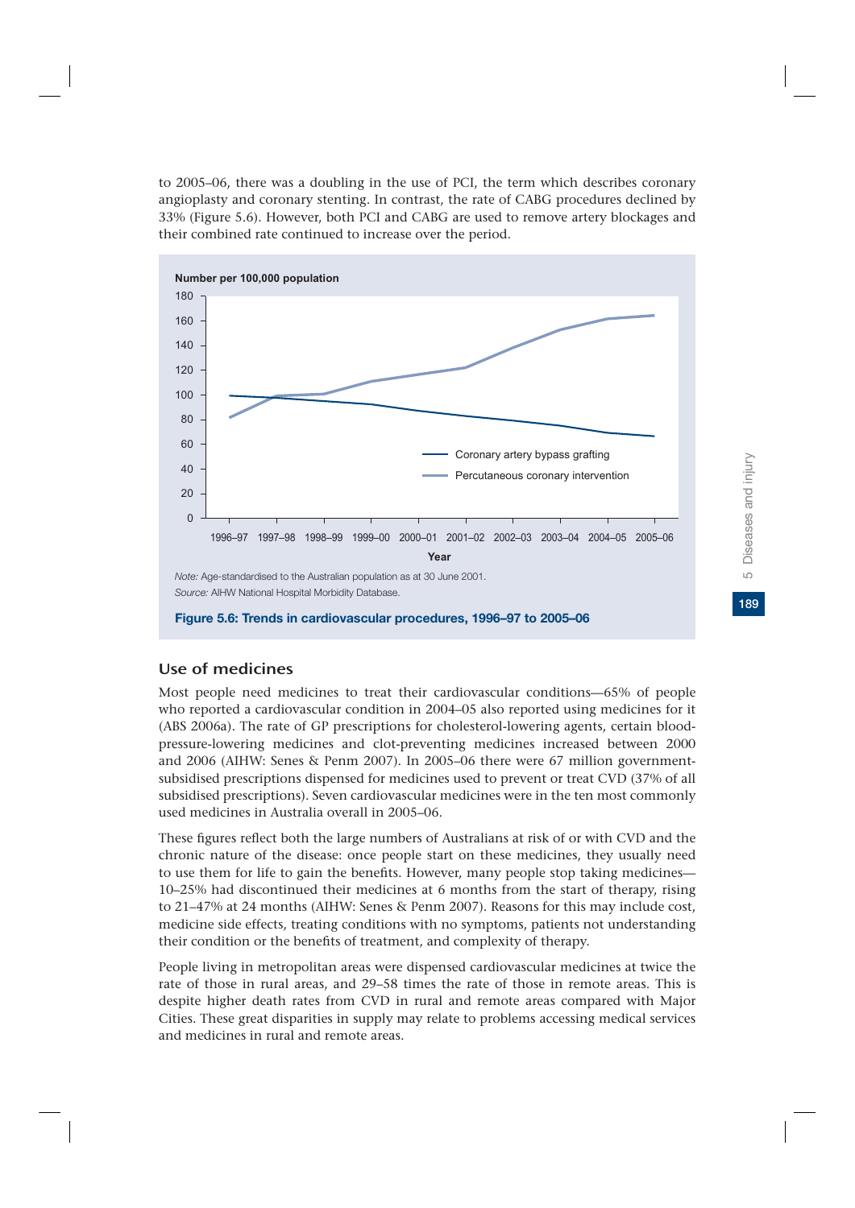to 2005–06, there was a doubling in the use of PCI, the term which describes coronary angioplasty and coronary stenting. In contrast, the rate of CABG procedures declined by 33% (Figure 5.6). However, both PCI and CABG are used to remove artery blockages and their combined rate continued to increase over the period.

*Note:* Age-standardised to the Australian population as at 30 June 2001.

*Source:* AIHW National Hospital Morbidity Database.

**Figure 5.6: Trends in cardiovascular procedures, 1996–97 to 2005–06**

## Use of medicines

Most people need medicines to treat their cardiovascular conditions—65% of people who reported a cardiovascular condition in 2004–05 also reported using medicines for it (ABS 2006a). The rate of GP prescriptions for cholesterol-lowering agents, certain blood-pressure-lowering medicines and clot-preventing medicines increased between 2000 and 2006 (AIHW: Senes & Penm 2007). In 2005–06 there were 67 million government-subsidised prescriptions dispensed for medicines used to prevent or treat CVD (37% of all subsidised prescriptions). Seven cardiovascular medicines were in the ten most commonly used medicines in Australia overall in 2005–06.

These figures reflect both the large numbers of Australians at risk of or with CVD and the chronic nature of the disease: once people start on these medicines, they usually need to use them for life to gain the benefits. However, many people stop taking medicines—10–25% had discontinued their medicines at 6 months from the start of therapy, rising to 21–47% at 24 months (AIHW: Senes & Penm 2007). Reasons for this may include cost, medicine side effects, treating conditions with no symptoms, patients not understanding their condition or the benefits of treatment, and complexity of therapy.

People living in metropolitan areas were dispensed cardiovascular medicines at twice the rate of those in rural areas, and 29–58 times the rate of those in remote areas. This is despite higher death rates from CVD in rural and remote areas compared with Major Cities. These great disparities in supply may relate to problems accessing medical services and medicines in rural and remote areas.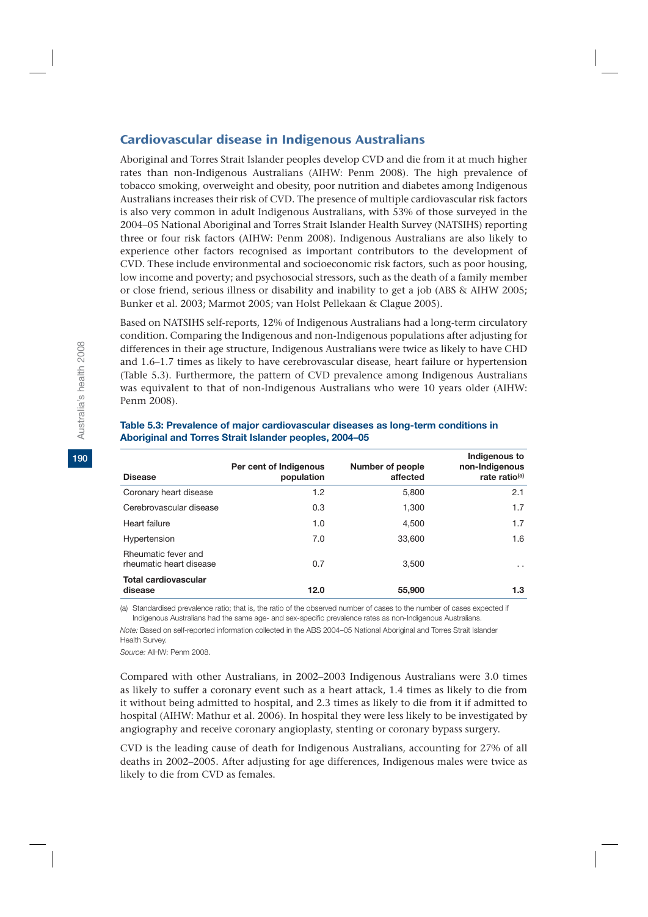## Cardiovascular disease in Indigenous Australians

Aboriginal and Torres Strait Islander peoples develop CVD and die from it at much higher rates than non-Indigenous Australians (AIHW: Penm 2008). The high prevalence of tobacco smoking, overweight and obesity, poor nutrition and diabetes among Indigenous Australians increases their risk of CVD. The presence of multiple cardiovascular risk factors is also very common in adult Indigenous Australians, with 53% of those surveyed in the 2004–05 National Aboriginal and Torres Strait Islander Health Survey (NATSIHS) reporting three or four risk factors (AIHW: Penm 2008). Indigenous Australians are also likely to experience other factors recognised as important contributors to the development of CVD. These include environmental and socioeconomic risk factors, such as poor housing, low income and poverty; and psychosocial stressors, such as the death of a family member or close friend, serious illness or disability and inability to get a job (ABS & AIHW 2005; Bunker et al. 2003; Marmot 2005; van Holst Pellekaan & Clague 2005).

Based on NATSIHS self-reports, 12% of Indigenous Australians had a long-term circulatory condition. Comparing the Indigenous and non-Indigenous populations after adjusting for differences in their age structure, Indigenous Australians were twice as likely to have CHD and 1.6–1.7 times as likely to have cerebrovascular disease, heart failure or hypertension (Table 5.3). Furthermore, the pattern of CVD prevalence among Indigenous Australians was equivalent to that of non-Indigenous Australians who were 10 years older (AIHW: Penm 2008).

**Table 5.3: Prevalence of major cardiovascular diseases as long-term conditions in Aboriginal and Torres Strait Islander peoples, 2004–05**

| Disease | Per cent of Indigenous population | Number of people affected | Indigenous to non-Indigenous rate ratio[(a)] |
|---|---|---|---|
| Coronary heart disease | 1.2 | 5,800 | 2.1 |
| Cerebrovascular disease | 0.3 | 1,300 | 1.7 |
| Heart failure | 1.0 | 4,500 | 1.7 |
| Hypertension | 7.0 | 33,600 | 1.6 |
| Rheumatic fever and rheumatic heart disease | 0.7 | 3,500 | . . |
| **Total cardiovascular disease** | **12.0** | **55,900** | **1.3** |

(a) Standardised prevalence ratio; that is, the ratio of the observed number of cases to the number of cases expected if Indigenous Australians had the same age- and sex-specific prevalence rates as non-Indigenous Australians.

*Note:* Based on self-reported information collected in the ABS 2004–05 National Aboriginal and Torres Strait Islander Health Survey.

*Source:* AIHW: Penm 2008.

Compared with other Australians, in 2002–2003 Indigenous Australians were 3.0 times as likely to suffer a coronary event such as a heart attack, 1.4 times as likely to die from it without being admitted to hospital, and 2.3 times as likely to die from it if admitted to hospital (AIHW: Mathur et al. 2006). In hospital they were less likely to be investigated by angiography and receive coronary angioplasty, stenting or coronary bypass surgery.

CVD is the leading cause of death for Indigenous Australians, accounting for 27% of all deaths in 2002–2005. After adjusting for age differences, Indigenous males were twice as likely to die from CVD as females.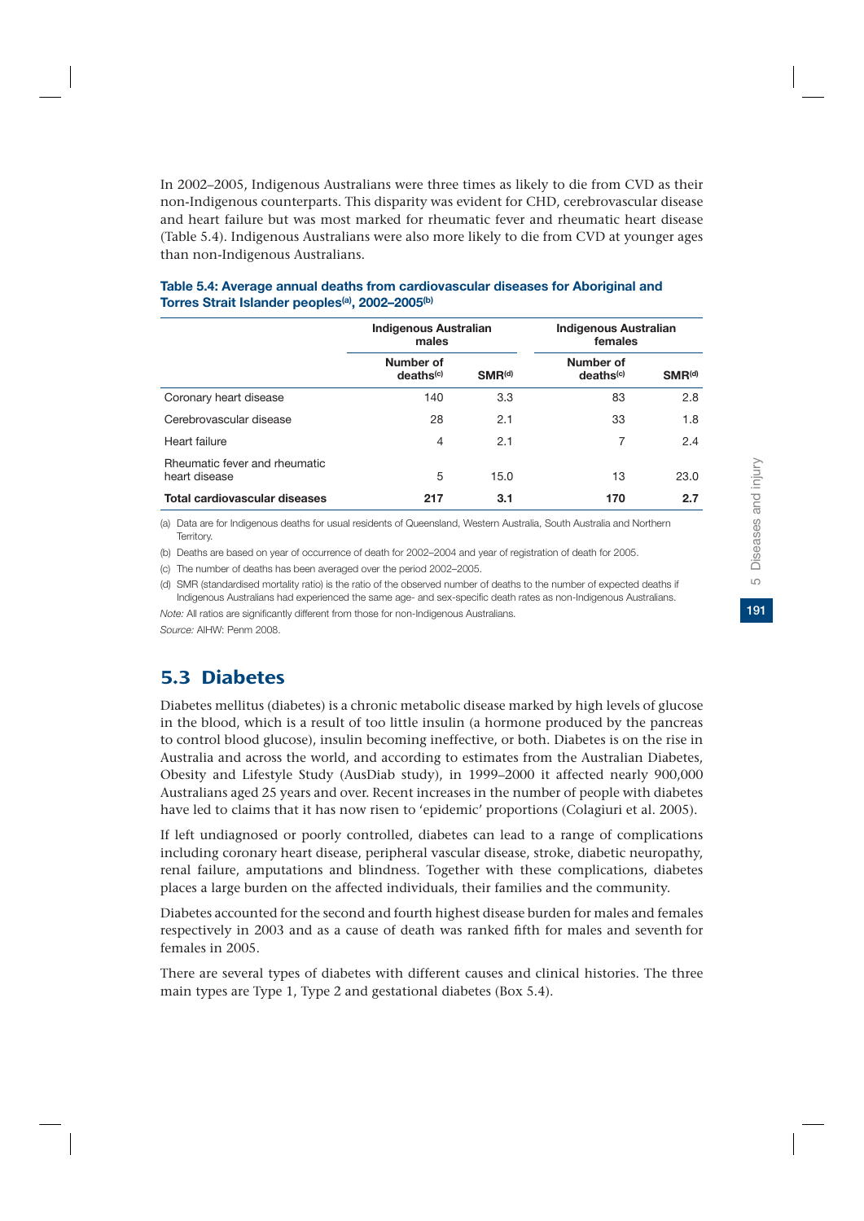In 2002–2005, Indigenous Australians were three times as likely to die from CVD as their non-Indigenous counterparts. This disparity was evident for CHD, cerebrovascular disease and heart failure but was most marked for rheumatic fever and rheumatic heart disease (Table 5.4). Indigenous Australians were also more likely to die from CVD at younger ages than non-Indigenous Australians.

**Table 5.4: Average annual deaths from cardiovascular diseases for Aboriginal and Torres Strait Islander peoples[(a)], 2002–2005[(b)]**

| | Indigenous Australian males | | Indigenous Australian females | |
|---|---|---|---|---|
| | Number of deaths[(c)] | SMR[(d)] | Number of deaths[(c)] | SMR[(d)] |
| Coronary heart disease | 140 | 3.3 | 83 | 2.8 |
| Cerebrovascular disease | 28 | 2.1 | 33 | 1.8 |
| Heart failure | 4 | 2.1 | 7 | 2.4 |
| Rheumatic fever and rheumatic heart disease | 5 | 15.0 | 13 | 23.0 |
| **Total cardiovascular diseases** | **217** | **3.1** | **170** | **2.7** |

(a) Data are for Indigenous deaths for usual residents of Queensland, Western Australia, South Australia and Northern Territory.

(b) Deaths are based on year of occurrence of death for 2002–2004 and year of registration of death for 2005.

(c) The number of deaths has been averaged over the period 2002–2005.

(d) SMR (standardised mortality ratio) is the ratio of the observed number of deaths to the number of expected deaths if Indigenous Australians had experienced the same age- and sex-specific death rates as non-Indigenous Australians.

*Note:* All ratios are significantly different from those for non-Indigenous Australians.

*Source:* AIHW: Penm 2008.

## 5.3 Diabetes

Diabetes mellitus (diabetes) is a chronic metabolic disease marked by high levels of glucose in the blood, which is a result of too little insulin (a hormone produced by the pancreas to control blood glucose), insulin becoming ineffective, or both. Diabetes is on the rise in Australia and across the world, and according to estimates from the Australian Diabetes, Obesity and Lifestyle Study (AusDiab study), in 1999–2000 it affected nearly 900,000 Australians aged 25 years and over. Recent increases in the number of people with diabetes have led to claims that it has now risen to 'epidemic' proportions (Colagiuri et al. 2005).

If left undiagnosed or poorly controlled, diabetes can lead to a range of complications including coronary heart disease, peripheral vascular disease, stroke, diabetic neuropathy, renal failure, amputations and blindness. Together with these complications, diabetes places a large burden on the affected individuals, their families and the community.

Diabetes accounted for the second and fourth highest disease burden for males and females respectively in 2003 and as a cause of death was ranked fifth for males and seventh for females in 2005.

There are several types of diabetes with different causes and clinical histories. The three main types are Type 1, Type 2 and gestational diabetes (Box 5.4).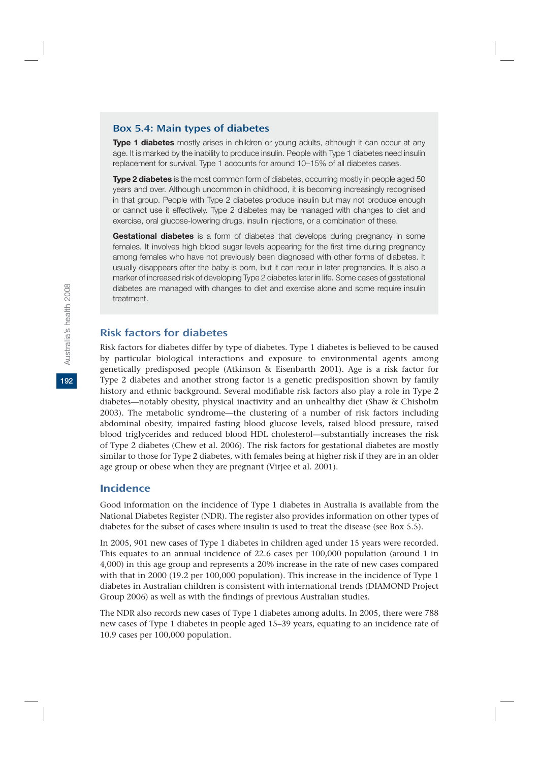### Box 5.4: Main types of diabetes

**Type 1 diabetes** mostly arises in children or young adults, although it can occur at any age. It is marked by the inability to produce insulin. People with Type 1 diabetes need insulin replacement for survival. Type 1 accounts for around 10–15% of all diabetes cases.

**Type 2 diabetes** is the most common form of diabetes, occurring mostly in people aged 50 years and over. Although uncommon in childhood, it is becoming increasingly recognised in that group. People with Type 2 diabetes produce insulin but may not produce enough or cannot use it effectively. Type 2 diabetes may be managed with changes to diet and exercise, oral glucose-lowering drugs, insulin injections, or a combination of these.

**Gestational diabetes** is a form of diabetes that develops during pregnancy in some females. It involves high blood sugar levels appearing for the first time during pregnancy among females who have not previously been diagnosed with other forms of diabetes. It usually disappears after the baby is born, but it can recur in later pregnancies. It is also a marker of increased risk of developing Type 2 diabetes later in life. Some cases of gestational diabetes are managed with changes to diet and exercise alone and some require insulin treatment.

## Risk factors for diabetes

Risk factors for diabetes differ by type of diabetes. Type 1 diabetes is believed to be caused by particular biological interactions and exposure to environmental agents among genetically predisposed people (Atkinson & Eisenbarth 2001). Age is a risk factor for Type 2 diabetes and another strong factor is a genetic predisposition shown by family history and ethnic background. Several modifiable risk factors also play a role in Type 2 diabetes—notably obesity, physical inactivity and an unhealthy diet (Shaw & Chisholm 2003). The metabolic syndrome—the clustering of a number of risk factors including abdominal obesity, impaired fasting blood glucose levels, raised blood pressure, raised blood triglycerides and reduced blood HDL cholesterol—substantially increases the risk of Type 2 diabetes (Chew et al. 2006). The risk factors for gestational diabetes are mostly similar to those for Type 2 diabetes, with females being at higher risk if they are in an older age group or obese when they are pregnant (Virjee et al. 2001).

## Incidence

Good information on the incidence of Type 1 diabetes in Australia is available from the National Diabetes Register (NDR). The register also provides information on other types of diabetes for the subset of cases where insulin is used to treat the disease (see Box 5.5).

In 2005, 901 new cases of Type 1 diabetes in children aged under 15 years were recorded. This equates to an annual incidence of 22.6 cases per 100,000 population (around 1 in 4,000) in this age group and represents a 20% increase in the rate of new cases compared with that in 2000 (19.2 per 100,000 population). This increase in the incidence of Type 1 diabetes in Australian children is consistent with international trends (DIAMOND Project Group 2006) as well as with the findings of previous Australian studies.

The NDR also records new cases of Type 1 diabetes among adults. In 2005, there were 788 new cases of Type 1 diabetes in people aged 15–39 years, equating to an incidence rate of 10.9 cases per 100,000 population.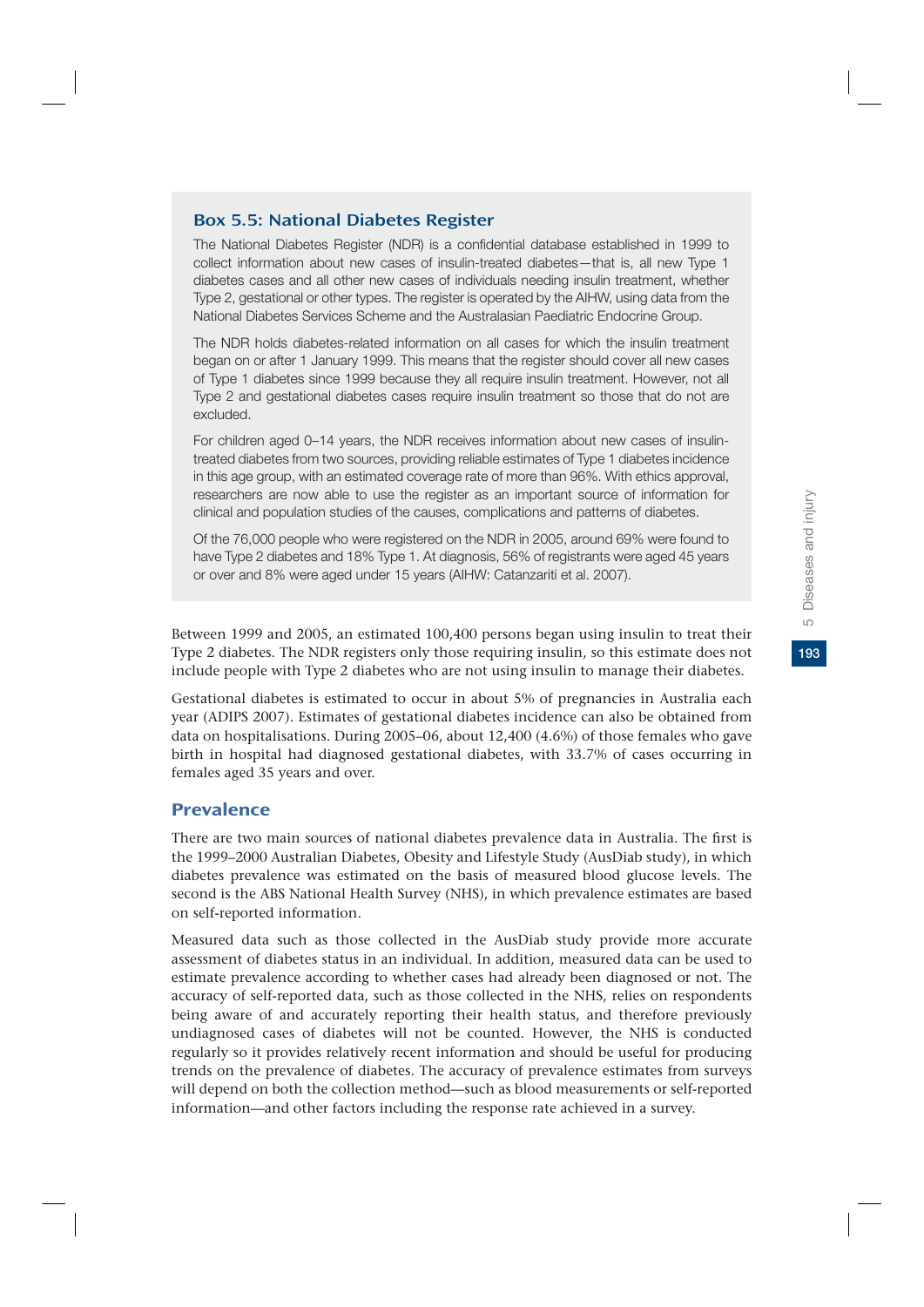### Box 5.5: National Diabetes Register

The National Diabetes Register (NDR) is a confidential database established in 1999 to collect information about new cases of insulin-treated diabetes—that is, all new Type 1 diabetes cases and all other new cases of individuals needing insulin treatment, whether Type 2, gestational or other types. The register is operated by the AIHW, using data from the National Diabetes Services Scheme and the Australasian Paediatric Endocrine Group.

The NDR holds diabetes-related information on all cases for which the insulin treatment began on or after 1 January 1999. This means that the register should cover all new cases of Type 1 diabetes since 1999 because they all require insulin treatment. However, not all Type 2 and gestational diabetes cases require insulin treatment so those that do not are excluded.

For children aged 0–14 years, the NDR receives information about new cases of insulin-treated diabetes from two sources, providing reliable estimates of Type 1 diabetes incidence in this age group, with an estimated coverage rate of more than 96%. With ethics approval, researchers are now able to use the register as an important source of information for clinical and population studies of the causes, complications and patterns of diabetes.

Of the 76,000 people who were registered on the NDR in 2005, around 69% were found to have Type 2 diabetes and 18% Type 1. At diagnosis, 56% of registrants were aged 45 years or over and 8% were aged under 15 years (AIHW: Catanzariti et al. 2007).

Between 1999 and 2005, an estimated 100,400 persons began using insulin to treat their Type 2 diabetes. The NDR registers only those requiring insulin, so this estimate does not include people with Type 2 diabetes who are not using insulin to manage their diabetes.

Gestational diabetes is estimated to occur in about 5% of pregnancies in Australia each year (ADIPS 2007). Estimates of gestational diabetes incidence can also be obtained from data on hospitalisations. During 2005–06, about 12,400 (4.6%) of those females who gave birth in hospital had diagnosed gestational diabetes, with 33.7% of cases occurring in females aged 35 years and over.

## Prevalence

There are two main sources of national diabetes prevalence data in Australia. The first is the 1999–2000 Australian Diabetes, Obesity and Lifestyle Study (AusDiab study), in which diabetes prevalence was estimated on the basis of measured blood glucose levels. The second is the ABS National Health Survey (NHS), in which prevalence estimates are based on self-reported information.

Measured data such as those collected in the AusDiab study provide more accurate assessment of diabetes status in an individual. In addition, measured data can be used to estimate prevalence according to whether cases had already been diagnosed or not. The accuracy of self-reported data, such as those collected in the NHS, relies on respondents being aware of and accurately reporting their health status, and therefore previously undiagnosed cases of diabetes will not be counted. However, the NHS is conducted regularly so it provides relatively recent information and should be useful for producing trends on the prevalence of diabetes. The accuracy of prevalence estimates from surveys will depend on both the collection method—such as blood measurements or self-reported information—and other factors including the response rate achieved in a survey.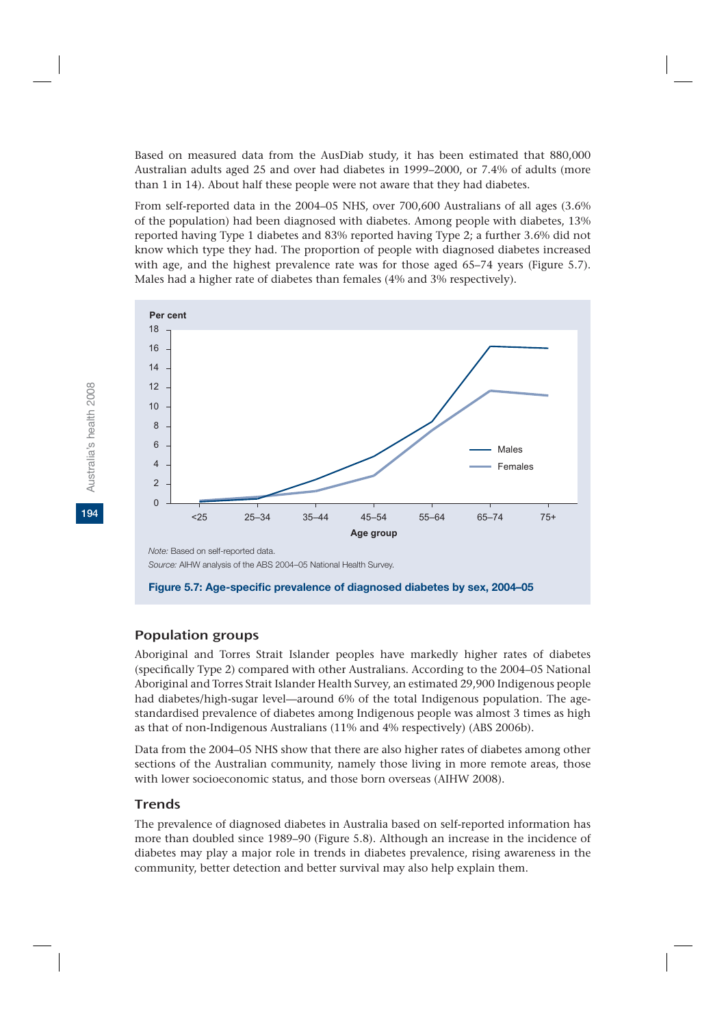Based on measured data from the AusDiab study, it has been estimated that 880,000 Australian adults aged 25 and over had diabetes in 1999–2000, or 7.4% of adults (more than 1 in 14). About half these people were not aware that they had diabetes.

From self-reported data in the 2004–05 NHS, over 700,600 Australians of all ages (3.6% of the population) had been diagnosed with diabetes. Among people with diabetes, 13% reported having Type 1 diabetes and 83% reported having Type 2; a further 3.6% did not know which type they had. The proportion of people with diagnosed diabetes increased with age, and the highest prevalence rate was for those aged 65–74 years (Figure 5.7). Males had a higher rate of diabetes than females (4% and 3% respectively).

*Note:* Based on self-reported data.

*Source:* AIHW analysis of the ABS 2004–05 National Health Survey.

**Figure 5.7: Age-specific prevalence of diagnosed diabetes by sex, 2004–05**

## Population groups

Aboriginal and Torres Strait Islander peoples have markedly higher rates of diabetes (specifically Type 2) compared with other Australians. According to the 2004–05 National Aboriginal and Torres Strait Islander Health Survey, an estimated 29,900 Indigenous people had diabetes/high-sugar level—around 6% of the total Indigenous population. The age-standardised prevalence of diabetes among Indigenous people was almost 3 times as high as that of non-Indigenous Australians (11% and 4% respectively) (ABS 2006b).

Data from the 2004–05 NHS show that there are also higher rates of diabetes among other sections of the Australian community, namely those living in more remote areas, those with lower socioeconomic status, and those born overseas (AIHW 2008).

## Trends

The prevalence of diagnosed diabetes in Australia based on self-reported information has more than doubled since 1989–90 (Figure 5.8). Although an increase in the incidence of diabetes may play a major role in trends in diabetes prevalence, rising awareness in the community, better detection and better survival may also help explain them.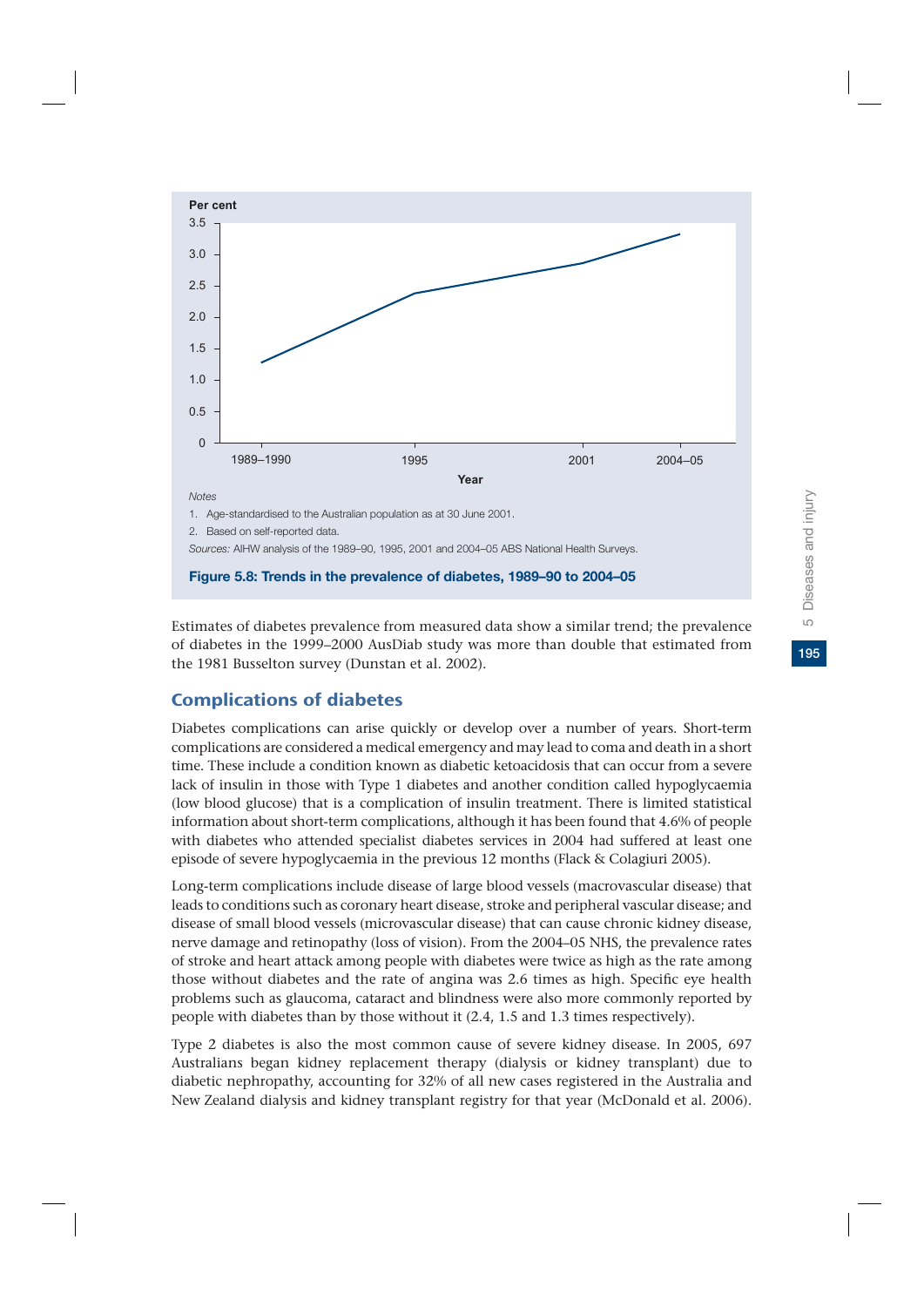Notes

1. Age-standardised to the Australian population as at 30 June 2001.
2. Based on self-reported data.

*Sources:* AIHW analysis of the 1989–90, 1995, 2001 and 2004–05 ABS National Health Surveys.

**Figure 5.8: Trends in the prevalence of diabetes, 1989–90 to 2004–05**

Estimates of diabetes prevalence from measured data show a similar trend; the prevalence of diabetes in the 1999–2000 AusDiab study was more than double that estimated from the 1981 Busselton survey (Dunstan et al. 2002).

## Complications of diabetes

Diabetes complications can arise quickly or develop over a number of years. Short-term complications are considered a medical emergency and may lead to coma and death in a short time. These include a condition known as diabetic ketoacidosis that can occur from a severe lack of insulin in those with Type 1 diabetes and another condition called hypoglycaemia (low blood glucose) that is a complication of insulin treatment. There is limited statistical information about short-term complications, although it has been found that 4.6% of people with diabetes who attended specialist diabetes services in 2004 had suffered at least one episode of severe hypoglycaemia in the previous 12 months (Flack & Colagiuri 2005).

Long-term complications include disease of large blood vessels (macrovascular disease) that leads to conditions such as coronary heart disease, stroke and peripheral vascular disease; and disease of small blood vessels (microvascular disease) that can cause chronic kidney disease, nerve damage and retinopathy (loss of vision). From the 2004–05 NHS, the prevalence rates of stroke and heart attack among people with diabetes were twice as high as the rate among those without diabetes and the rate of angina was 2.6 times as high. Specific eye health problems such as glaucoma, cataract and blindness were also more commonly reported by people with diabetes than by those without it (2.4, 1.5 and 1.3 times respectively).

Type 2 diabetes is also the most common cause of severe kidney disease. In 2005, 697 Australians began kidney replacement therapy (dialysis or kidney transplant) due to diabetic nephropathy, accounting for 32% of all new cases registered in the Australia and New Zealand dialysis and kidney transplant registry for that year (McDonald et al. 2006).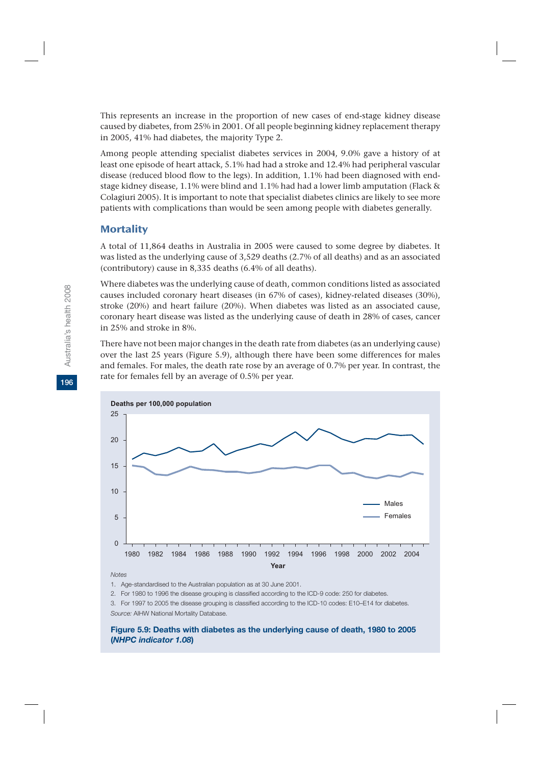This represents an increase in the proportion of new cases of end-stage kidney disease caused by diabetes, from 25% in 2001. Of all people beginning kidney replacement therapy in 2005, 41% had diabetes, the majority Type 2.

Among people attending specialist diabetes services in 2004, 9.0% gave a history of at least one episode of heart attack, 5.1% had had a stroke and 12.4% had peripheral vascular disease (reduced blood flow to the legs). In addition, 1.1% had been diagnosed with end-stage kidney disease, 1.1% were blind and 1.1% had had a lower limb amputation (Flack & Colagiuri 2005). It is important to note that specialist diabetes clinics are likely to see more patients with complications than would be seen among people with diabetes generally.

## Mortality

A total of 11,864 deaths in Australia in 2005 were caused to some degree by diabetes. It was listed as the underlying cause of 3,529 deaths (2.7% of all deaths) and as an associated (contributory) cause in 8,335 deaths (6.4% of all deaths).

Where diabetes was the underlying cause of death, common conditions listed as associated causes included coronary heart diseases (in 67% of cases), kidney-related diseases (30%), stroke (20%) and heart failure (20%). When diabetes was listed as an associated cause, coronary heart disease was listed as the underlying cause of death in 28% of cases, cancer in 25% and stroke in 8%.

There have not been major changes in the death rate from diabetes (as an underlying cause) over the last 25 years (Figure 5.9), although there have been some differences for males and females. For males, the death rate rose by an average of 0.7% per year. In contrast, the rate for females fell by an average of 0.5% per year.

*Notes*

1. Age-standardised to the Australian population as at 30 June 2001.
2. For 1980 to 1996 the disease grouping is classified according to the ICD-9 code: 250 for diabetes.
3. For 1997 to 2005 the disease grouping is classified according to the ICD-10 codes: E10–E14 for diabetes.

*Source:* AIHW National Mortality Database.

**Figure 5.9: Deaths with diabetes as the underlying cause of death, 1980 to 2005 (*NHPC indicator 1.08*)**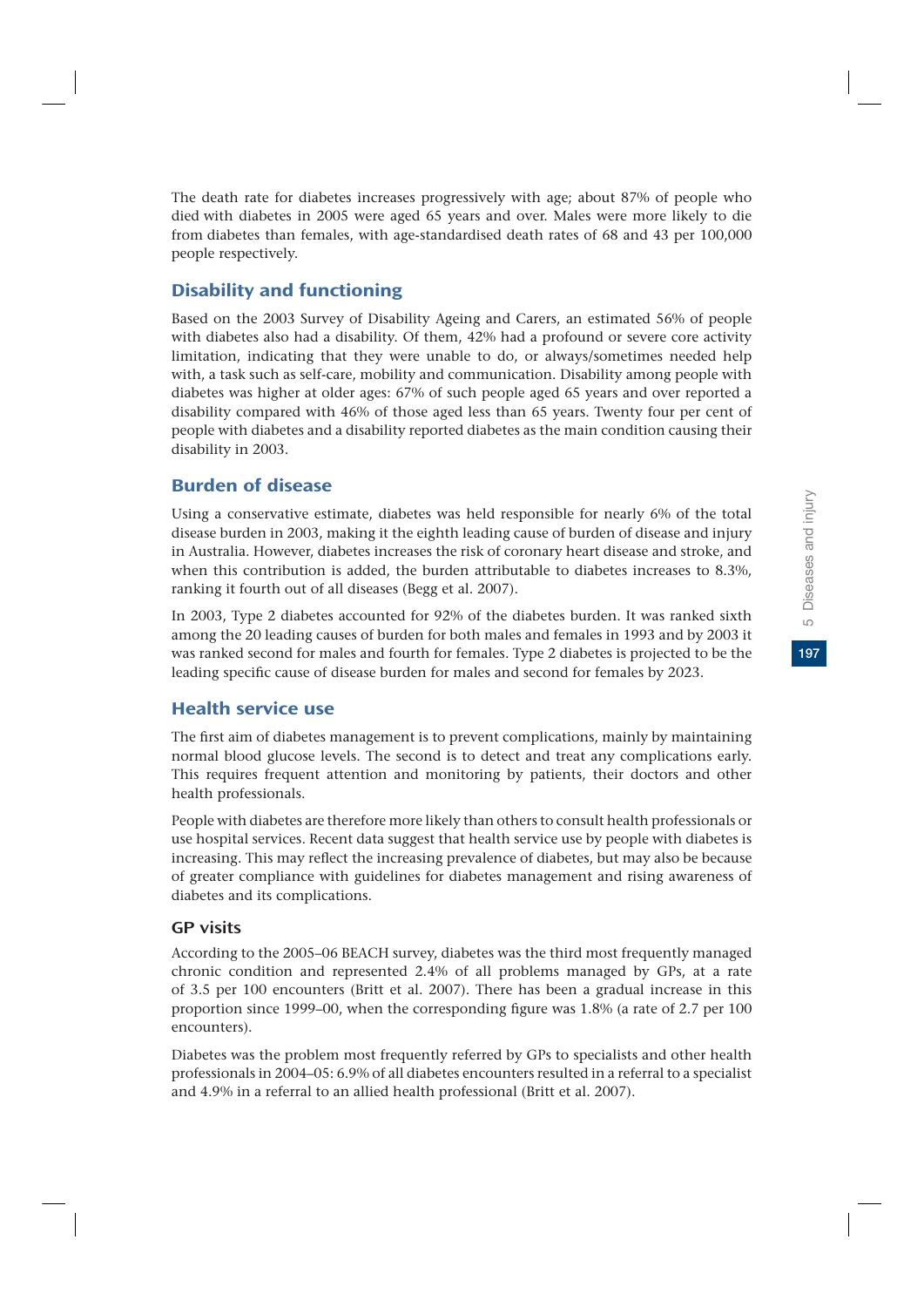The death rate for diabetes increases progressively with age; about 87% of people who died with diabetes in 2005 were aged 65 years and over. Males were more likely to die from diabetes than females, with age-standardised death rates of 68 and 43 per 100,000 people respectively.

## Disability and functioning

Based on the 2003 Survey of Disability Ageing and Carers, an estimated 56% of people with diabetes also had a disability. Of them, 42% had a profound or severe core activity limitation, indicating that they were unable to do, or always/sometimes needed help with, a task such as self-care, mobility and communication. Disability among people with diabetes was higher at older ages: 67% of such people aged 65 years and over reported a disability compared with 46% of those aged less than 65 years. Twenty four per cent of people with diabetes and a disability reported diabetes as the main condition causing their disability in 2003.

## Burden of disease

Using a conservative estimate, diabetes was held responsible for nearly 6% of the total disease burden in 2003, making it the eighth leading cause of burden of disease and injury in Australia. However, diabetes increases the risk of coronary heart disease and stroke, and when this contribution is added, the burden attributable to diabetes increases to 8.3%, ranking it fourth out of all diseases (Begg et al. 2007).

In 2003, Type 2 diabetes accounted for 92% of the diabetes burden. It was ranked sixth among the 20 leading causes of burden for both males and females in 1993 and by 2003 it was ranked second for males and fourth for females. Type 2 diabetes is projected to be the leading specific cause of disease burden for males and second for females by 2023.

## Health service use

The first aim of diabetes management is to prevent complications, mainly by maintaining normal blood glucose levels. The second is to detect and treat any complications early. This requires frequent attention and monitoring by patients, their doctors and other health professionals.

People with diabetes are therefore more likely than others to consult health professionals or use hospital services. Recent data suggest that health service use by people with diabetes is increasing. This may reflect the increasing prevalence of diabetes, but may also be because of greater compliance with guidelines for diabetes management and rising awareness of diabetes and its complications.

### GP visits

According to the 2005–06 BEACH survey, diabetes was the third most frequently managed chronic condition and represented 2.4% of all problems managed by GPs, at a rate of 3.5 per 100 encounters (Britt et al. 2007). There has been a gradual increase in this proportion since 1999–00, when the corresponding figure was 1.8% (a rate of 2.7 per 100 encounters).

Diabetes was the problem most frequently referred by GPs to specialists and other health professionals in 2004–05: 6.9% of all diabetes encounters resulted in a referral to a specialist and 4.9% in a referral to an allied health professional (Britt et al. 2007).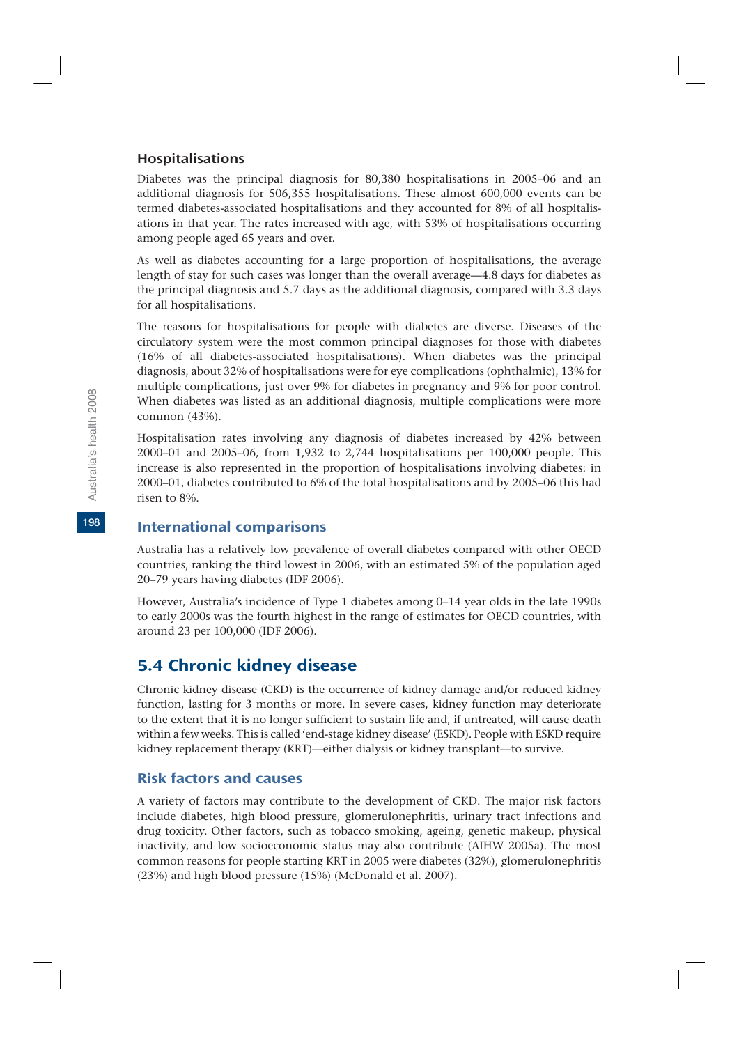### Hospitalisations

Diabetes was the principal diagnosis for 80,380 hospitalisations in 2005–06 and an additional diagnosis for 506,355 hospitalisations. These almost 600,000 events can be termed diabetes-associated hospitalisations and they accounted for 8% of all hospitalisations in that year. The rates increased with age, with 53% of hospitalisations occurring among people aged 65 years and over.

As well as diabetes accounting for a large proportion of hospitalisations, the average length of stay for such cases was longer than the overall average—4.8 days for diabetes as the principal diagnosis and 5.7 days as the additional diagnosis, compared with 3.3 days for all hospitalisations.

The reasons for hospitalisations for people with diabetes are diverse. Diseases of the circulatory system were the most common principal diagnoses for those with diabetes (16% of all diabetes-associated hospitalisations). When diabetes was the principal diagnosis, about 32% of hospitalisations were for eye complications (ophthalmic), 13% for multiple complications, just over 9% for diabetes in pregnancy and 9% for poor control. When diabetes was listed as an additional diagnosis, multiple complications were more common (43%).

Hospitalisation rates involving any diagnosis of diabetes increased by 42% between 2000–01 and 2005–06, from 1,932 to 2,744 hospitalisations per 100,000 people. This increase is also represented in the proportion of hospitalisations involving diabetes: in 2000–01, diabetes contributed to 6% of the total hospitalisations and by 2005–06 this had risen to 8%.

### International comparisons

Australia has a relatively low prevalence of overall diabetes compared with other OECD countries, ranking the third lowest in 2006, with an estimated 5% of the population aged 20–79 years having diabetes (IDF 2006).

However, Australia's incidence of Type 1 diabetes among 0–14 year olds in the late 1990s to early 2000s was the fourth highest in the range of estimates for OECD countries, with around 23 per 100,000 (IDF 2006).

## 5.4 Chronic kidney disease

Chronic kidney disease (CKD) is the occurrence of kidney damage and/or reduced kidney function, lasting for 3 months or more. In severe cases, kidney function may deteriorate to the extent that it is no longer sufficient to sustain life and, if untreated, will cause death within a few weeks. This is called 'end-stage kidney disease' (ESKD). People with ESKD require kidney replacement therapy (KRT)—either dialysis or kidney transplant—to survive.

### Risk factors and causes

A variety of factors may contribute to the development of CKD. The major risk factors include diabetes, high blood pressure, glomerulonephritis, urinary tract infections and drug toxicity. Other factors, such as tobacco smoking, ageing, genetic makeup, physical inactivity, and low socioeconomic status may also contribute (AIHW 2005a). The most common reasons for people starting KRT in 2005 were diabetes (32%), glomerulonephritis (23%) and high blood pressure (15%) (McDonald et al. 2007).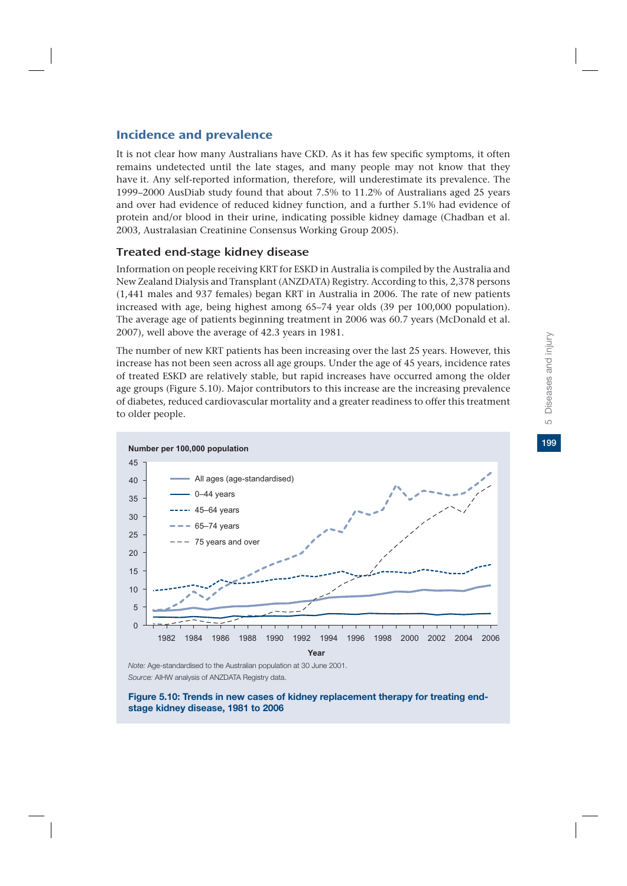## Incidence and prevalence

It is not clear how many Australians have CKD. As it has few specific symptoms, it often remains undetected until the late stages, and many people may not know that they have it. Any self-reported information, therefore, will underestimate its prevalence. The 1999–2000 AusDiab study found that about 7.5% to 11.2% of Australians aged 25 years and over had evidence of reduced kidney function, and a further 5.1% had evidence of protein and/or blood in their urine, indicating possible kidney damage (Chadban et al. 2003, Australasian Creatinine Consensus Working Group 2005).

### Treated end-stage kidney disease

Information on people receiving KRT for ESKD in Australia is compiled by the Australia and New Zealand Dialysis and Transplant (ANZDATA) Registry. According to this, 2,378 persons (1,441 males and 937 females) began KRT in Australia in 2006. The rate of new patients increased with age, being highest among 65–74 year olds (39 per 100,000 population). The average age of patients beginning treatment in 2006 was 60.7 years (McDonald et al. 2007), well above the average of 42.3 years in 1981.

The number of new KRT patients has been increasing over the last 25 years. However, this increase has not been seen across all age groups. Under the age of 45 years, incidence rates of treated ESKD are relatively stable, but rapid increases have occurred among the older age groups (Figure 5.10). Major contributors to this increase are the increasing prevalence of diabetes, reduced cardiovascular mortality and a greater readiness to offer this treatment to older people.

*Note:* Age-standardised to the Australian population at 30 June 2001.

*Source:* AIHW analysis of ANZDATA Registry data.

**Figure 5.10: Trends in new cases of kidney replacement therapy for treating end-stage kidney disease, 1981 to 2006**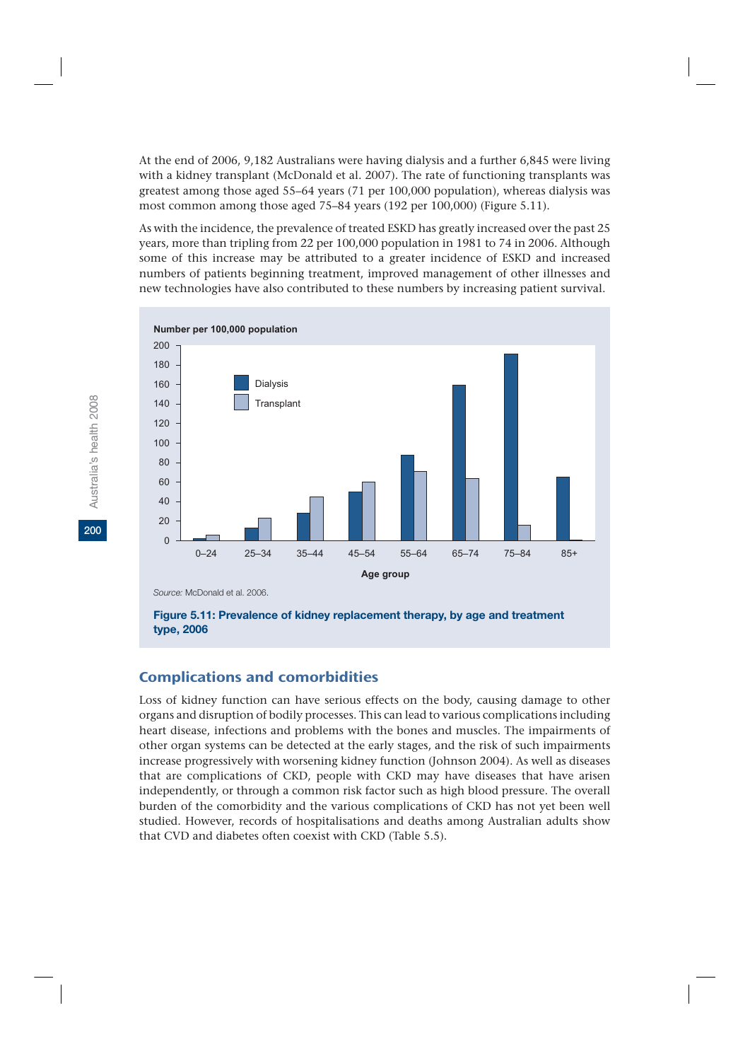At the end of 2006, 9,182 Australians were having dialysis and a further 6,845 were living with a kidney transplant (McDonald et al. 2007). The rate of functioning transplants was greatest among those aged 55–64 years (71 per 100,000 population), whereas dialysis was most common among those aged 75–84 years (192 per 100,000) (Figure 5.11).

As with the incidence, the prevalence of treated ESKD has greatly increased over the past 25 years, more than tripling from 22 per 100,000 population in 1981 to 74 in 2006. Although some of this increase may be attributed to a greater incidence of ESKD and increased numbers of patients beginning treatment, improved management of other illnesses and new technologies have also contributed to these numbers by increasing patient survival.

*Source:* McDonald et al. 2006.

**Figure 5.11: Prevalence of kidney replacement therapy, by age and treatment type, 2006**

## Complications and comorbidities

Loss of kidney function can have serious effects on the body, causing damage to other organs and disruption of bodily processes. This can lead to various complications including heart disease, infections and problems with the bones and muscles. The impairments of other organ systems can be detected at the early stages, and the risk of such impairments increase progressively with worsening kidney function (Johnson 2004). As well as diseases that are complications of CKD, people with CKD may have diseases that have arisen independently, or through a common risk factor such as high blood pressure. The overall burden of the comorbidity and the various complications of CKD has not yet been well studied. However, records of hospitalisations and deaths among Australian adults show that CVD and diabetes often coexist with CKD (Table 5.5).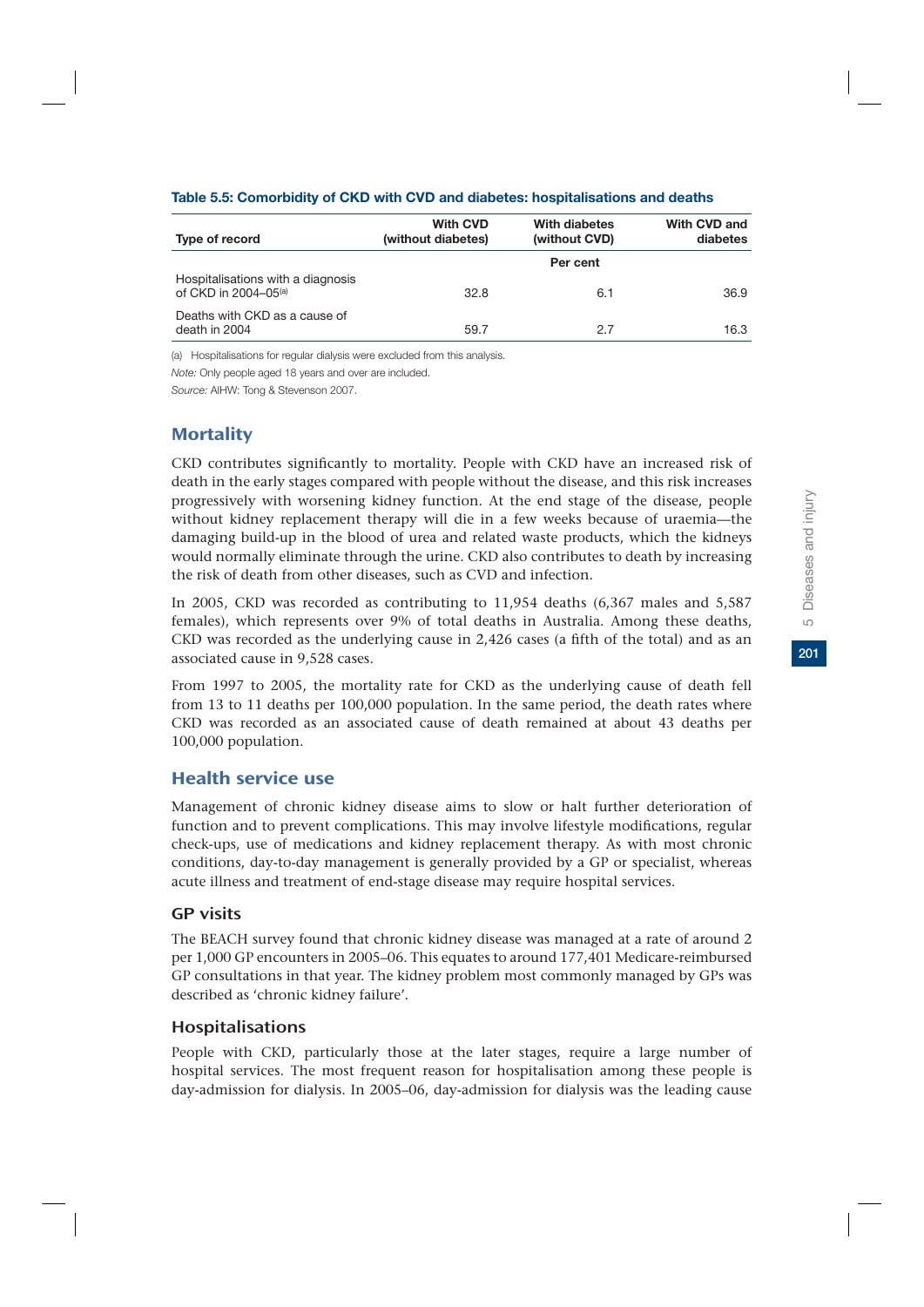**Table 5.5: Comorbidity of CKD with CVD and diabetes: hospitalisations and deaths**

| Type of record | With CVD (without diabetes) | With diabetes (without CVD) | With CVD and diabetes |
|---|---|---|---|
| | | Per cent | |
| Hospitalisations with a diagnosis of CKD in 2004–05[(a)] | 32.8 | 6.1 | 36.9 |
| Deaths with CKD as a cause of death in 2004 | 59.7 | 2.7 | 16.3 |

(a) Hospitalisations for regular dialysis were excluded from this analysis.

*Note:* Only people aged 18 years and over are included.

*Source:* AIHW: Tong & Stevenson 2007.

## Mortality

CKD contributes significantly to mortality. People with CKD have an increased risk of death in the early stages compared with people without the disease, and this risk increases progressively with worsening kidney function. At the end stage of the disease, people without kidney replacement therapy will die in a few weeks because of uraemia—the damaging build-up in the blood of urea and related waste products, which the kidneys would normally eliminate through the urine. CKD also contributes to death by increasing the risk of death from other diseases, such as CVD and infection.

In 2005, CKD was recorded as contributing to 11,954 deaths (6,367 males and 5,587 females), which represents over 9% of total deaths in Australia. Among these deaths, CKD was recorded as the underlying cause in 2,426 cases (a fifth of the total) and as an associated cause in 9,528 cases.

From 1997 to 2005, the mortality rate for CKD as the underlying cause of death fell from 13 to 11 deaths per 100,000 population. In the same period, the death rates where CKD was recorded as an associated cause of death remained at about 43 deaths per 100,000 population.

## Health service use

Management of chronic kidney disease aims to slow or halt further deterioration of function and to prevent complications. This may involve lifestyle modifications, regular check-ups, use of medications and kidney replacement therapy. As with most chronic conditions, day-to-day management is generally provided by a GP or specialist, whereas acute illness and treatment of end-stage disease may require hospital services.

### GP visits

The BEACH survey found that chronic kidney disease was managed at a rate of around 2 per 1,000 GP encounters in 2005–06. This equates to around 177,401 Medicare-reimbursed GP consultations in that year. The kidney problem most commonly managed by GPs was described as 'chronic kidney failure'.

### Hospitalisations

People with CKD, particularly those at the later stages, require a large number of hospital services. The most frequent reason for hospitalisation among these people is day-admission for dialysis. In 2005–06, day-admission for dialysis was the leading cause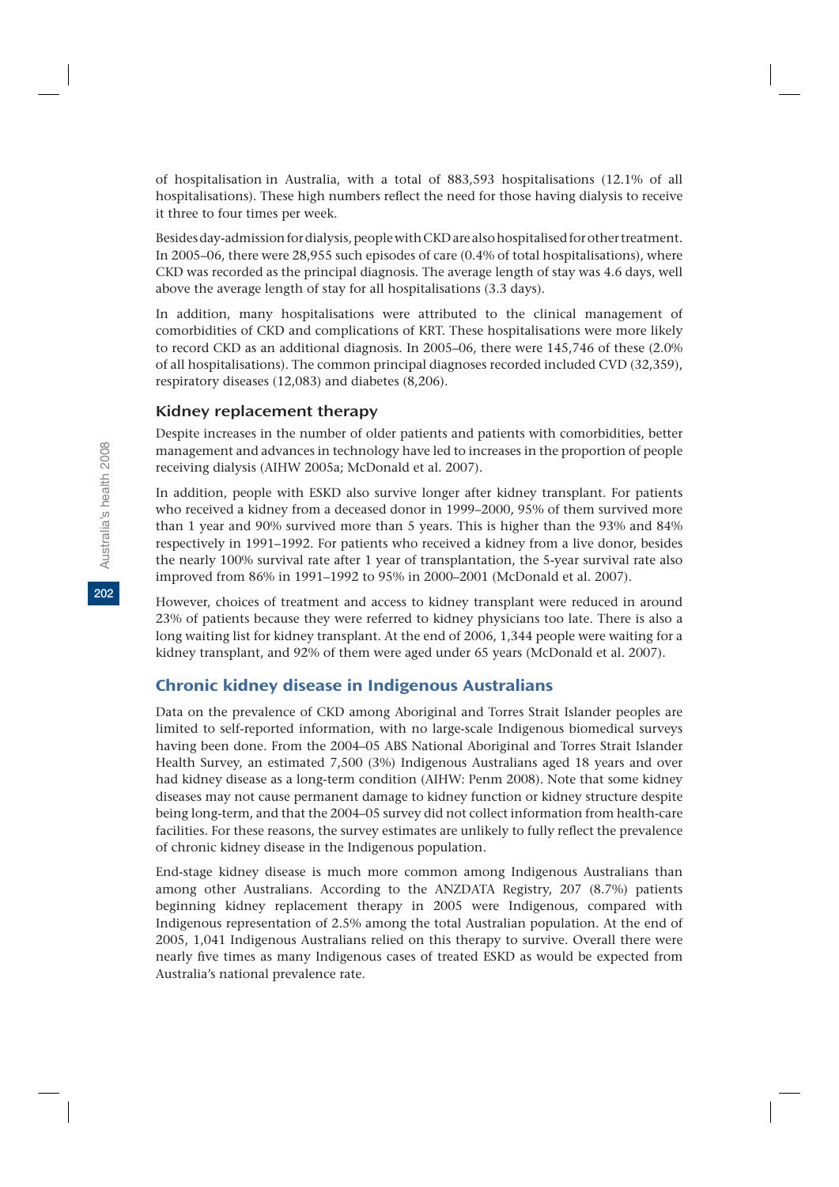of hospitalisation in Australia, with a total of 883,593 hospitalisations (12.1% of all hospitalisations). These high numbers reflect the need for those having dialysis to receive it three to four times per week.

Besides day-admission for dialysis, people with CKD are also hospitalised for other treatment. In 2005–06, there were 28,955 such episodes of care (0.4% of total hospitalisations), where CKD was recorded as the principal diagnosis. The average length of stay was 4.6 days, well above the average length of stay for all hospitalisations (3.3 days).

In addition, many hospitalisations were attributed to the clinical management of comorbidities of CKD and complications of KRT. These hospitalisations were more likely to record CKD as an additional diagnosis. In 2005–06, there were 145,746 of these (2.0% of all hospitalisations). The common principal diagnoses recorded included CVD (32,359), respiratory diseases (12,083) and diabetes (8,206).

### Kidney replacement therapy

Despite increases in the number of older patients and patients with comorbidities, better management and advances in technology have led to increases in the proportion of people receiving dialysis (AIHW 2005a; McDonald et al. 2007).

In addition, people with ESKD also survive longer after kidney transplant. For patients who received a kidney from a deceased donor in 1999–2000, 95% of them survived more than 1 year and 90% survived more than 5 years. This is higher than the 93% and 84% respectively in 1991–1992. For patients who received a kidney from a live donor, besides the nearly 100% survival rate after 1 year of transplantation, the 5-year survival rate also improved from 86% in 1991–1992 to 95% in 2000–2001 (McDonald et al. 2007).

However, choices of treatment and access to kidney transplant were reduced in around 23% of patients because they were referred to kidney physicians too late. There is also a long waiting list for kidney transplant. At the end of 2006, 1,344 people were waiting for a kidney transplant, and 92% of them were aged under 65 years (McDonald et al. 2007).

## Chronic kidney disease in Indigenous Australians

Data on the prevalence of CKD among Aboriginal and Torres Strait Islander peoples are limited to self-reported information, with no large-scale Indigenous biomedical surveys having been done. From the 2004–05 ABS National Aboriginal and Torres Strait Islander Health Survey, an estimated 7,500 (3%) Indigenous Australians aged 18 years and over had kidney disease as a long-term condition (AIHW: Penm 2008). Note that some kidney diseases may not cause permanent damage to kidney function or kidney structure despite being long-term, and that the 2004–05 survey did not collect information from health-care facilities. For these reasons, the survey estimates are unlikely to fully reflect the prevalence of chronic kidney disease in the Indigenous population.

End-stage kidney disease is much more common among Indigenous Australians than among other Australians. According to the ANZDATA Registry, 207 (8.7%) patients beginning kidney replacement therapy in 2005 were Indigenous, compared with Indigenous representation of 2.5% among the total Australian population. At the end of 2005, 1,041 Indigenous Australians relied on this therapy to survive. Overall there were nearly five times as many Indigenous cases of treated ESKD as would be expected from Australia's national prevalence rate.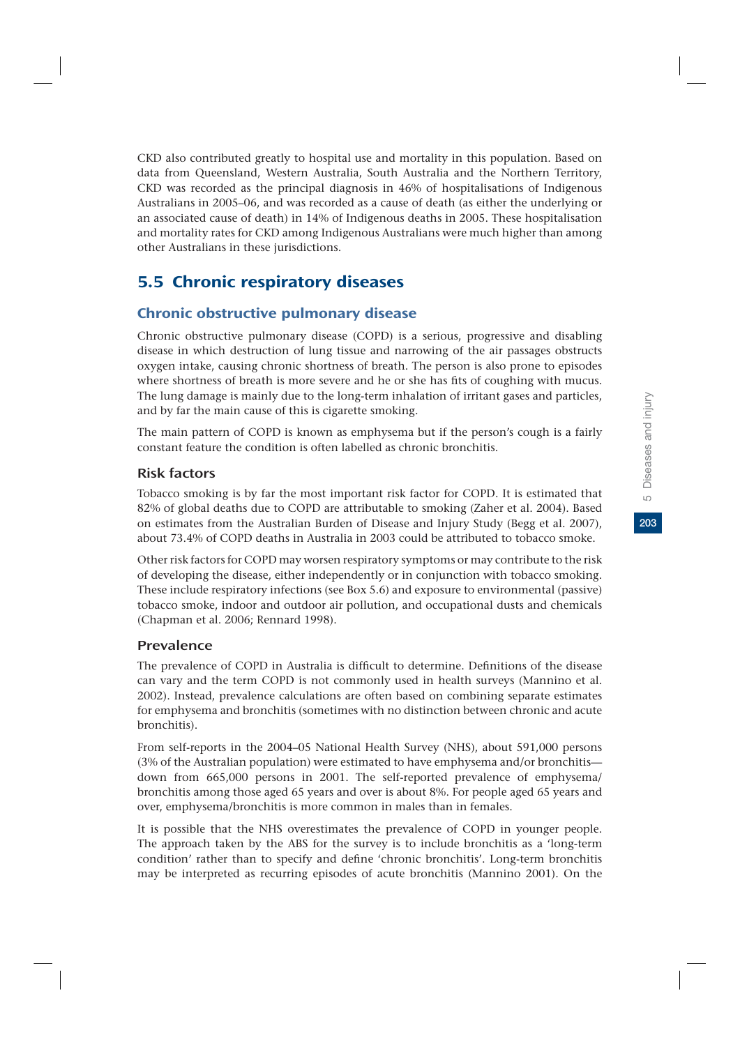CKD also contributed greatly to hospital use and mortality in this population. Based on data from Queensland, Western Australia, South Australia and the Northern Territory, CKD was recorded as the principal diagnosis in 46% of hospitalisations of Indigenous Australians in 2005–06, and was recorded as a cause of death (as either the underlying or an associated cause of death) in 14% of Indigenous deaths in 2005. These hospitalisation and mortality rates for CKD among Indigenous Australians were much higher than among other Australians in these jurisdictions.

## 5.5 Chronic respiratory diseases

### Chronic obstructive pulmonary disease

Chronic obstructive pulmonary disease (COPD) is a serious, progressive and disabling disease in which destruction of lung tissue and narrowing of the air passages obstructs oxygen intake, causing chronic shortness of breath. The person is also prone to episodes where shortness of breath is more severe and he or she has fits of coughing with mucus. The lung damage is mainly due to the long-term inhalation of irritant gases and particles, and by far the main cause of this is cigarette smoking.

The main pattern of COPD is known as emphysema but if the person's cough is a fairly constant feature the condition is often labelled as chronic bronchitis.

#### Risk factors

Tobacco smoking is by far the most important risk factor for COPD. It is estimated that 82% of global deaths due to COPD are attributable to smoking (Zaher et al. 2004). Based on estimates from the Australian Burden of Disease and Injury Study (Begg et al. 2007), about 73.4% of COPD deaths in Australia in 2003 could be attributed to tobacco smoke.

Other risk factors for COPD may worsen respiratory symptoms or may contribute to the risk of developing the disease, either independently or in conjunction with tobacco smoking. These include respiratory infections (see Box 5.6) and exposure to environmental (passive) tobacco smoke, indoor and outdoor air pollution, and occupational dusts and chemicals (Chapman et al. 2006; Rennard 1998).

#### Prevalence

The prevalence of COPD in Australia is difficult to determine. Definitions of the disease can vary and the term COPD is not commonly used in health surveys (Mannino et al. 2002). Instead, prevalence calculations are often based on combining separate estimates for emphysema and bronchitis (sometimes with no distinction between chronic and acute bronchitis).

From self-reports in the 2004–05 National Health Survey (NHS), about 591,000 persons (3% of the Australian population) were estimated to have emphysema and/or bronchitis—down from 665,000 persons in 2001. The self-reported prevalence of emphysema/bronchitis among those aged 65 years and over is about 8%. For people aged 65 years and over, emphysema/bronchitis is more common in males than in females.

It is possible that the NHS overestimates the prevalence of COPD in younger people. The approach taken by the ABS for the survey is to include bronchitis as a 'long-term condition' rather than to specify and define 'chronic bronchitis'. Long-term bronchitis may be interpreted as recurring episodes of acute bronchitis (Mannino 2001). On the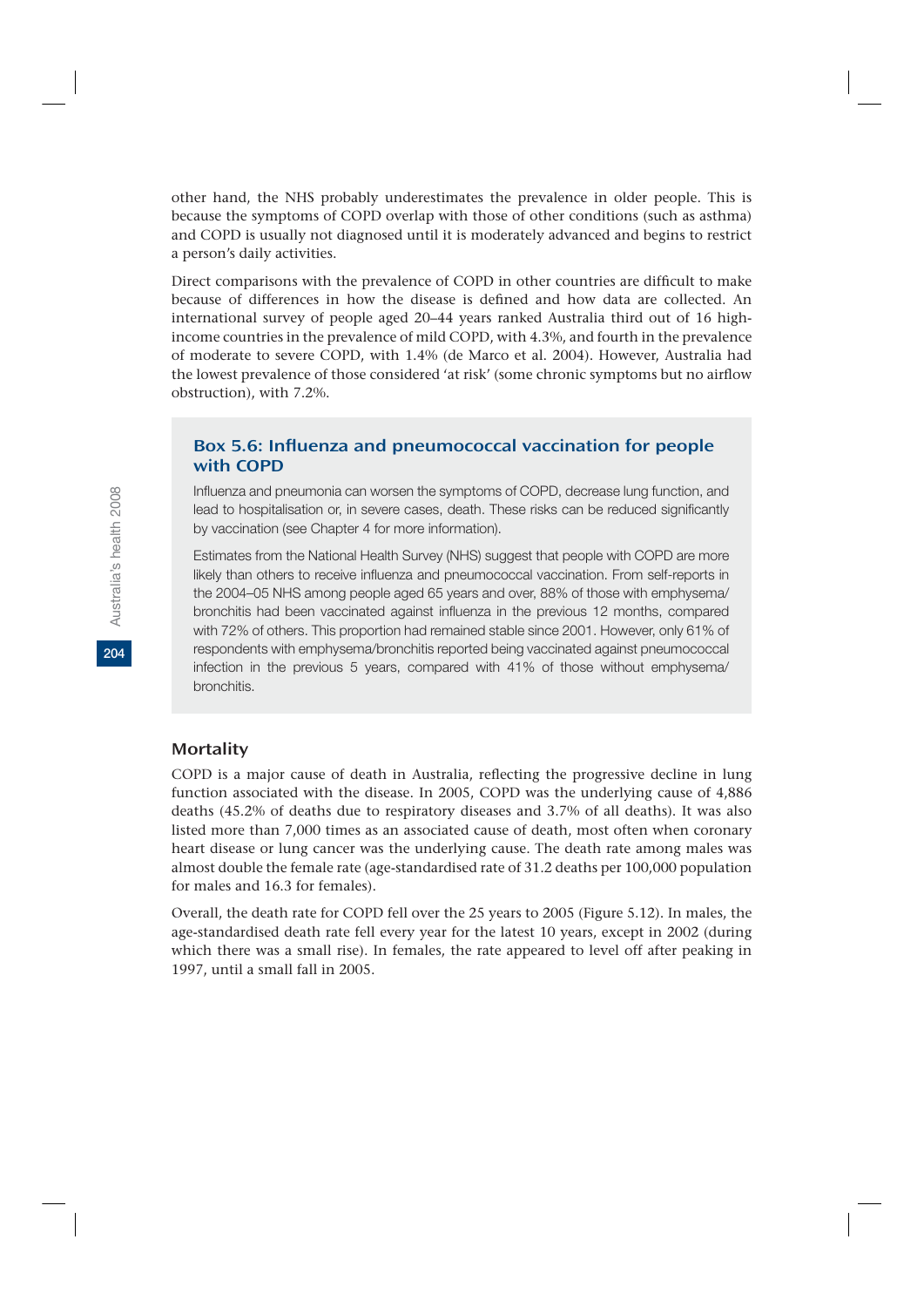other hand, the NHS probably underestimates the prevalence in older people. This is because the symptoms of COPD overlap with those of other conditions (such as asthma) and COPD is usually not diagnosed until it is moderately advanced and begins to restrict a person's daily activities.

Direct comparisons with the prevalence of COPD in other countries are difficult to make because of differences in how the disease is defined and how data are collected. An international survey of people aged 20–44 years ranked Australia third out of 16 high-income countries in the prevalence of mild COPD, with 4.3%, and fourth in the prevalence of moderate to severe COPD, with 1.4% (de Marco et al. 2004). However, Australia had the lowest prevalence of those considered 'at risk' (some chronic symptoms but no airflow obstruction), with 7.2%.

### Box 5.6: Influenza and pneumococcal vaccination for people with COPD

Influenza and pneumonia can worsen the symptoms of COPD, decrease lung function, and lead to hospitalisation or, in severe cases, death. These risks can be reduced significantly by vaccination (see Chapter 4 for more information).

Estimates from the National Health Survey (NHS) suggest that people with COPD are more likely than others to receive influenza and pneumococcal vaccination. From self-reports in the 2004–05 NHS among people aged 65 years and over, 88% of those with emphysema/bronchitis had been vaccinated against influenza in the previous 12 months, compared with 72% of others. This proportion had remained stable since 2001. However, only 61% of respondents with emphysema/bronchitis reported being vaccinated against pneumococcal infection in the previous 5 years, compared with 41% of those without emphysema/bronchitis.

### Mortality

COPD is a major cause of death in Australia, reflecting the progressive decline in lung function associated with the disease. In 2005, COPD was the underlying cause of 4,886 deaths (45.2% of deaths due to respiratory diseases and 3.7% of all deaths). It was also listed more than 7,000 times as an associated cause of death, most often when coronary heart disease or lung cancer was the underlying cause. The death rate among males was almost double the female rate (age-standardised rate of 31.2 deaths per 100,000 population for males and 16.3 for females).

Overall, the death rate for COPD fell over the 25 years to 2005 (Figure 5.12). In males, the age-standardised death rate fell every year for the latest 10 years, except in 2002 (during which there was a small rise). In females, the rate appeared to level off after peaking in 1997, until a small fall in 2005.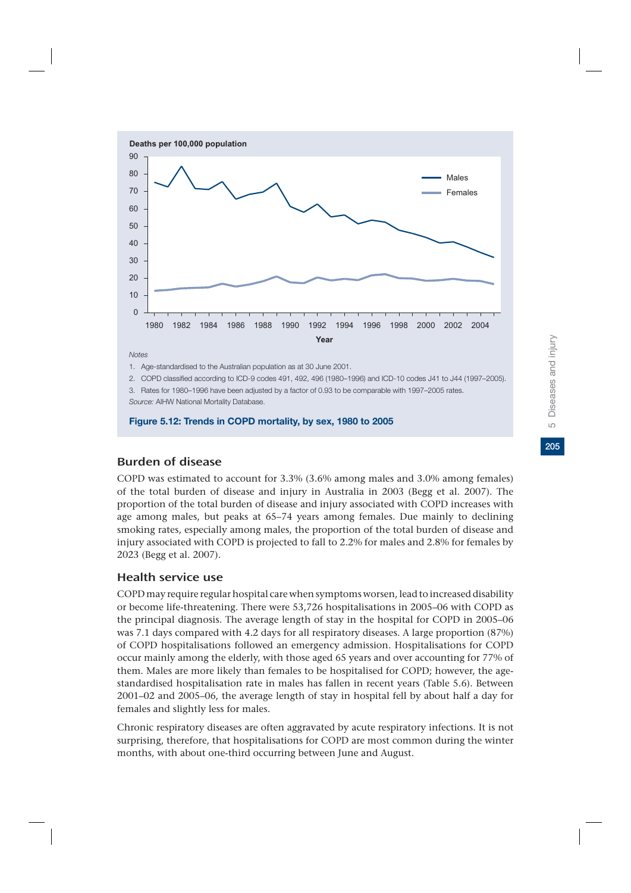Notes

1. Age-standardised to the Australian population as at 30 June 2001.
2. COPD classified according to ICD-9 codes 491, 492, 496 (1980–1996) and ICD-10 codes J41 to J44 (1997–2005).
3. Rates for 1980–1996 have been adjusted by a factor of 0.93 to be comparable with 1997–2005 rates.

*Source:* AIHW National Mortality Database.

**Figure 5.12: Trends in COPD mortality, by sex, 1980 to 2005**

### Burden of disease

COPD was estimated to account for 3.3% (3.6% among males and 3.0% among females) of the total burden of disease and injury in Australia in 2003 (Begg et al. 2007). The proportion of the total burden of disease and injury associated with COPD increases with age among males, but peaks at 65–74 years among females. Due mainly to declining smoking rates, especially among males, the proportion of the total burden of disease and injury associated with COPD is projected to fall to 2.2% for males and 2.8% for females by 2023 (Begg et al. 2007).

### Health service use

COPD may require regular hospital care when symptoms worsen, lead to increased disability or become life-threatening. There were 53,726 hospitalisations in 2005–06 with COPD as the principal diagnosis. The average length of stay in the hospital for COPD in 2005–06 was 7.1 days compared with 4.2 days for all respiratory diseases. A large proportion (87%) of COPD hospitalisations followed an emergency admission. Hospitalisations for COPD occur mainly among the elderly, with those aged 65 years and over accounting for 77% of them. Males are more likely than females to be hospitalised for COPD; however, the age-standardised hospitalisation rate in males has fallen in recent years (Table 5.6). Between 2001–02 and 2005–06, the average length of stay in hospital fell by about half a day for females and slightly less for males.

Chronic respiratory diseases are often aggravated by acute respiratory infections. It is not surprising, therefore, that hospitalisations for COPD are most common during the winter months, with about one-third occurring between June and August.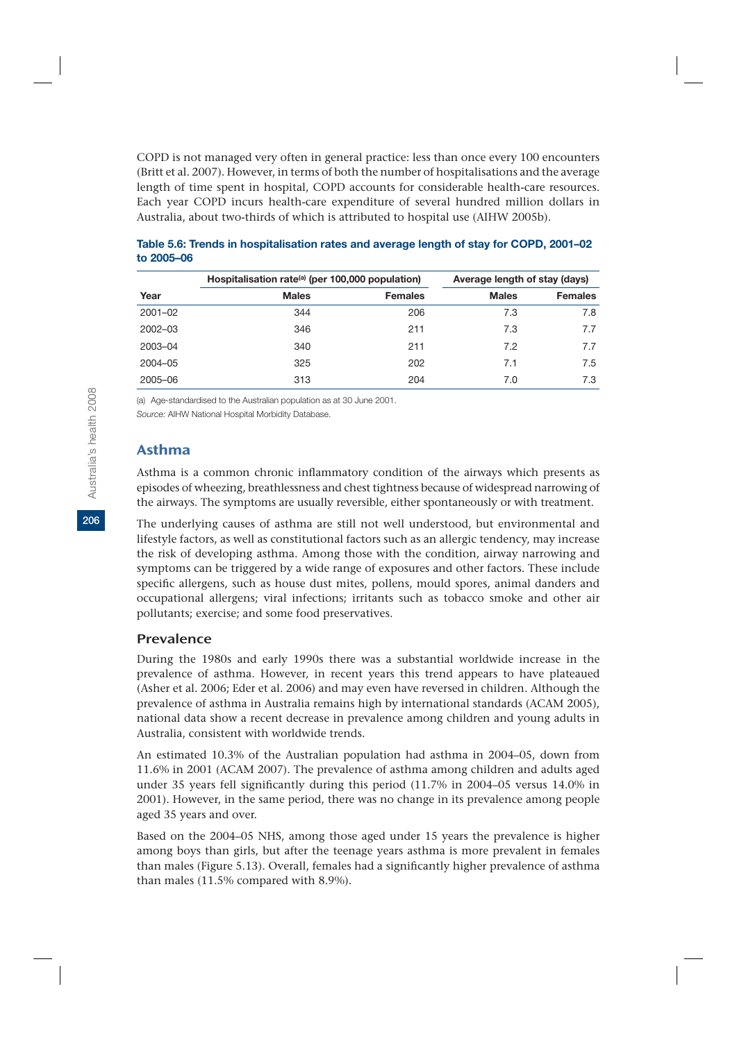COPD is not managed very often in general practice: less than once every 100 encounters (Britt et al. 2007). However, in terms of both the number of hospitalisations and the average length of time spent in hospital, COPD accounts for considerable health-care resources. Each year COPD incurs health-care expenditure of several hundred million dollars in Australia, about two-thirds of which is attributed to hospital use (AIHW 2005b).

**Table 5.6: Trends in hospitalisation rates and average length of stay for COPD, 2001–02 to 2005–06**

| | Hospitalisation rate[(a)] (per 100,000 population) | | Average length of stay (days) | |
|---|---|---|---|---|
| Year | Males | Females | Males | Females |
| 2001–02 | 344 | 206 | 7.3 | 7.8 |
| 2002–03 | 346 | 211 | 7.3 | 7.7 |
| 2003–04 | 340 | 211 | 7.2 | 7.7 |
| 2004–05 | 325 | 202 | 7.1 | 7.5 |
| 2005–06 | 313 | 204 | 7.0 | 7.3 |

(a) Age-standardised to the Australian population as at 30 June 2001.

*Source:* AIHW National Hospital Morbidity Database.

## Asthma

Asthma is a common chronic inflammatory condition of the airways which presents as episodes of wheezing, breathlessness and chest tightness because of widespread narrowing of the airways. The symptoms are usually reversible, either spontaneously or with treatment.

The underlying causes of asthma are still not well understood, but environmental and lifestyle factors, as well as constitutional factors such as an allergic tendency, may increase the risk of developing asthma. Among those with the condition, airway narrowing and symptoms can be triggered by a wide range of exposures and other factors. These include specific allergens, such as house dust mites, pollens, mould spores, animal danders and occupational allergens; viral infections; irritants such as tobacco smoke and other air pollutants; exercise; and some food preservatives.

### Prevalence

During the 1980s and early 1990s there was a substantial worldwide increase in the prevalence of asthma. However, in recent years this trend appears to have plateaued (Asher et al. 2006; Eder et al. 2006) and may even have reversed in children. Although the prevalence of asthma in Australia remains high by international standards (ACAM 2005), national data show a recent decrease in prevalence among children and young adults in Australia, consistent with worldwide trends.

An estimated 10.3% of the Australian population had asthma in 2004–05, down from 11.6% in 2001 (ACAM 2007). The prevalence of asthma among children and adults aged under 35 years fell significantly during this period (11.7% in 2004–05 versus 14.0% in 2001). However, in the same period, there was no change in its prevalence among people aged 35 years and over.

Based on the 2004–05 NHS, among those aged under 15 years the prevalence is higher among boys than girls, but after the teenage years asthma is more prevalent in females than males (Figure 5.13). Overall, females had a significantly higher prevalence of asthma than males (11.5% compared with 8.9%).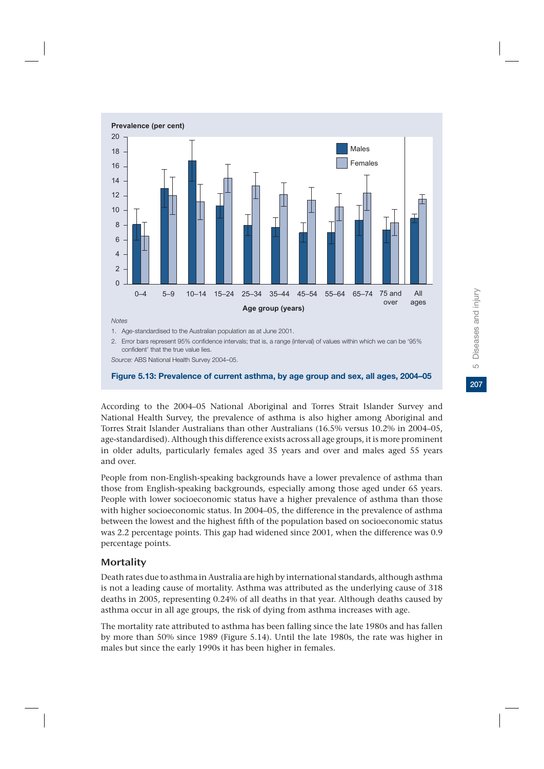Notes

1. Age-standardised to the Australian population as at June 2001.
2. Error bars represent 95% confidence intervals; that is, a range (interval) of values within which we can be '95% confident' that the true value lies.

*Source:* ABS National Health Survey 2004–05.

**Figure 5.13: Prevalence of current asthma, by age group and sex, all ages, 2004–05**

According to the 2004–05 National Aboriginal and Torres Strait Islander Survey and National Health Survey, the prevalence of asthma is also higher among Aboriginal and Torres Strait Islander Australians than other Australians (16.5% versus 10.2% in 2004–05, age-standardised). Although this difference exists across all age groups, it is more prominent in older adults, particularly females aged 35 years and over and males aged 55 years and over.

People from non-English-speaking backgrounds have a lower prevalence of asthma than those from English-speaking backgrounds, especially among those aged under 65 years. People with lower socioeconomic status have a higher prevalence of asthma than those with higher socioeconomic status. In 2004–05, the difference in the prevalence of asthma between the lowest and the highest fifth of the population based on socioeconomic status was 2.2 percentage points. This gap had widened since 2001, when the difference was 0.9 percentage points.

## Mortality

Death rates due to asthma in Australia are high by international standards, although asthma is not a leading cause of mortality. Asthma was attributed as the underlying cause of 318 deaths in 2005, representing 0.24% of all deaths in that year. Although deaths caused by asthma occur in all age groups, the risk of dying from asthma increases with age.

The mortality rate attributed to asthma has been falling since the late 1980s and has fallen by more than 50% since 1989 (Figure 5.14). Until the late 1980s, the rate was higher in males but since the early 1990s it has been higher in females.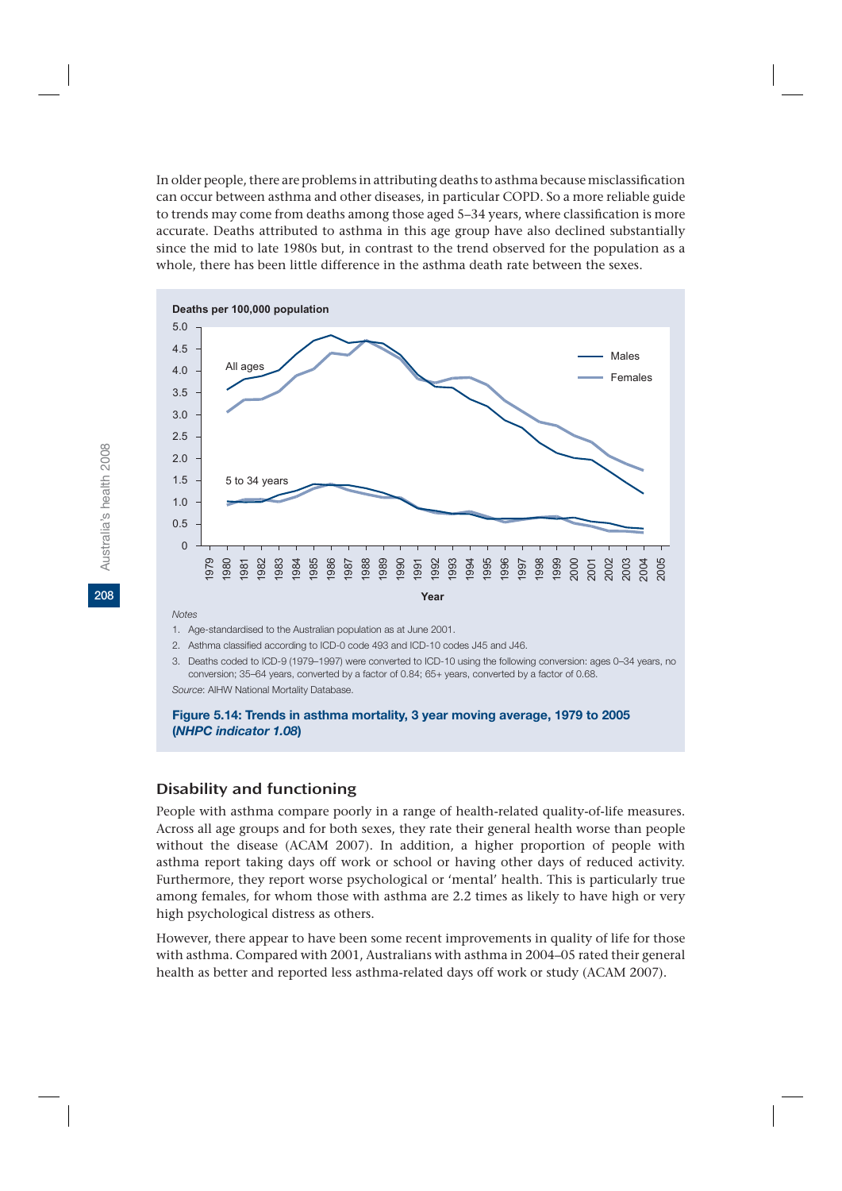In older people, there are problems in attributing deaths to asthma because misclassification can occur between asthma and other diseases, in particular COPD. So a more reliable guide to trends may come from deaths among those aged 5–34 years, where classification is more accurate. Deaths attributed to asthma in this age group have also declined substantially since the mid to late 1980s but, in contrast to the trend observed for the population as a whole, there has been little difference in the asthma death rate between the sexes.

*Notes*

1. Age-standardised to the Australian population as at June 2001.
2. Asthma classified according to ICD-0 code 493 and ICD-10 codes J45 and J46.
3. Deaths coded to ICD-9 (1979–1997) were converted to ICD-10 using the following conversion: ages 0–34 years, no conversion; 35–64 years, converted by a factor of 0.84; 65+ years, converted by a factor of 0.68.

*Source:* AIHW National Mortality Database.

**Figure 5.14: Trends in asthma mortality, 3 year moving average, 1979 to 2005 (*NHPC indicator 1.08*)**

## Disability and functioning

People with asthma compare poorly in a range of health-related quality-of-life measures. Across all age groups and for both sexes, they rate their general health worse than people without the disease (ACAM 2007). In addition, a higher proportion of people with asthma report taking days off work or school or having other days of reduced activity. Furthermore, they report worse psychological or 'mental' health. This is particularly true among females, for whom those with asthma are 2.2 times as likely to have high or very high psychological distress as others.

However, there appear to have been some recent improvements in quality of life for those with asthma. Compared with 2001, Australians with asthma in 2004–05 rated their general health as better and reported less asthma-related days off work or study (ACAM 2007).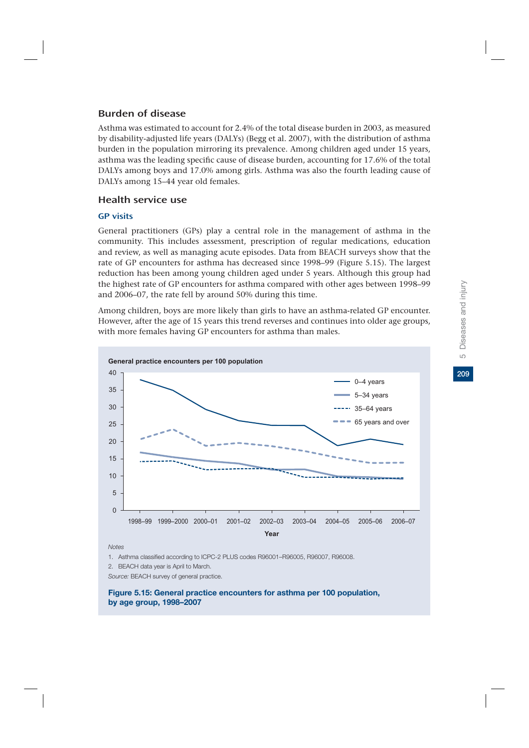## Burden of disease

Asthma was estimated to account for 2.4% of the total disease burden in 2003, as measured by disability-adjusted life years (DALYs) (Begg et al. 2007), with the distribution of asthma burden in the population mirroring its prevalence. Among children aged under 15 years, asthma was the leading specific cause of disease burden, accounting for 17.6% of the total DALYs among boys and 17.0% among girls. Asthma was also the fourth leading cause of DALYs among 15–44 year old females.

## Health service use

### GP visits

General practitioners (GPs) play a central role in the management of asthma in the community. This includes assessment, prescription of regular medications, education and review, as well as managing acute episodes. Data from BEACH surveys show that the rate of GP encounters for asthma has decreased since 1998–99 (Figure 5.15). The largest reduction has been among young children aged under 5 years. Although this group had the highest rate of GP encounters for asthma compared with other ages between 1998–99 and 2006–07, the rate fell by around 50% during this time.

Among children, boys are more likely than girls to have an asthma-related GP encounter. However, after the age of 15 years this trend reverses and continues into older age groups, with more females having GP encounters for asthma than males.

*Notes*

1. Asthma classified according to ICPC-2 PLUS codes R96001–R96005, R96007, R96008.
2. BEACH data year is April to March.

*Source:* BEACH survey of general practice.

**Figure 5.15: General practice encounters for asthma per 100 population, by age group, 1998–2007**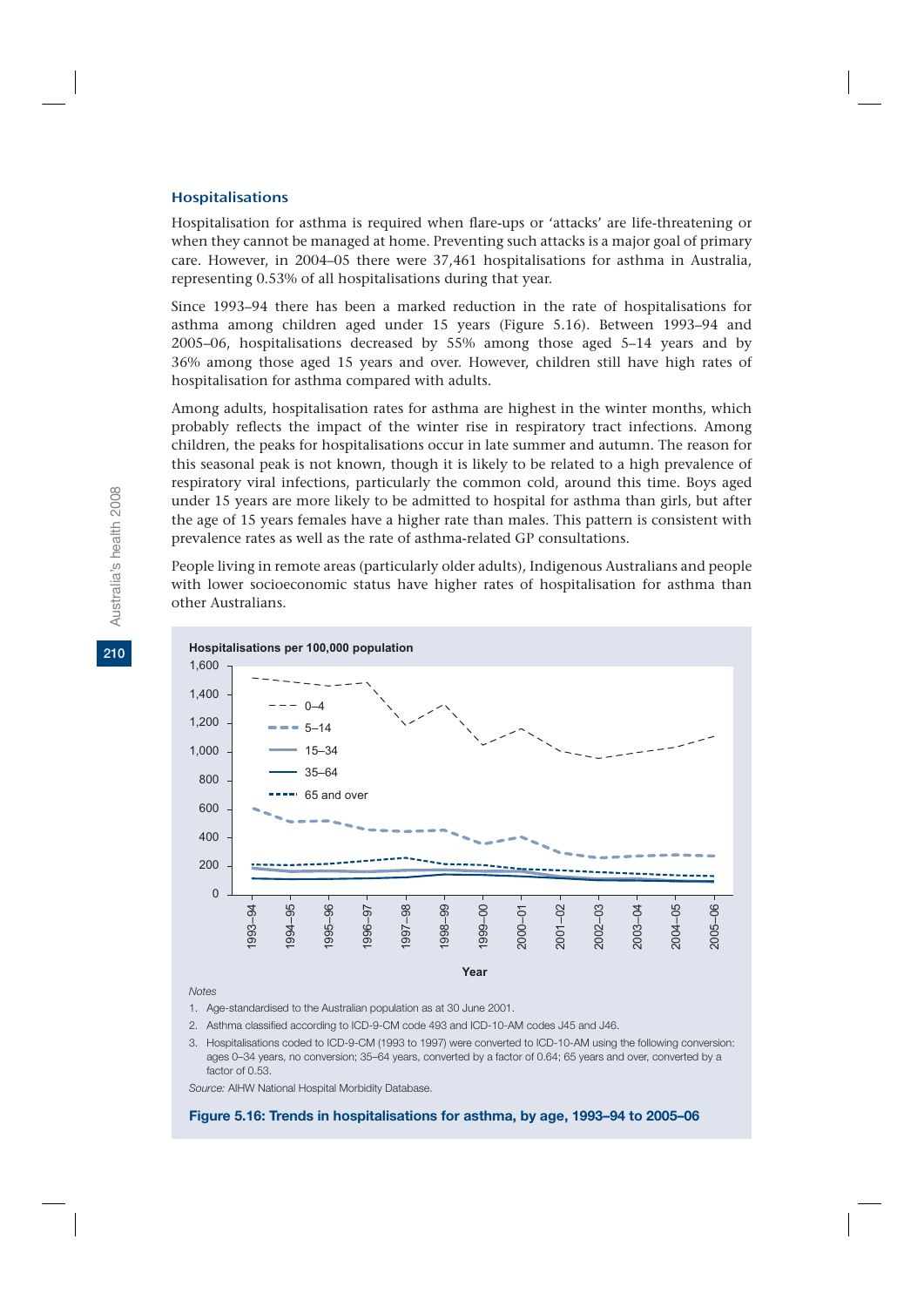### Hospitalisations

Hospitalisation for asthma is required when flare-ups or 'attacks' are life-threatening or when they cannot be managed at home. Preventing such attacks is a major goal of primary care. However, in 2004–05 there were 37,461 hospitalisations for asthma in Australia, representing 0.53% of all hospitalisations during that year.

Since 1993–94 there has been a marked reduction in the rate of hospitalisations for asthma among children aged under 15 years (Figure 5.16). Between 1993–94 and 2005–06, hospitalisations decreased by 55% among those aged 5–14 years and by 36% among those aged 15 years and over. However, children still have high rates of hospitalisation for asthma compared with adults.

Among adults, hospitalisation rates for asthma are highest in the winter months, which probably reflects the impact of the winter rise in respiratory tract infections. Among children, the peaks for hospitalisations occur in late summer and autumn. The reason for this seasonal peak is not known, though it is likely to be related to a high prevalence of respiratory viral infections, particularly the common cold, around this time. Boys aged under 15 years are more likely to be admitted to hospital for asthma than girls, but after the age of 15 years females have a higher rate than males. This pattern is consistent with prevalence rates as well as the rate of asthma-related GP consultations.

People living in remote areas (particularly older adults), Indigenous Australians and people with lower socioeconomic status have higher rates of hospitalisation for asthma than other Australians.

Hospitalisations per 100,000 population

*Notes*

1. Age-standardised to the Australian population as at 30 June 2001.
2. Asthma classified according to ICD-9-CM code 493 and ICD-10-AM codes J45 and J46.
3. Hospitalisations coded to ICD-9-CM (1993 to 1997) were converted to ICD-10-AM using the following conversion: ages 0–34 years, no conversion; 35–64 years, converted by a factor of 0.64; 65 years and over, converted by a factor of 0.53.

*Source:* AIHW National Hospital Morbidity Database.

**Figure 5.16: Trends in hospitalisations for asthma, by age, 1993–94 to 2005–06**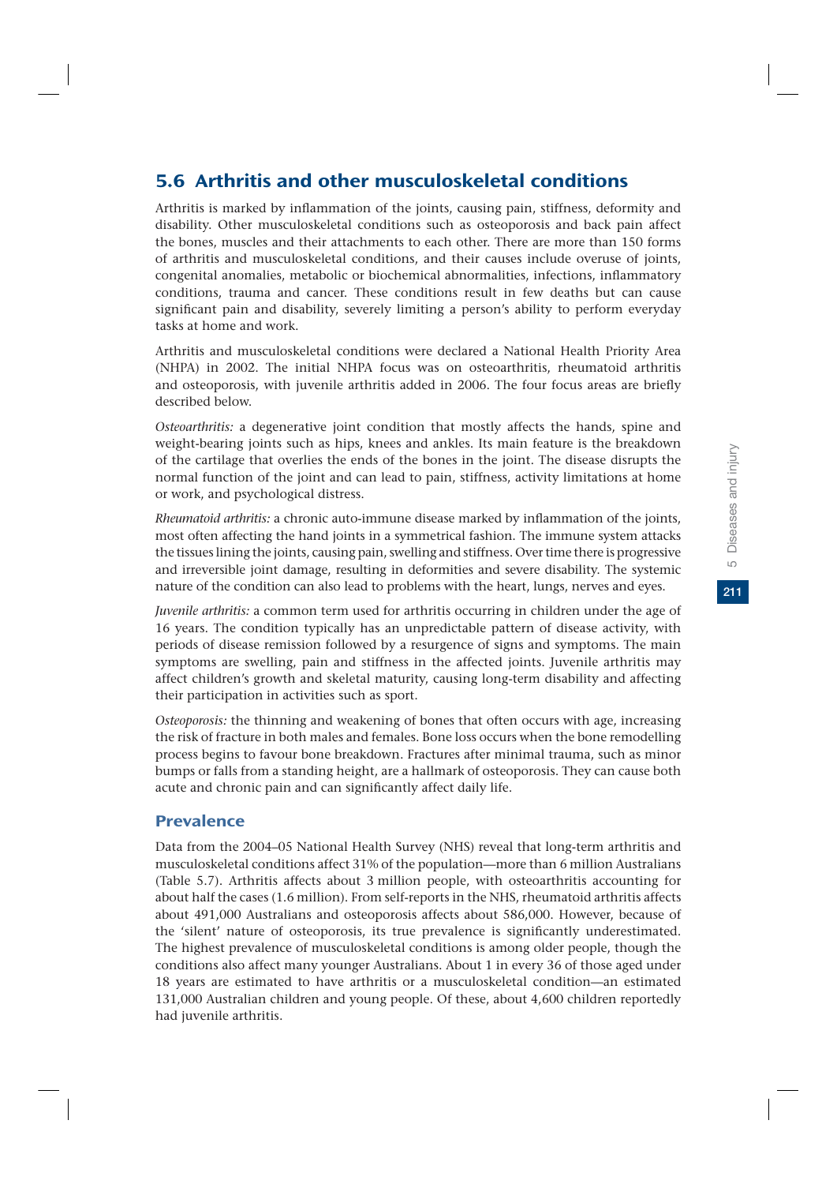## 5.6 Arthritis and other musculoskeletal conditions

Arthritis is marked by inflammation of the joints, causing pain, stiffness, deformity and disability. Other musculoskeletal conditions such as osteoporosis and back pain affect the bones, muscles and their attachments to each other. There are more than 150 forms of arthritis and musculoskeletal conditions, and their causes include overuse of joints, congenital anomalies, metabolic or biochemical abnormalities, infections, inflammatory conditions, trauma and cancer. These conditions result in few deaths but can cause significant pain and disability, severely limiting a person's ability to perform everyday tasks at home and work.

Arthritis and musculoskeletal conditions were declared a National Health Priority Area (NHPA) in 2002. The initial NHPA focus was on osteoarthritis, rheumatoid arthritis and osteoporosis, with juvenile arthritis added in 2006. The four focus areas are briefly described below.

*Osteoarthritis:* a degenerative joint condition that mostly affects the hands, spine and weight-bearing joints such as hips, knees and ankles. Its main feature is the breakdown of the cartilage that overlies the ends of the bones in the joint. The disease disrupts the normal function of the joint and can lead to pain, stiffness, activity limitations at home or work, and psychological distress.

*Rheumatoid arthritis:* a chronic auto-immune disease marked by inflammation of the joints, most often affecting the hand joints in a symmetrical fashion. The immune system attacks the tissues lining the joints, causing pain, swelling and stiffness. Over time there is progressive and irreversible joint damage, resulting in deformities and severe disability. The systemic nature of the condition can also lead to problems with the heart, lungs, nerves and eyes.

*Juvenile arthritis:* a common term used for arthritis occurring in children under the age of 16 years. The condition typically has an unpredictable pattern of disease activity, with periods of disease remission followed by a resurgence of signs and symptoms. The main symptoms are swelling, pain and stiffness in the affected joints. Juvenile arthritis may affect children's growth and skeletal maturity, causing long-term disability and affecting their participation in activities such as sport.

*Osteoporosis:* the thinning and weakening of bones that often occurs with age, increasing the risk of fracture in both males and females. Bone loss occurs when the bone remodelling process begins to favour bone breakdown. Fractures after minimal trauma, such as minor bumps or falls from a standing height, are a hallmark of osteoporosis. They can cause both acute and chronic pain and can significantly affect daily life.

### Prevalence

Data from the 2004–05 National Health Survey (NHS) reveal that long-term arthritis and musculoskeletal conditions affect 31% of the population—more than 6 million Australians (Table 5.7). Arthritis affects about 3 million people, with osteoarthritis accounting for about half the cases (1.6 million). From self-reports in the NHS, rheumatoid arthritis affects about 491,000 Australians and osteoporosis affects about 586,000. However, because of the 'silent' nature of osteoporosis, its true prevalence is significantly underestimated. The highest prevalence of musculoskeletal conditions is among older people, though the conditions also affect many younger Australians. About 1 in every 36 of those aged under 18 years are estimated to have arthritis or a musculoskeletal condition—an estimated 131,000 Australian children and young people. Of these, about 4,600 children reportedly had juvenile arthritis.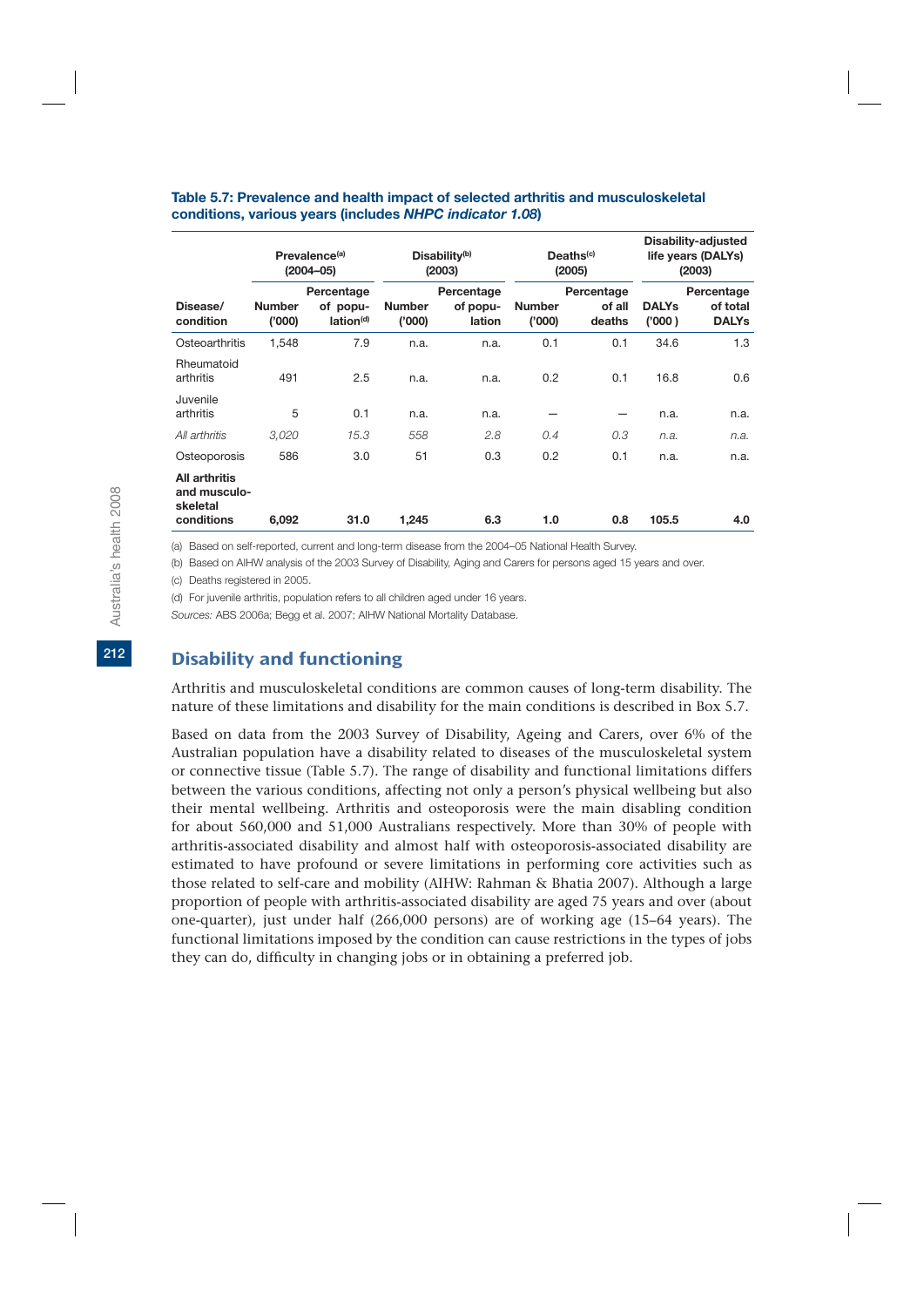**Table 5.7: Prevalence and health impact of selected arthritis and musculoskeletal conditions, various years (includes *NHPC indicator 1.08*)**

| | Prevalence[(a)] (2004–05) | | Disability[(b)] (2003) | | Deaths[(c)] (2005) | | Disability-adjusted life years (DALYs) (2003) | |
|---|---|---|---|---|---|---|---|---|
| Disease/ condition | Number ('000) | Percentage of population[(d)] | Number ('000) | Percentage of population | Number ('000) | Percentage of all deaths | DALYs ('000 ) | Percentage of total DALYs |
| Osteoarthritis | 1,548 | 7.9 | n.a. | n.a. | 0.1 | 0.1 | 34.6 | 1.3 |
| Rheumatoid arthritis | 491 | 2.5 | n.a. | n.a. | 0.2 | 0.1 | 16.8 | 0.6 |
| Juvenile arthritis | 5 | 0.1 | n.a. | n.a. | — | — | n.a. | n.a. |
| *All arthritis* | *3,020* | *15.3* | *558* | *2.8* | *0.4* | *0.3* | *n.a.* | *n.a.* |
| Osteoporosis | 586 | 3.0 | 51 | 0.3 | 0.2 | 0.1 | n.a. | n.a. |
| **All arthritis and musculoskeletal conditions** | **6,092** | **31.0** | **1,245** | **6.3** | **1.0** | **0.8** | **105.5** | **4.0** |

(a) Based on self-reported, current and long-term disease from the 2004–05 National Health Survey.

(b) Based on AIHW analysis of the 2003 Survey of Disability, Aging and Carers for persons aged 15 years and over.

(c) Deaths registered in 2005.

(d) For juvenile arthritis, population refers to all children aged under 16 years.

*Sources:* ABS 2006a; Begg et al. 2007; AIHW National Mortality Database.

## Disability and functioning

Arthritis and musculoskeletal conditions are common causes of long-term disability. The nature of these limitations and disability for the main conditions is described in Box 5.7.

Based on data from the 2003 Survey of Disability, Ageing and Carers, over 6% of the Australian population have a disability related to diseases of the musculoskeletal system or connective tissue (Table 5.7). The range of disability and functional limitations differs between the various conditions, affecting not only a person's physical wellbeing but also their mental wellbeing. Arthritis and osteoporosis were the main disabling condition for about 560,000 and 51,000 Australians respectively. More than 30% of people with arthritis-associated disability and almost half with osteoporosis-associated disability are estimated to have profound or severe limitations in performing core activities such as those related to self-care and mobility (AIHW: Rahman & Bhatia 2007). Although a large proportion of people with arthritis-associated disability are aged 75 years and over (about one-quarter), just under half (266,000 persons) are of working age (15–64 years). The functional limitations imposed by the condition can cause restrictions in the types of jobs they can do, difficulty in changing jobs or in obtaining a preferred job.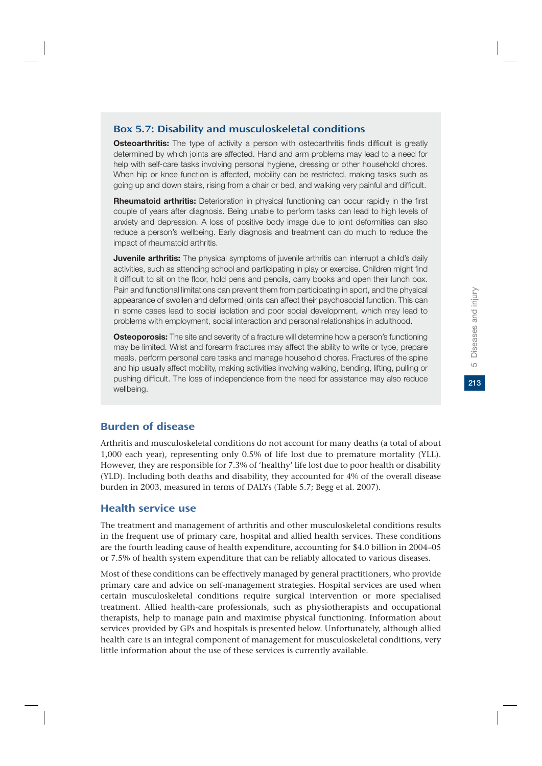### Box 5.7: Disability and musculoskeletal conditions

**Osteoarthritis:** The type of activity a person with osteoarthritis finds difficult is greatly determined by which joints are affected. Hand and arm problems may lead to a need for help with self-care tasks involving personal hygiene, dressing or other household chores. When hip or knee function is affected, mobility can be restricted, making tasks such as going up and down stairs, rising from a chair or bed, and walking very painful and difficult.

**Rheumatoid arthritis:** Deterioration in physical functioning can occur rapidly in the first couple of years after diagnosis. Being unable to perform tasks can lead to high levels of anxiety and depression. A loss of positive body image due to joint deformities can also reduce a person's wellbeing. Early diagnosis and treatment can do much to reduce the impact of rheumatoid arthritis.

**Juvenile arthritis:** The physical symptoms of juvenile arthritis can interrupt a child's daily activities, such as attending school and participating in play or exercise. Children might find it difficult to sit on the floor, hold pens and pencils, carry books and open their lunch box. Pain and functional limitations can prevent them from participating in sport, and the physical appearance of swollen and deformed joints can affect their psychosocial function. This can in some cases lead to social isolation and poor social development, which may lead to problems with employment, social interaction and personal relationships in adulthood.

**Osteoporosis:** The site and severity of a fracture will determine how a person's functioning may be limited. Wrist and forearm fractures may affect the ability to write or type, prepare meals, perform personal care tasks and manage household chores. Fractures of the spine and hip usually affect mobility, making activities involving walking, bending, lifting, pulling or pushing difficult. The loss of independence from the need for assistance may also reduce wellbeing.

## Burden of disease

Arthritis and musculoskeletal conditions do not account for many deaths (a total of about 1,000 each year), representing only 0.5% of life lost due to premature mortality (YLL). However, they are responsible for 7.3% of 'healthy' life lost due to poor health or disability (YLD). Including both deaths and disability, they accounted for 4% of the overall disease burden in 2003, measured in terms of DALYs (Table 5.7; Begg et al. 2007).

## Health service use

The treatment and management of arthritis and other musculoskeletal conditions results in the frequent use of primary care, hospital and allied health services. These conditions are the fourth leading cause of health expenditure, accounting for $4.0 billion in 2004–05 or 7.5% of health system expenditure that can be reliably allocated to various diseases.

Most of these conditions can be effectively managed by general practitioners, who provide primary care and advice on self-management strategies. Hospital services are used when certain musculoskeletal conditions require surgical intervention or more specialised treatment. Allied health-care professionals, such as physiotherapists and occupational therapists, help to manage pain and maximise physical functioning. Information about services provided by GPs and hospitals is presented below. Unfortunately, although allied health care is an integral component of management for musculoskeletal conditions, very little information about the use of these services is currently available.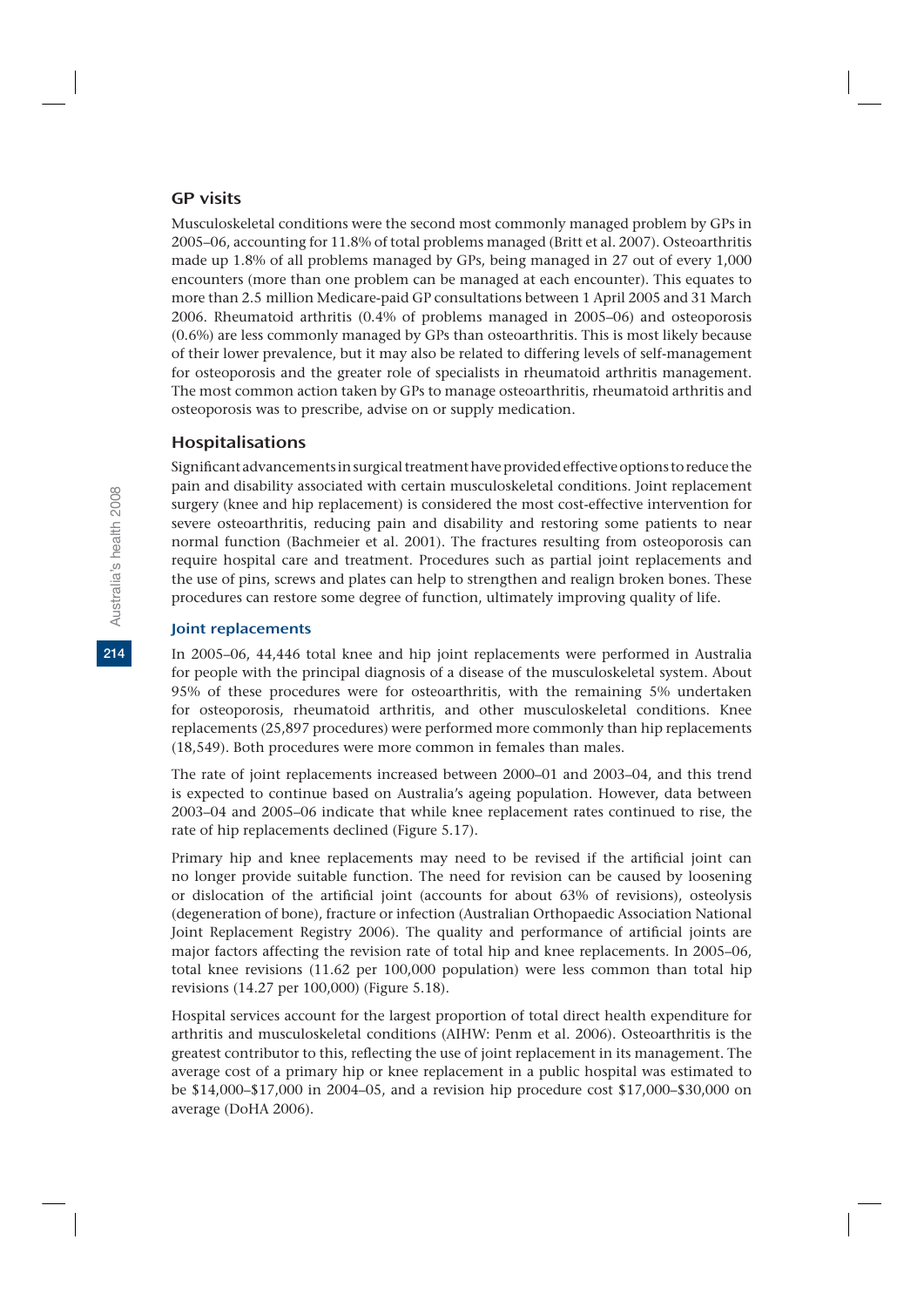## GP visits

Musculoskeletal conditions were the second most commonly managed problem by GPs in 2005–06, accounting for 11.8% of total problems managed (Britt et al. 2007). Osteoarthritis made up 1.8% of all problems managed by GPs, being managed in 27 out of every 1,000 encounters (more than one problem can be managed at each encounter). This equates to more than 2.5 million Medicare-paid GP consultations between 1 April 2005 and 31 March 2006. Rheumatoid arthritis (0.4% of problems managed in 2005–06) and osteoporosis (0.6%) are less commonly managed by GPs than osteoarthritis. This is most likely because of their lower prevalence, but it may also be related to differing levels of self-management for osteoporosis and the greater role of specialists in rheumatoid arthritis management. The most common action taken by GPs to manage osteoarthritis, rheumatoid arthritis and osteoporosis was to prescribe, advise on or supply medication.

## Hospitalisations

Significant advancements in surgical treatment have provided effective options to reduce the pain and disability associated with certain musculoskeletal conditions. Joint replacement surgery (knee and hip replacement) is considered the most cost-effective intervention for severe osteoarthritis, reducing pain and disability and restoring some patients to near normal function (Bachmeier et al. 2001). The fractures resulting from osteoporosis can require hospital care and treatment. Procedures such as partial joint replacements and the use of pins, screws and plates can help to strengthen and realign broken bones. These procedures can restore some degree of function, ultimately improving quality of life.

### Joint replacements

In 2005–06, 44,446 total knee and hip joint replacements were performed in Australia for people with the principal diagnosis of a disease of the musculoskeletal system. About 95% of these procedures were for osteoarthritis, with the remaining 5% undertaken for osteoporosis, rheumatoid arthritis, and other musculoskeletal conditions. Knee replacements (25,897 procedures) were performed more commonly than hip replacements (18,549). Both procedures were more common in females than males.

The rate of joint replacements increased between 2000–01 and 2003–04, and this trend is expected to continue based on Australia's ageing population. However, data between 2003–04 and 2005–06 indicate that while knee replacement rates continued to rise, the rate of hip replacements declined (Figure 5.17).

Primary hip and knee replacements may need to be revised if the artificial joint can no longer provide suitable function. The need for revision can be caused by loosening or dislocation of the artificial joint (accounts for about 63% of revisions), osteolysis (degeneration of bone), fracture or infection (Australian Orthopaedic Association National Joint Replacement Registry 2006). The quality and performance of artificial joints are major factors affecting the revision rate of total hip and knee replacements. In 2005–06, total knee revisions (11.62 per 100,000 population) were less common than total hip revisions (14.27 per 100,000) (Figure 5.18).

Hospital services account for the largest proportion of total direct health expenditure for arthritis and musculoskeletal conditions (AIHW: Penm et al. 2006). Osteoarthritis is the greatest contributor to this, reflecting the use of joint replacement in its management. The average cost of a primary hip or knee replacement in a public hospital was estimated to be $14,000–$17,000 in 2004–05, and a revision hip procedure cost $17,000–$30,000 on average (DoHA 2006).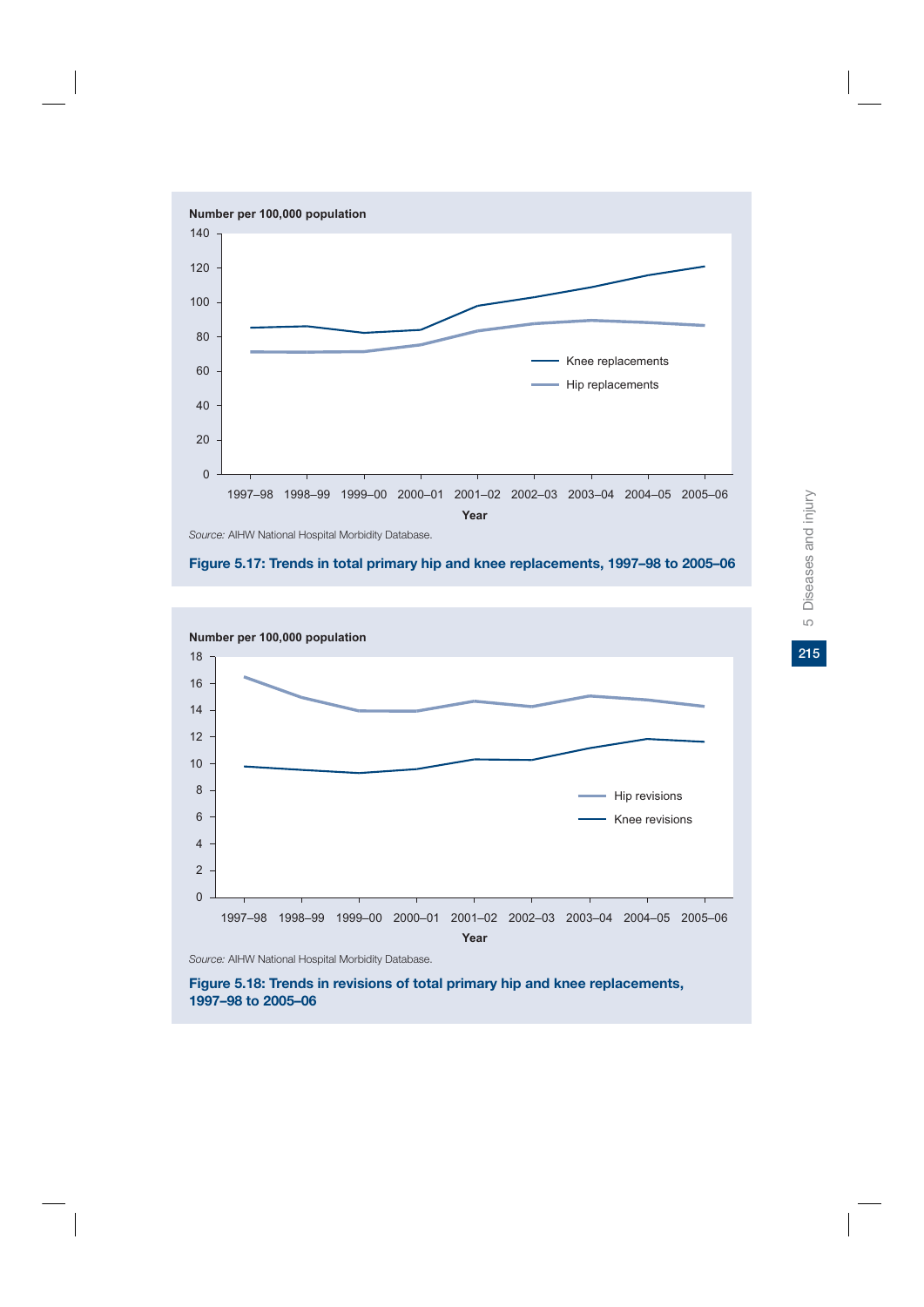Number per 100,000 population

Source: AIHW National Hospital Morbidity Database.

**Figure 5.17: Trends in total primary hip and knee replacements, 1997–98 to 2005–06**

Number per 100,000 population

Source: AIHW National Hospital Morbidity Database.

**Figure 5.18: Trends in revisions of total primary hip and knee replacements, 1997–98 to 2005–06**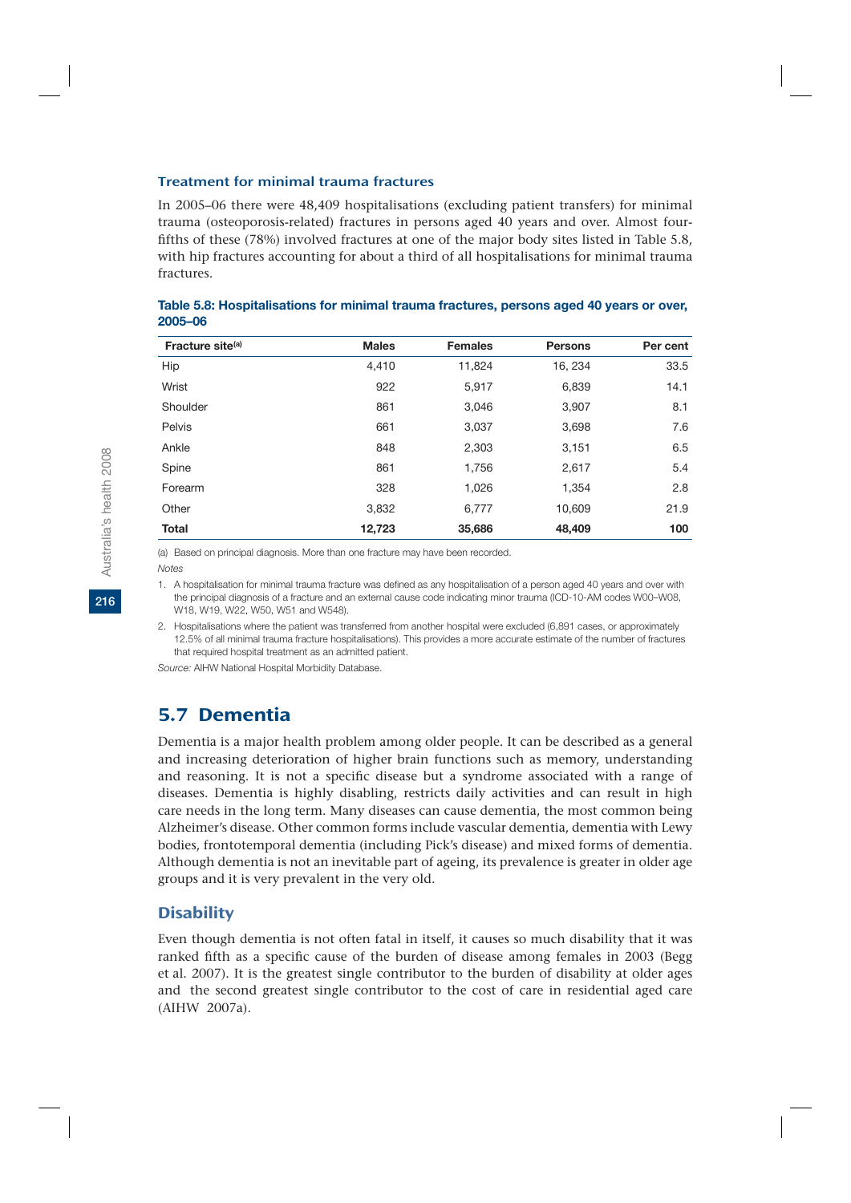### Treatment for minimal trauma fractures

In 2005–06 there were 48,409 hospitalisations (excluding patient transfers) for minimal trauma (osteoporosis-related) fractures in persons aged 40 years and over. Almost four-fifths of these (78%) involved fractures at one of the major body sites listed in Table 5.8, with hip fractures accounting for about a third of all hospitalisations for minimal trauma fractures.

**Table 5.8: Hospitalisations for minimal trauma fractures, persons aged 40 years or over, 2005–06**

| Fracture site[(a)] | Males | Females | Persons | Per cent |
|---|---|---|---|---|
| Hip | 4,410 | 11,824 | 16, 234 | 33.5 |
| Wrist | 922 | 5,917 | 6,839 | 14.1 |
| Shoulder | 861 | 3,046 | 3,907 | 8.1 |
| Pelvis | 661 | 3,037 | 3,698 | 7.6 |
| Ankle | 848 | 2,303 | 3,151 | 6.5 |
| Spine | 861 | 1,756 | 2,617 | 5.4 |
| Forearm | 328 | 1,026 | 1,354 | 2.8 |
| Other | 3,832 | 6,777 | 10,609 | 21.9 |
| **Total** | **12,723** | **35,686** | **48,409** | **100** |

(a) Based on principal diagnosis. More than one fracture may have been recorded.

*Notes*

1. A hospitalisation for minimal trauma fracture was defined as any hospitalisation of a person aged 40 years and over with the principal diagnosis of a fracture and an external cause code indicating minor trauma (ICD-10-AM codes W00–W08, W18, W19, W22, W50, W51 and W548).
2. Hospitalisations where the patient was transferred from another hospital were excluded (6,891 cases, or approximately 12.5% of all minimal trauma fracture hospitalisations). This provides a more accurate estimate of the number of fractures that required hospital treatment as an admitted patient.

*Source:* AIHW National Hospital Morbidity Database.

## 5.7 Dementia

Dementia is a major health problem among older people. It can be described as a general and increasing deterioration of higher brain functions such as memory, understanding and reasoning. It is not a specific disease but a syndrome associated with a range of diseases. Dementia is highly disabling, restricts daily activities and can result in high care needs in the long term. Many diseases can cause dementia, the most common being Alzheimer's disease. Other common forms include vascular dementia, dementia with Lewy bodies, frontotemporal dementia (including Pick's disease) and mixed forms of dementia. Although dementia is not an inevitable part of ageing, its prevalence is greater in older age groups and it is very prevalent in the very old.

### Disability

Even though dementia is not often fatal in itself, it causes so much disability that it was ranked fifth as a specific cause of the burden of disease among females in 2003 (Begg et al. 2007). It is the greatest single contributor to the burden of disability at older ages and the second greatest single contributor to the cost of care in residential aged care (AIHW 2007a).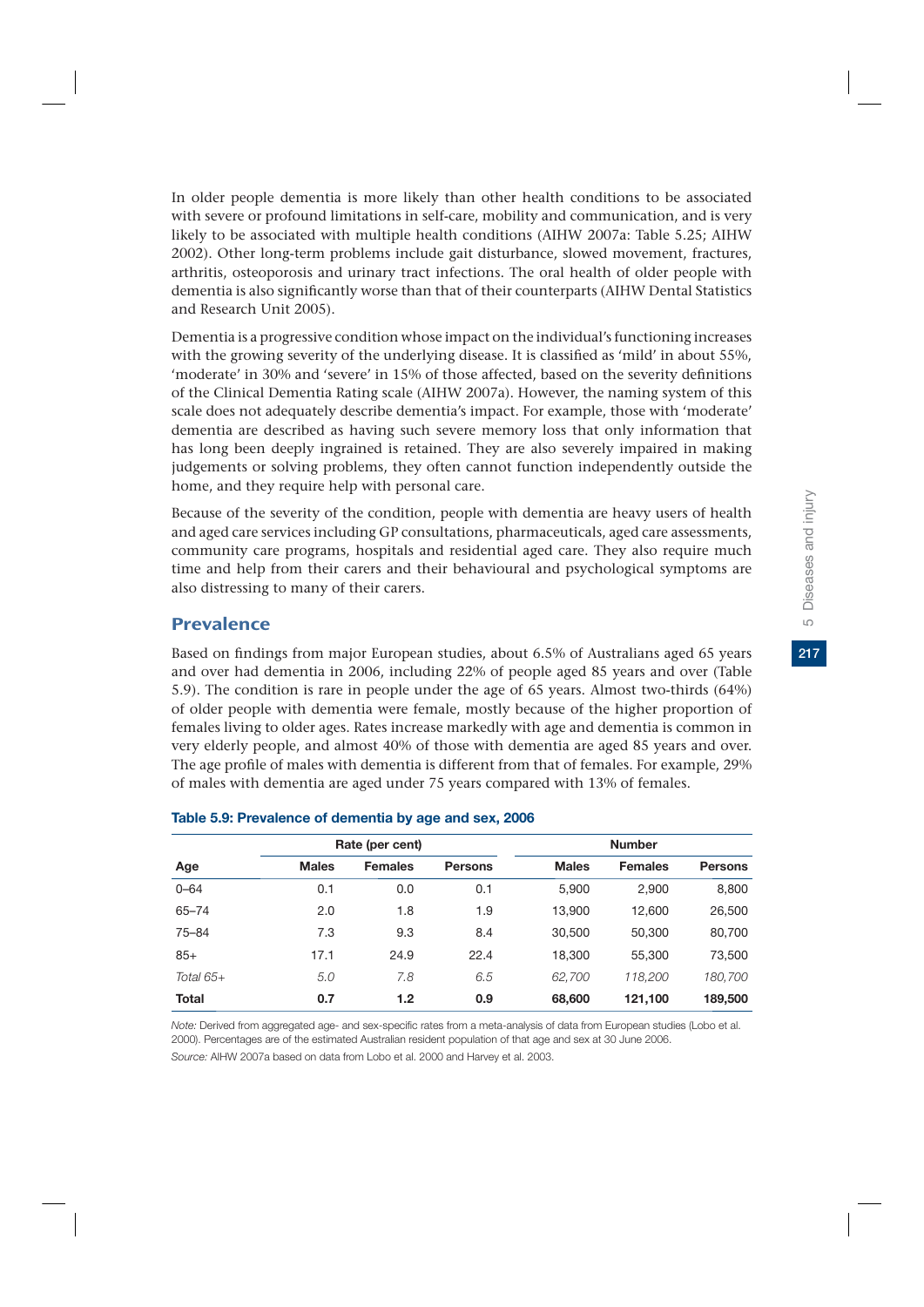In older people dementia is more likely than other health conditions to be associated with severe or profound limitations in self-care, mobility and communication, and is very likely to be associated with multiple health conditions (AIHW 2007a: Table 5.25; AIHW 2002). Other long-term problems include gait disturbance, slowed movement, fractures, arthritis, osteoporosis and urinary tract infections. The oral health of older people with dementia is also significantly worse than that of their counterparts (AIHW Dental Statistics and Research Unit 2005).

Dementia is a progressive condition whose impact on the individual's functioning increases with the growing severity of the underlying disease. It is classified as 'mild' in about 55%, 'moderate' in 30% and 'severe' in 15% of those affected, based on the severity definitions of the Clinical Dementia Rating scale (AIHW 2007a). However, the naming system of this scale does not adequately describe dementia's impact. For example, those with 'moderate' dementia are described as having such severe memory loss that only information that has long been deeply ingrained is retained. They are also severely impaired in making judgements or solving problems, they often cannot function independently outside the home, and they require help with personal care.

Because of the severity of the condition, people with dementia are heavy users of health and aged care services including GP consultations, pharmaceuticals, aged care assessments, community care programs, hospitals and residential aged care. They also require much time and help from their carers and their behavioural and psychological symptoms are also distressing to many of their carers.

## Prevalence

Based on findings from major European studies, about 6.5% of Australians aged 65 years and over had dementia in 2006, including 22% of people aged 85 years and over (Table 5.9). The condition is rare in people under the age of 65 years. Almost two-thirds (64%) of older people with dementia were female, mostly because of the higher proportion of females living to older ages. Rates increase markedly with age and dementia is common in very elderly people, and almost 40% of those with dementia are aged 85 years and over. The age profile of males with dementia is different from that of females. For example, 29% of males with dementia are aged under 75 years compared with 13% of females.

**Table 5.9: Prevalence of dementia by age and sex, 2006**

| | Rate (per cent) | | | Number | | |
|---|---|---|---|---|---|---|
| **Age** | **Males** | **Females** | **Persons** | **Males** | **Females** | **Persons** |
| 0–64 | 0.1 | 0.0 | 0.1 | 5,900 | 2,900 | 8,800 |
| 65–74 | 2.0 | 1.8 | 1.9 | 13,900 | 12,600 | 26,500 |
| 75–84 | 7.3 | 9.3 | 8.4 | 30,500 | 50,300 | 80,700 |
| 85+ | 17.1 | 24.9 | 22.4 | 18,300 | 55,300 | 73,500 |
| *Total 65+* | *5.0* | *7.8* | *6.5* | *62,700* | *118,200* | *180,700* |
| **Total** | **0.7** | **1.2** | **0.9** | **68,600** | **121,100** | **189,500** |

*Note:* Derived from aggregated age- and sex-specific rates from a meta-analysis of data from European studies (Lobo et al. 2000). Percentages are of the estimated Australian resident population of that age and sex at 30 June 2006.

*Source:* AIHW 2007a based on data from Lobo et al. 2000 and Harvey et al. 2003.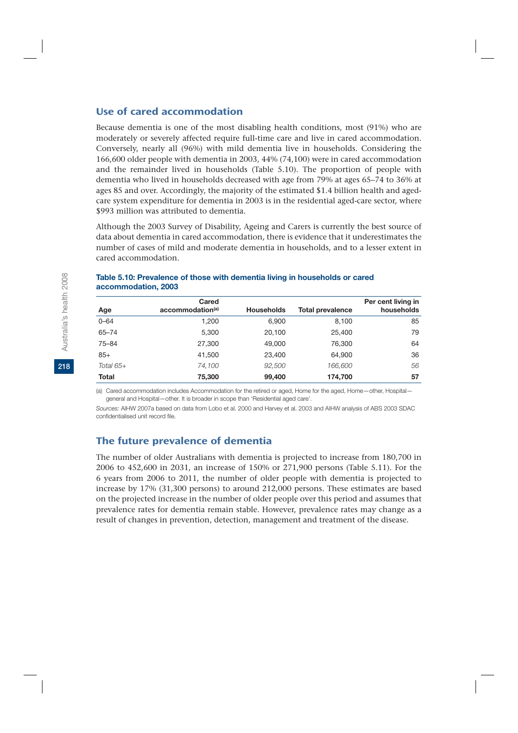## Use of cared accommodation

Because dementia is one of the most disabling health conditions, most (91%) who are moderately or severely affected require full-time care and live in cared accommodation. Conversely, nearly all (96%) with mild dementia live in households. Considering the 166,600 older people with dementia in 2003, 44% (74,100) were in cared accommodation and the remainder lived in households (Table 5.10). The proportion of people with dementia who lived in households decreased with age from 79% at ages 65–74 to 36% at ages 85 and over. Accordingly, the majority of the estimated $1.4 billion health and aged-care system expenditure for dementia in 2003 is in the residential aged-care sector, where $993 million was attributed to dementia.

Although the 2003 Survey of Disability, Ageing and Carers is currently the best source of data about dementia in cared accommodation, there is evidence that it underestimates the number of cases of mild and moderate dementia in households, and to a lesser extent in cared accommodation.

**Table 5.10: Prevalence of those with dementia living in households or cared accommodation, 2003**

| Age | Cared accommodation[(a)] | Households | Total prevalence | Per cent living in households |
|---|---|---|---|---|
| 0–64 | 1,200 | 6,900 | 8,100 | 85 |
| 65–74 | 5,300 | 20,100 | 25,400 | 79 |
| 75–84 | 27,300 | 49,000 | 76,300 | 64 |
| 85+ | 41,500 | 23,400 | 64,900 | 36 |
| *Total 65+* | *74,100* | *92,500* | *166,600* | *56* |
| **Total** | **75,300** | **99,400** | **174,700** | **57** |

(a) Cared accommodation includes Accommodation for the retired or aged, Home for the aged, Home—other, Hospital—general and Hospital—other. It is broader in scope than 'Residential aged care'.

*Sources:* AIHW 2007a based on data from Lobo et al. 2000 and Harvey et al. 2003 and AIHW analysis of ABS 2003 SDAC confidentialised unit record file.

## The future prevalence of dementia

The number of older Australians with dementia is projected to increase from 180,700 in 2006 to 452,600 in 2031, an increase of 150% or 271,900 persons (Table 5.11). For the 6 years from 2006 to 2011, the number of older people with dementia is projected to increase by 17% (31,300 persons) to around 212,000 persons. These estimates are based on the projected increase in the number of older people over this period and assumes that prevalence rates for dementia remain stable. However, prevalence rates may change as a result of changes in prevention, detection, management and treatment of the disease.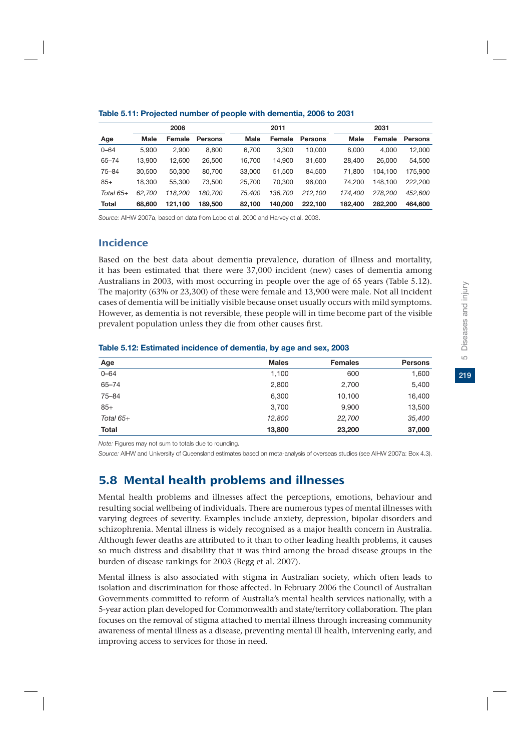**Table 5.11: Projected number of people with dementia, 2006 to 2031**

| | 2006 | | | 2011 | | | 2031 | | |
|---|---|---|---|---|---|---|---|---|---|
| **Age** | **Male** | **Female** | **Persons** | **Male** | **Female** | **Persons** | **Male** | **Female** | **Persons** |
| 0–64 | 5,900 | 2,900 | 8,800 | 6,700 | 3,300 | 10,000 | 8,000 | 4,000 | 12,000 |
| 65–74 | 13,900 | 12,600 | 26,500 | 16,700 | 14,900 | 31,600 | 28,400 | 26,000 | 54,500 |
| 75–84 | 30,500 | 50,300 | 80,700 | 33,000 | 51,500 | 84,500 | 71,800 | 104,100 | 175,900 |
| 85+ | 18,300 | 55,300 | 73,500 | 25,700 | 70,300 | 96,000 | 74,200 | 148,100 | 222,200 |
| *Total 65+* | *62,700* | *118,200* | *180,700* | *75,400* | *136,700* | *212,100* | *174,400* | *278,200* | *452,600* |
| **Total** | **68,600** | **121,100** | **189,500** | **82,100** | **140,000** | **222,100** | **182,400** | **282,200** | **464,600** |

*Source:* AIHW 2007a, based on data from Lobo et al. 2000 and Harvey et al. 2003.

## Incidence

Based on the best data about dementia prevalence, duration of illness and mortality, it has been estimated that there were 37,000 incident (new) cases of dementia among Australians in 2003, with most occurring in people over the age of 65 years (Table 5.12). The majority (63% or 23,300) of these were female and 13,900 were male. Not all incident cases of dementia will be initially visible because onset usually occurs with mild symptoms. However, as dementia is not reversible, these people will in time become part of the visible prevalent population unless they die from other causes first.

**Table 5.12: Estimated incidence of dementia, by age and sex, 2003**

| Age | Males | Females | Persons |
|---|---|---|---|
| 0–64 | 1,100 | 600 | 1,600 |
| 65–74 | 2,800 | 2,700 | 5,400 |
| 75–84 | 6,300 | 10,100 | 16,400 |
| 85+ | 3,700 | 9,900 | 13,500 |
| *Total 65+* | *12,800* | *22,700* | *35,400* |
| **Total** | **13,800** | **23,200** | **37,000** |

*Note:* Figures may not sum to totals due to rounding.

*Source:* AIHW and University of Queensland estimates based on meta-analysis of overseas studies (see AIHW 2007a: Box 4.3).

# 5.8 Mental health problems and illnesses

Mental health problems and illnesses affect the perceptions, emotions, behaviour and resulting social wellbeing of individuals. There are numerous types of mental illnesses with varying degrees of severity. Examples include anxiety, depression, bipolar disorders and schizophrenia. Mental illness is widely recognised as a major health concern in Australia. Although fewer deaths are attributed to it than to other leading health problems, it causes so much distress and disability that it was third among the broad disease groups in the burden of disease rankings for 2003 (Begg et al. 2007).

Mental illness is also associated with stigma in Australian society, which often leads to isolation and discrimination for those affected. In February 2006 the Council of Australian Governments committed to reform of Australia's mental health services nationally, with a 5-year action plan developed for Commonwealth and state/territory collaboration. The plan focuses on the removal of stigma attached to mental illness through increasing community awareness of mental illness as a disease, preventing mental ill health, intervening early, and improving access to services for those in need.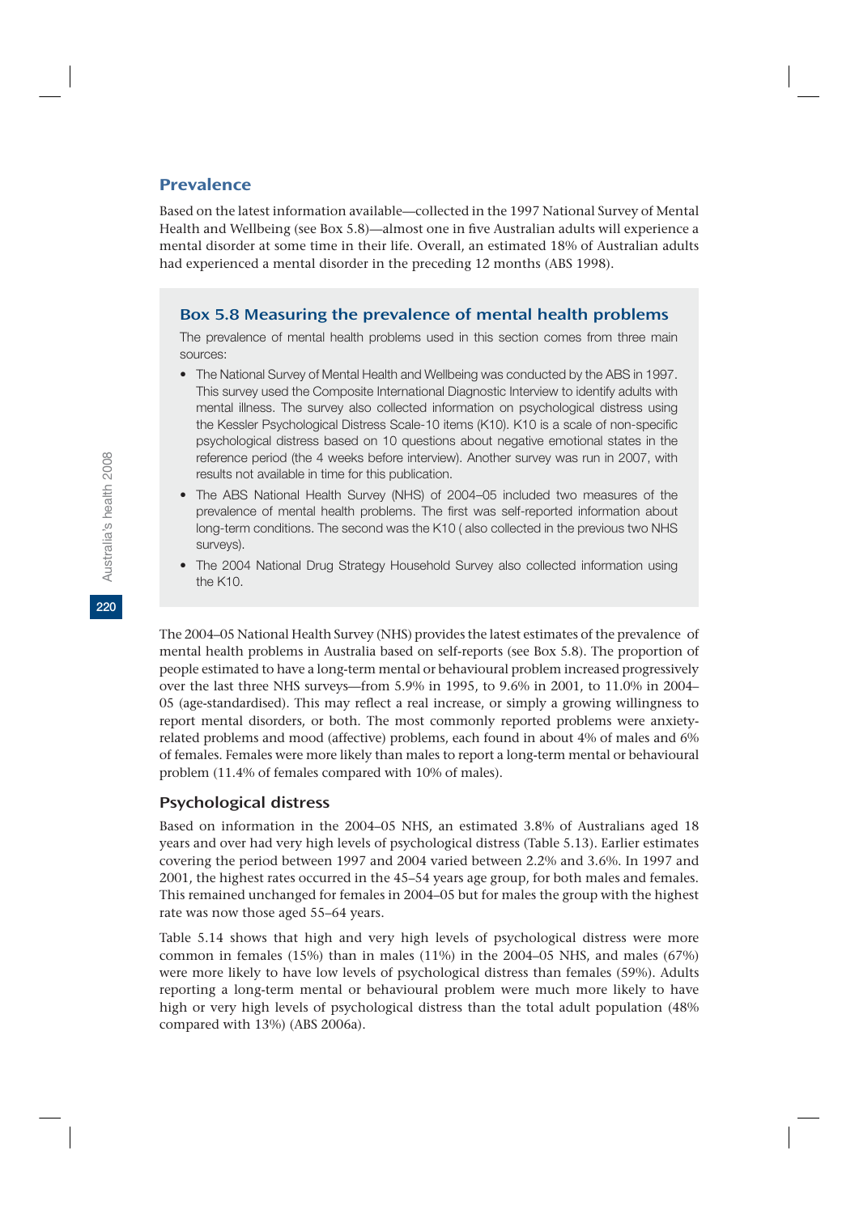## Prevalence

Based on the latest information available—collected in the 1997 National Survey of Mental Health and Wellbeing (see Box 5.8)—almost one in five Australian adults will experience a mental disorder at some time in their life. Overall, an estimated 18% of Australian adults had experienced a mental disorder in the preceding 12 months (ABS 1998).

### Box 5.8 Measuring the prevalence of mental health problems

The prevalence of mental health problems used in this section comes from three main sources:

- The National Survey of Mental Health and Wellbeing was conducted by the ABS in 1997. This survey used the Composite International Diagnostic Interview to identify adults with mental illness. The survey also collected information on psychological distress using the Kessler Psychological Distress Scale-10 items (K10). K10 is a scale of non-specific psychological distress based on 10 questions about negative emotional states in the reference period (the 4 weeks before interview). Another survey was run in 2007, with results not available in time for this publication.
- The ABS National Health Survey (NHS) of 2004–05 included two measures of the prevalence of mental health problems. The first was self-reported information about long-term conditions. The second was the K10 ( also collected in the previous two NHS surveys).
- The 2004 National Drug Strategy Household Survey also collected information using the K10.

The 2004–05 National Health Survey (NHS) provides the latest estimates of the prevalence of mental health problems in Australia based on self-reports (see Box 5.8). The proportion of people estimated to have a long-term mental or behavioural problem increased progressively over the last three NHS surveys—from 5.9% in 1995, to 9.6% in 2001, to 11.0% in 2004–05 (age-standardised). This may reflect a real increase, or simply a growing willingness to report mental disorders, or both. The most commonly reported problems were anxiety-related problems and mood (affective) problems, each found in about 4% of males and 6% of females. Females were more likely than males to report a long-term mental or behavioural problem (11.4% of females compared with 10% of males).

### Psychological distress

Based on information in the 2004–05 NHS, an estimated 3.8% of Australians aged 18 years and over had very high levels of psychological distress (Table 5.13). Earlier estimates covering the period between 1997 and 2004 varied between 2.2% and 3.6%. In 1997 and 2001, the highest rates occurred in the 45–54 years age group, for both males and females. This remained unchanged for females in 2004–05 but for males the group with the highest rate was now those aged 55–64 years.

Table 5.14 shows that high and very high levels of psychological distress were more common in females (15%) than in males (11%) in the 2004–05 NHS, and males (67%) were more likely to have low levels of psychological distress than females (59%). Adults reporting a long-term mental or behavioural problem were much more likely to have high or very high levels of psychological distress than the total adult population (48% compared with 13%) (ABS 2006a).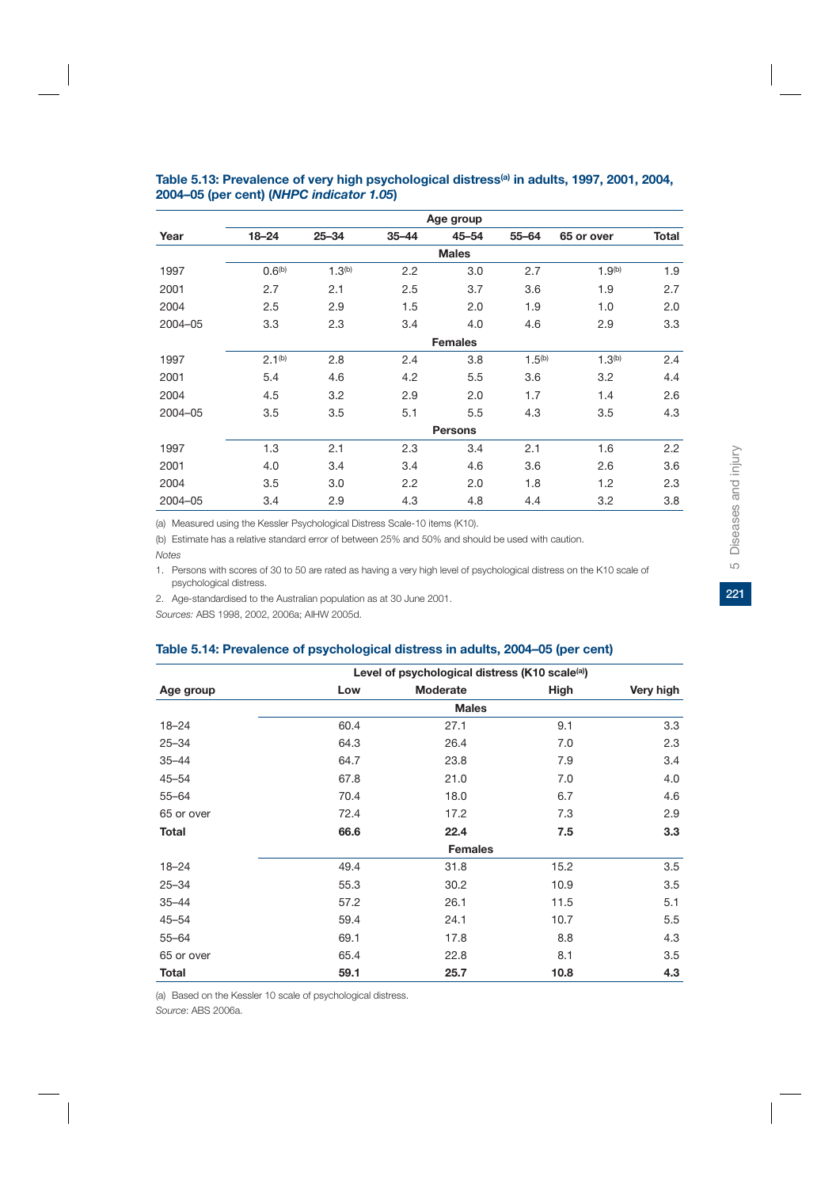**Table 5.13: Prevalence of very high psychological distress[(a)] in adults, 1997, 2001, 2004, 2004–05 (per cent) (*NHPC indicator 1.05*)**

| | Age group | | | | | | |
|---|---|---|---|---|---|---|---|
| Year | 18–24 | 25–34 | 35–44 | 45–54 | 55–64 | 65 or over | Total |
| | | | | **Males** | | | |
| 1997 | 0.6[(b)] | 1.3[(b)] | 2.2 | 3.0 | 2.7 | 1.9[(b)] | 1.9 |
| 2001 | 2.7 | 2.1 | 2.5 | 3.7 | 3.6 | 1.9 | 2.7 |
| 2004 | 2.5 | 2.9 | 1.5 | 2.0 | 1.9 | 1.0 | 2.0 |
| 2004–05 | 3.3 | 2.3 | 3.4 | 4.0 | 4.6 | 2.9 | 3.3 |
| | | | | **Females** | | | |
| 1997 | 2.1[(b)] | 2.8 | 2.4 | 3.8 | 1.5[(b)] | 1.3[(b)] | 2.4 |
| 2001 | 5.4 | 4.6 | 4.2 | 5.5 | 3.6 | 3.2 | 4.4 |
| 2004 | 4.5 | 3.2 | 2.9 | 2.0 | 1.7 | 1.4 | 2.6 |
| 2004–05 | 3.5 | 3.5 | 5.1 | 5.5 | 4.3 | 3.5 | 4.3 |
| | | | | **Persons** | | | |
| 1997 | 1.3 | 2.1 | 2.3 | 3.4 | 2.1 | 1.6 | 2.2 |
| 2001 | 4.0 | 3.4 | 3.4 | 4.6 | 3.6 | 2.6 | 3.6 |
| 2004 | 3.5 | 3.0 | 2.2 | 2.0 | 1.8 | 1.2 | 2.3 |
| 2004–05 | 3.4 | 2.9 | 4.3 | 4.8 | 4.4 | 3.2 | 3.8 |

(a) Measured using the Kessler Psychological Distress Scale-10 items (K10).

(b) Estimate has a relative standard error of between 25% and 50% and should be used with caution.

*Notes*

1. Persons with scores of 30 to 50 are rated as having a very high level of psychological distress on the K10 scale of psychological distress.
2. Age-standardised to the Australian population as at 30 June 2001.

*Sources:* ABS 1998, 2002, 2006a; AIHW 2005d.

**Table 5.14: Prevalence of psychological distress in adults, 2004–05 (per cent)**

| | Level of psychological distress (K10 scale[(a)]) | | | |
|---|---|---|---|---|
| Age group | Low | Moderate | High | Very high |
| | | **Males** | | |
| 18–24 | 60.4 | 27.1 | 9.1 | 3.3 |
| 25–34 | 64.3 | 26.4 | 7.0 | 2.3 |
| 35–44 | 64.7 | 23.8 | 7.9 | 3.4 |
| 45–54 | 67.8 | 21.0 | 7.0 | 4.0 |
| 55–64 | 70.4 | 18.0 | 6.7 | 4.6 |
| 65 or over | 72.4 | 17.2 | 7.3 | 2.9 |
| **Total** | **66.6** | **22.4** | **7.5** | **3.3** |
| | | **Females** | | |
| 18–24 | 49.4 | 31.8 | 15.2 | 3.5 |
| 25–34 | 55.3 | 30.2 | 10.9 | 3.5 |
| 35–44 | 57.2 | 26.1 | 11.5 | 5.1 |
| 45–54 | 59.4 | 24.1 | 10.7 | 5.5 |
| 55–64 | 69.1 | 17.8 | 8.8 | 4.3 |
| 65 or over | 65.4 | 22.8 | 8.1 | 3.5 |
| **Total** | **59.1** | **25.7** | **10.8** | **4.3** |

(a) Based on the Kessler 10 scale of psychological distress.

*Source*: ABS 2006a.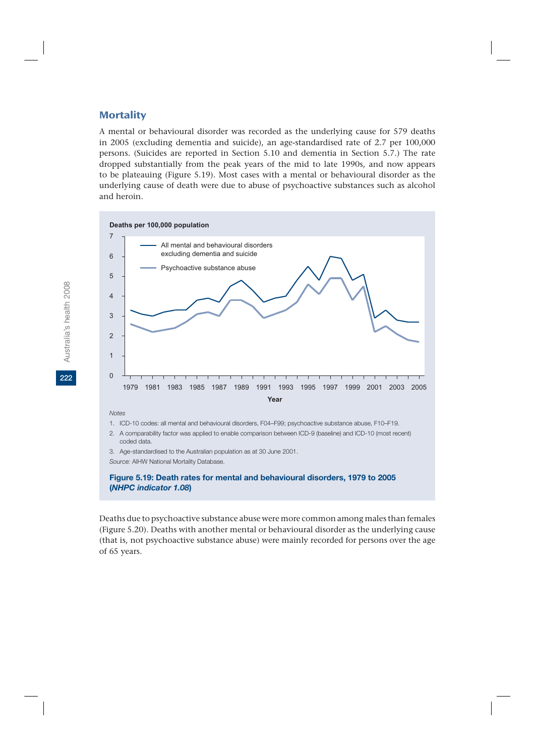## Mortality

A mental or behavioural disorder was recorded as the underlying cause for 579 deaths in 2005 (excluding dementia and suicide), an age-standardised rate of 2.7 per 100,000 persons. (Suicides are reported in Section 5.10 and dementia in Section 5.7.) The rate dropped substantially from the peak years of the mid to late 1990s, and now appears to be plateauing (Figure 5.19). Most cases with a mental or behavioural disorder as the underlying cause of death were due to abuse of psychoactive substances such as alcohol and heroin.

*Notes*

1. ICD-10 codes: all mental and behavioural disorders, F04–F99; psychoactive substance abuse, F10–F19.
2. A comparability factor was applied to enable comparison between ICD-9 (baseline) and ICD-10 (most recent) coded data.
3. Age-standardised to the Australian population as at 30 June 2001.

*Source:* AIHW National Mortality Database.

**Figure 5.19: Death rates for mental and behavioural disorders, 1979 to 2005 (*NHPC indicator 1.08*)**

Deaths due to psychoactive substance abuse were more common among males than females (Figure 5.20). Deaths with another mental or behavioural disorder as the underlying cause (that is, not psychoactive substance abuse) were mainly recorded for persons over the age of 65 years.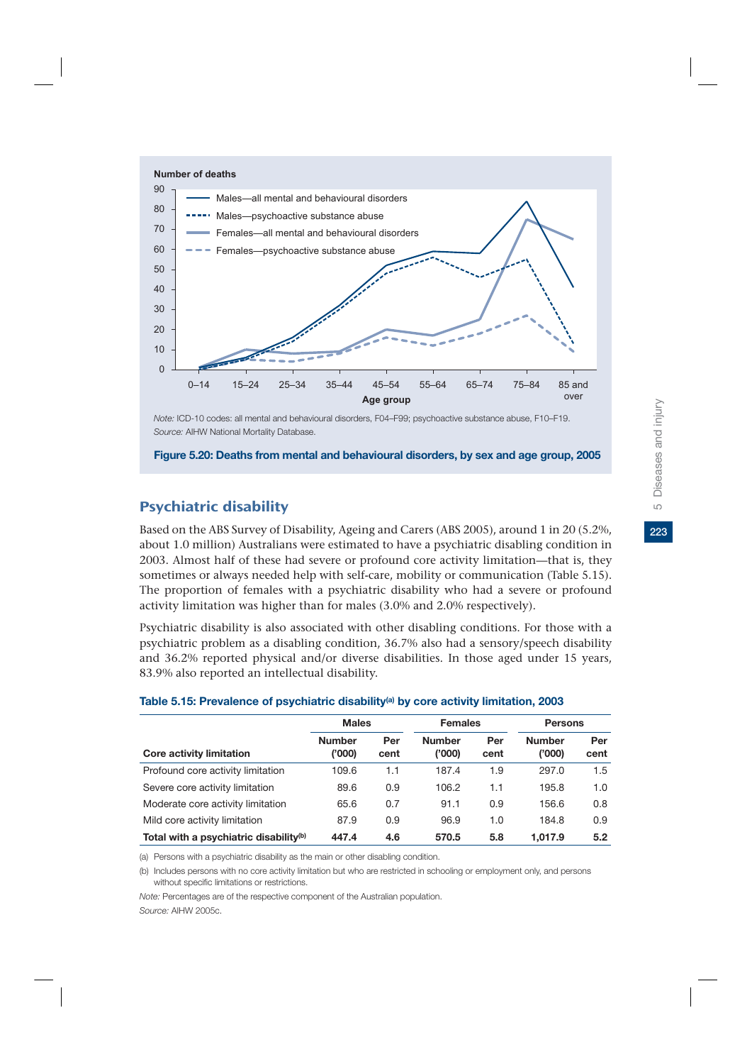Note: ICD-10 codes: all mental and behavioural disorders, F04–F99; psychoactive substance abuse, F10–F19.
Source: AIHW National Mortality Database.

**Figure 5.20: Deaths from mental and behavioural disorders, by sex and age group, 2005**

## Psychiatric disability

Based on the ABS Survey of Disability, Ageing and Carers (ABS 2005), around 1 in 20 (5.2%, about 1.0 million) Australians were estimated to have a psychiatric disabling condition in 2003. Almost half of these had severe or profound core activity limitation—that is, they sometimes or always needed help with self-care, mobility or communication (Table 5.15). The proportion of females with a psychiatric disability who had a severe or profound activity limitation was higher than for males (3.0% and 2.0% respectively).

Psychiatric disability is also associated with other disabling conditions. For those with a psychiatric problem as a disabling condition, 36.7% also had a sensory/speech disability and 36.2% reported physical and/or diverse disabilities. In those aged under 15 years, 83.9% also reported an intellectual disability.

**Table 5.15: Prevalence of psychiatric disability[(a)] by core activity limitation, 2003**

| | Males | | Females | | Persons | |
|---|---|---|---|---|---|---|
| Core activity limitation | Number ('000) | Per cent | Number ('000) | Per cent | Number ('000) | Per cent |
| Profound core activity limitation | 109.6 | 1.1 | 187.4 | 1.9 | 297.0 | 1.5 |
| Severe core activity limitation | 89.6 | 0.9 | 106.2 | 1.1 | 195.8 | 1.0 |
| Moderate core activity limitation | 65.6 | 0.7 | 91.1 | 0.9 | 156.6 | 0.8 |
| Mild core activity limitation | 87.9 | 0.9 | 96.9 | 1.0 | 184.8 | 0.9 |
| **Total with a psychiatric disability[(b)]** | **447.4** | **4.6** | **570.5** | **5.8** | **1,017.9** | **5.2** |

(a) Persons with a psychiatric disability as the main or other disabling condition.

(b) Includes persons with no core activity limitation but who are restricted in schooling or employment only, and persons without specific limitations or restrictions.

Note: Percentages are of the respective component of the Australian population.

Source: AIHW 2005c.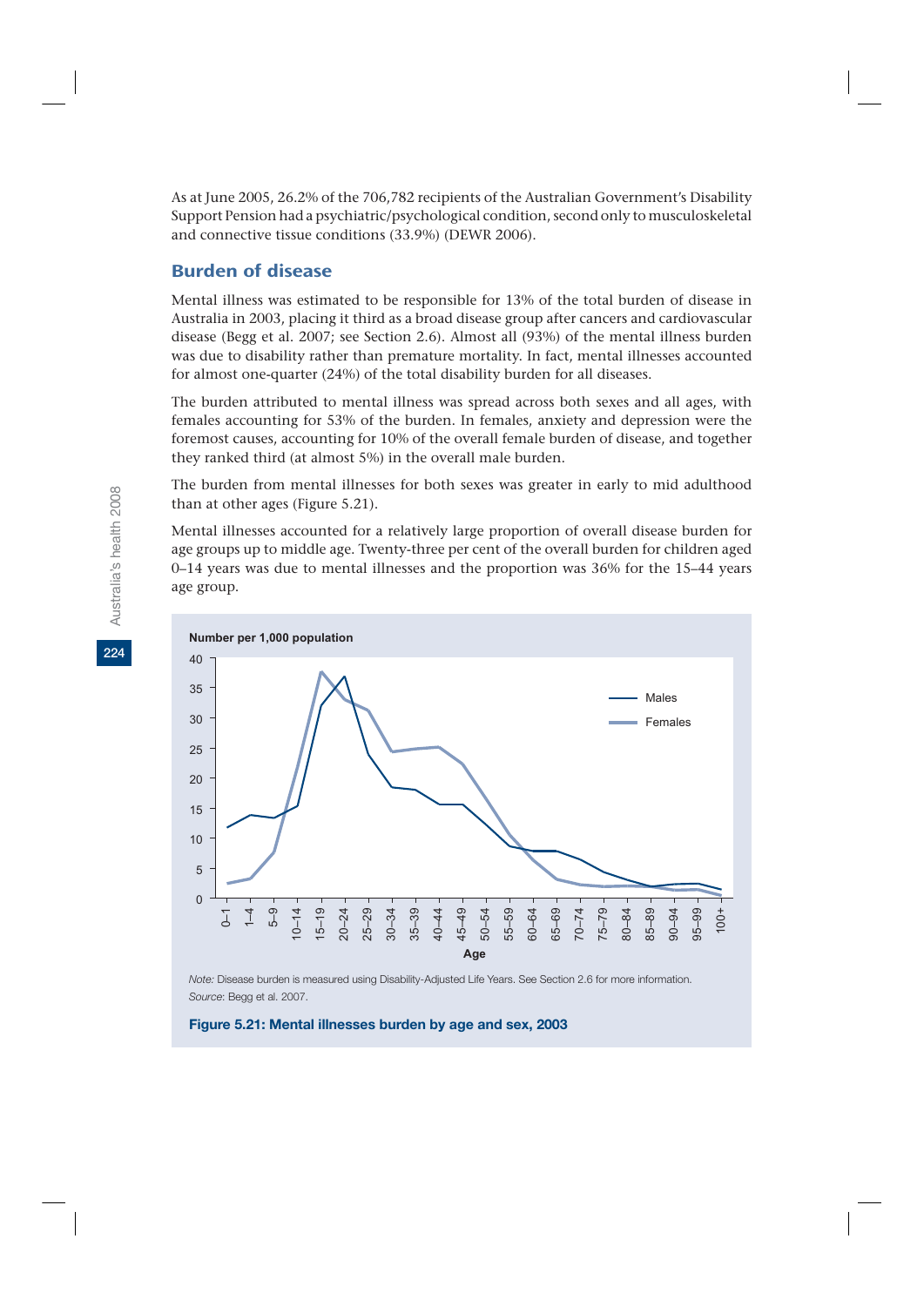As at June 2005, 26.2% of the 706,782 recipients of the Australian Government's Disability Support Pension had a psychiatric/psychological condition, second only to musculoskeletal and connective tissue conditions (33.9%) (DEWR 2006).

## Burden of disease

Mental illness was estimated to be responsible for 13% of the total burden of disease in Australia in 2003, placing it third as a broad disease group after cancers and cardiovascular disease (Begg et al. 2007; see Section 2.6). Almost all (93%) of the mental illness burden was due to disability rather than premature mortality. In fact, mental illnesses accounted for almost one-quarter (24%) of the total disability burden for all diseases.

The burden attributed to mental illness was spread across both sexes and all ages, with females accounting for 53% of the burden. In females, anxiety and depression were the foremost causes, accounting for 10% of the overall female burden of disease, and together they ranked third (at almost 5%) in the overall male burden.

The burden from mental illnesses for both sexes was greater in early to mid adulthood than at other ages (Figure 5.21).

Mental illnesses accounted for a relatively large proportion of overall disease burden for age groups up to middle age. Twenty-three per cent of the overall burden for children aged 0–14 years was due to mental illnesses and the proportion was 36% for the 15–44 years age group.

*Note:* Disease burden is measured using Disability-Adjusted Life Years. See Section 2.6 for more information.
*Source*: Begg et al. 2007.

**Figure 5.21: Mental illnesses burden by age and sex, 2003**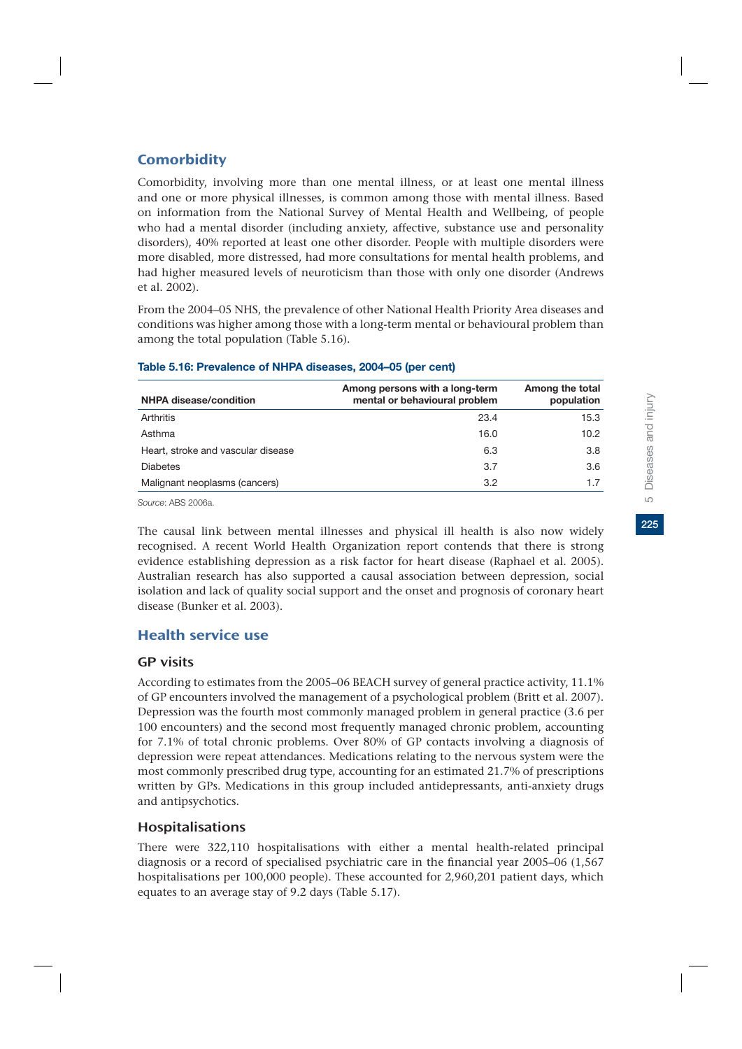## Comorbidity

Comorbidity, involving more than one mental illness, or at least one mental illness and one or more physical illnesses, is common among those with mental illness. Based on information from the National Survey of Mental Health and Wellbeing, of people who had a mental disorder (including anxiety, affective, substance use and personality disorders), 40% reported at least one other disorder. People with multiple disorders were more disabled, more distressed, had more consultations for mental health problems, and had higher measured levels of neuroticism than those with only one disorder (Andrews et al. 2002).

From the 2004–05 NHS, the prevalence of other National Health Priority Area diseases and conditions was higher among those with a long-term mental or behavioural problem than among the total population (Table 5.16).

**Table 5.16: Prevalence of NHPA diseases, 2004–05 (per cent)**

| NHPA disease/condition | Among persons with a long-term mental or behavioural problem | Among the total population |
|---|---|---|
| Arthritis | 23.4 | 15.3 |
| Asthma | 16.0 | 10.2 |
| Heart, stroke and vascular disease | 6.3 | 3.8 |
| Diabetes | 3.7 | 3.6 |
| Malignant neoplasms (cancers) | 3.2 | 1.7 |

*Source*: ABS 2006a.

The causal link between mental illnesses and physical ill health is also now widely recognised. A recent World Health Organization report contends that there is strong evidence establishing depression as a risk factor for heart disease (Raphael et al. 2005). Australian research has also supported a causal association between depression, social isolation and lack of quality social support and the onset and prognosis of coronary heart disease (Bunker et al. 2003).

## Health service use

### GP visits

According to estimates from the 2005–06 BEACH survey of general practice activity, 11.1% of GP encounters involved the management of a psychological problem (Britt et al. 2007). Depression was the fourth most commonly managed problem in general practice (3.6 per 100 encounters) and the second most frequently managed chronic problem, accounting for 7.1% of total chronic problems. Over 80% of GP contacts involving a diagnosis of depression were repeat attendances. Medications relating to the nervous system were the most commonly prescribed drug type, accounting for an estimated 21.7% of prescriptions written by GPs. Medications in this group included antidepressants, anti-anxiety drugs and antipsychotics.

### Hospitalisations

There were 322,110 hospitalisations with either a mental health-related principal diagnosis or a record of specialised psychiatric care in the financial year 2005–06 (1,567 hospitalisations per 100,000 people). These accounted for 2,960,201 patient days, which equates to an average stay of 9.2 days (Table 5.17).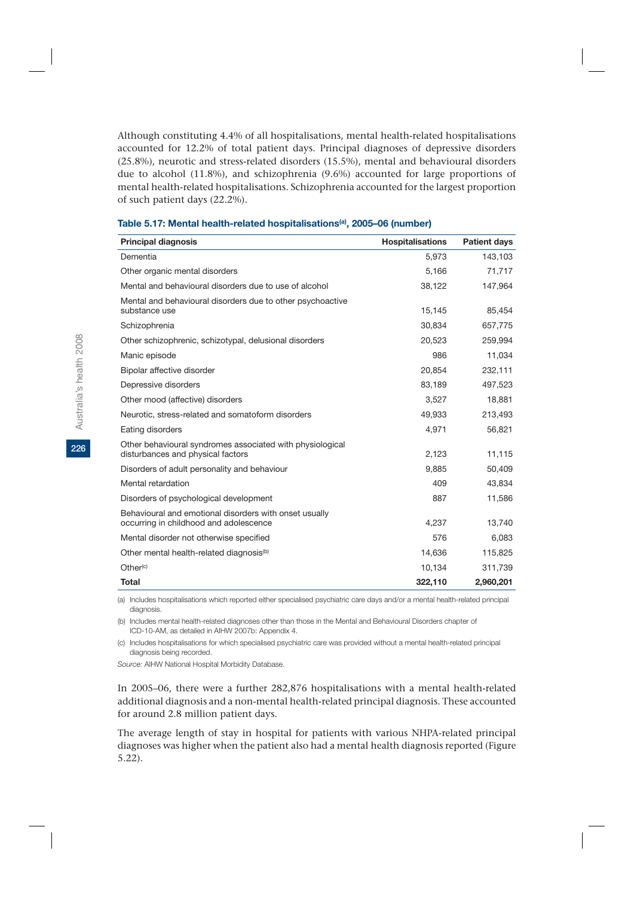Although constituting 4.4% of all hospitalisations, mental health-related hospitalisations accounted for 12.2% of total patient days. Principal diagnoses of depressive disorders (25.8%), neurotic and stress-related disorders (15.5%), mental and behavioural disorders due to alcohol (11.8%), and schizophrenia (9.6%) accounted for large proportions of mental health-related hospitalisations. Schizophrenia accounted for the largest proportion of such patient days (22.2%).

**Table 5.17: Mental health-related hospitalisations[(a)], 2005–06 (number)**

| Principal diagnosis | Hospitalisations | Patient days |
|---|---|---|
| Dementia | 5,973 | 143,103 |
| Other organic mental disorders | 5,166 | 71,717 |
| Mental and behavioural disorders due to use of alcohol | 38,122 | 147,964 |
| Mental and behavioural disorders due to other psychoactive substance use | 15,145 | 85,454 |
| Schizophrenia | 30,834 | 657,775 |
| Other schizophrenic, schizotypal, delusional disorders | 20,523 | 259,994 |
| Manic episode | 986 | 11,034 |
| Bipolar affective disorder | 20,854 | 232,111 |
| Depressive disorders | 83,189 | 497,523 |
| Other mood (affective) disorders | 3,527 | 18,881 |
| Neurotic, stress-related and somatoform disorders | 49,933 | 213,493 |
| Eating disorders | 4,971 | 56,821 |
| Other behavioural syndromes associated with physiological disturbances and physical factors | 2,123 | 11,115 |
| Disorders of adult personality and behaviour | 9,885 | 50,409 |
| Mental retardation | 409 | 43,834 |
| Disorders of psychological development | 887 | 11,586 |
| Behavioural and emotional disorders with onset usually occurring in childhood and adolescence | 4,237 | 13,740 |
| Mental disorder not otherwise specified | 576 | 6,083 |
| Other mental health-related diagnosis[(b)] | 14,636 | 115,825 |
| Other[(c)] | 10,134 | 311,739 |
| **Total** | **322,110** | **2,960,201** |

(a) Includes hospitalisations which reported either specialised psychiatric care days and/or a mental health-related principal diagnosis.

(b) Includes mental health-related diagnoses other than those in the Mental and Behavioural Disorders chapter of ICD-10-AM, as detailed in AIHW 2007b: Appendix 4.

(c) Includes hospitalisations for which specialised psychiatric care was provided without a mental health-related principal diagnosis being recorded.

*Source:* AIHW National Hospital Morbidity Database.

In 2005–06, there were a further 282,876 hospitalisations with a mental health-related additional diagnosis and a non-mental health-related principal diagnosis. These accounted for around 2.8 million patient days.

The average length of stay in hospital for patients with various NHPA-related principal diagnoses was higher when the patient also had a mental health diagnosis reported (Figure 5.22).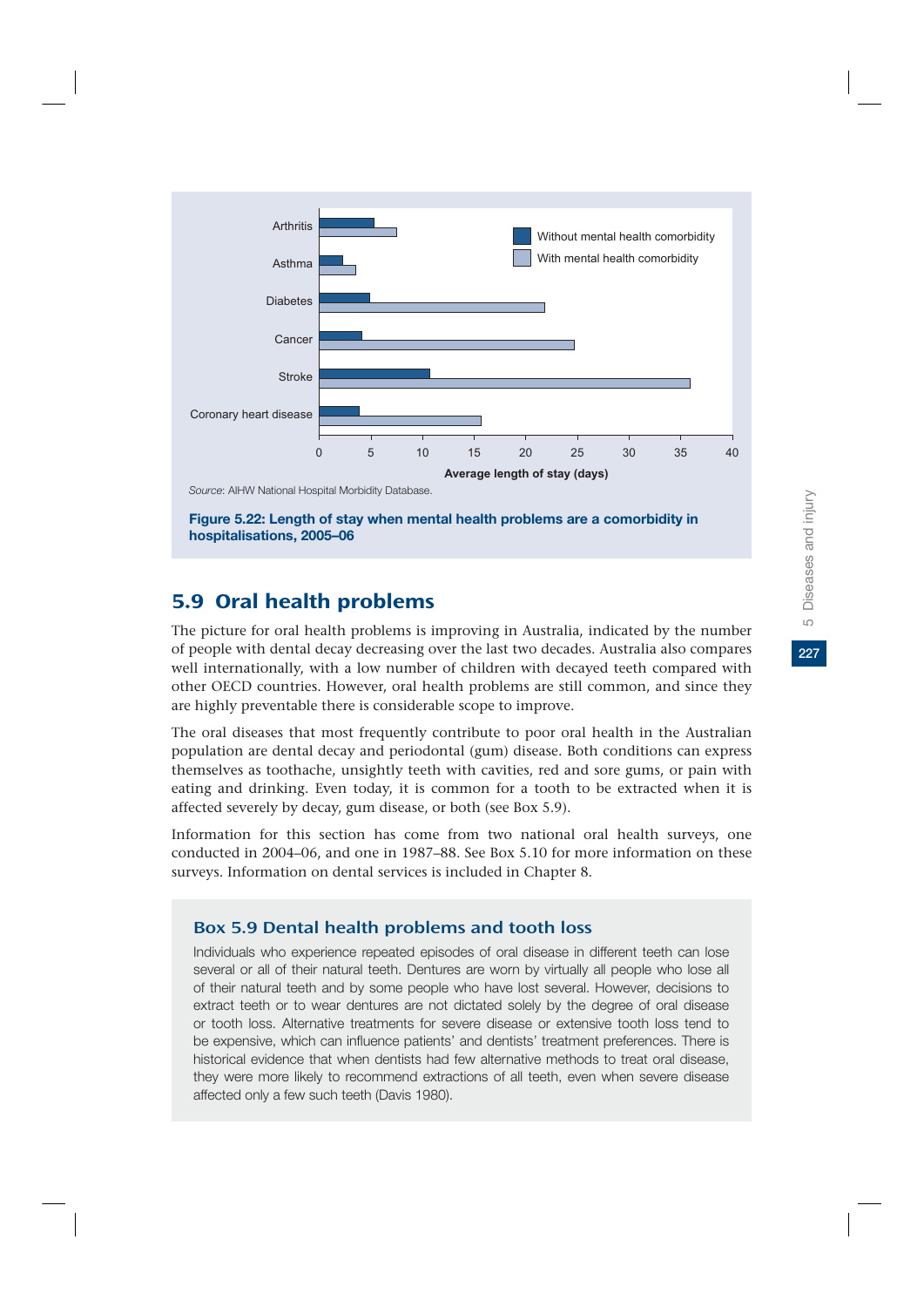Source: AIHW National Hospital Morbidity Database.

**Figure 5.22: Length of stay when mental health problems are a comorbidity in hospitalisations, 2005–06**

## 5.9 Oral health problems

The picture for oral health problems is improving in Australia, indicated by the number of people with dental decay decreasing over the last two decades. Australia also compares well internationally, with a low number of children with decayed teeth compared with other OECD countries. However, oral health problems are still common, and since they are highly preventable there is considerable scope to improve.

The oral diseases that most frequently contribute to poor oral health in the Australian population are dental decay and periodontal (gum) disease. Both conditions can express themselves as toothache, unsightly teeth with cavities, red and sore gums, or pain with eating and drinking. Even today, it is common for a tooth to be extracted when it is affected severely by decay, gum disease, or both (see Box 5.9).

Information for this section has come from two national oral health surveys, one conducted in 2004–06, and one in 1987–88. See Box 5.10 for more information on these surveys. Information on dental services is included in Chapter 8.

### Box 5.9 Dental health problems and tooth loss

Individuals who experience repeated episodes of oral disease in different teeth can lose several or all of their natural teeth. Dentures are worn by virtually all people who lose all of their natural teeth and by some people who have lost several. However, decisions to extract teeth or to wear dentures are not dictated solely by the degree of oral disease or tooth loss. Alternative treatments for severe disease or extensive tooth loss tend to be expensive, which can influence patients' and dentists' treatment preferences. There is historical evidence that when dentists had few alternative methods to treat oral disease, they were more likely to recommend extractions of all teeth, even when severe disease affected only a few such teeth (Davis 1980).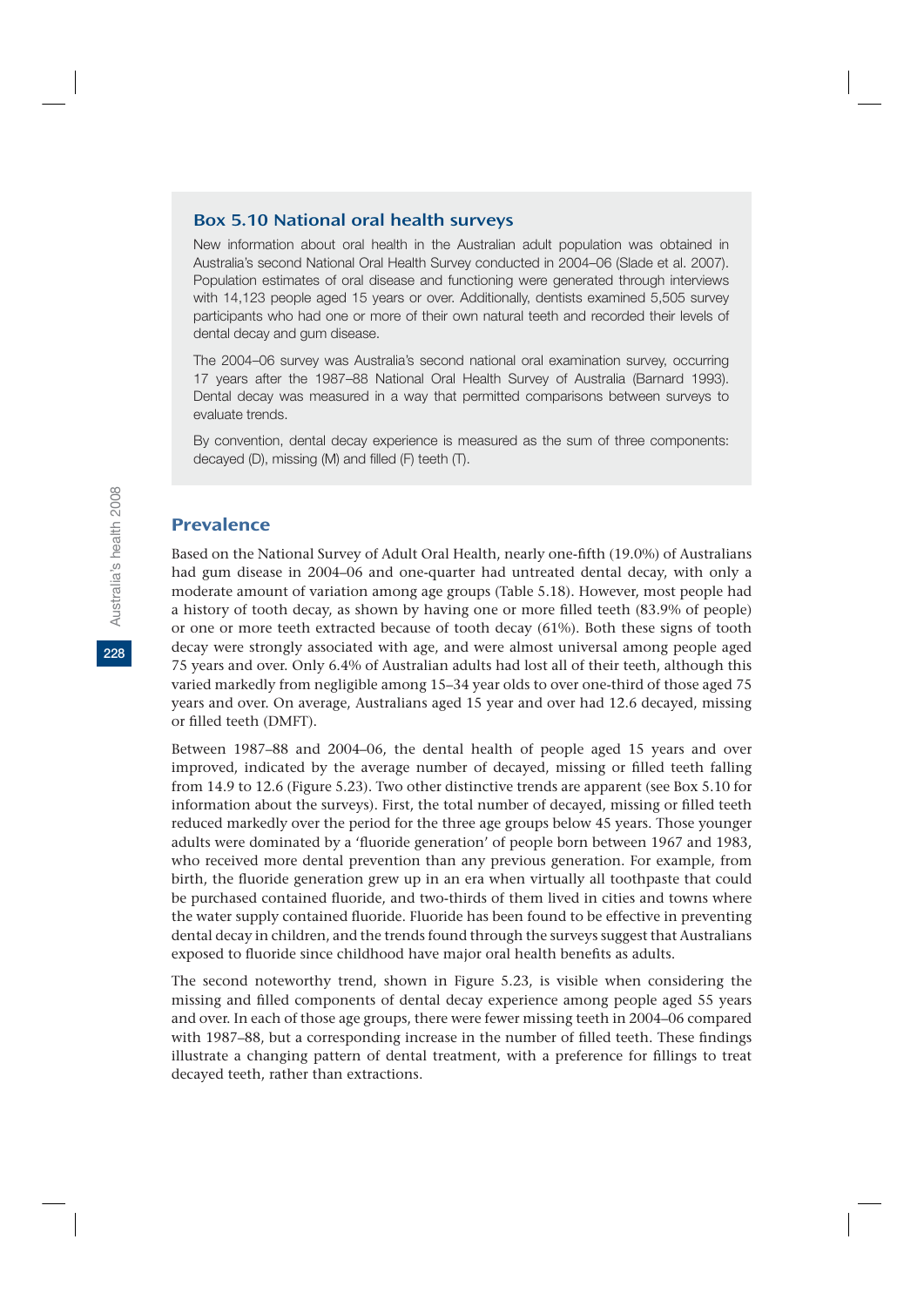### Box 5.10 National oral health surveys

New information about oral health in the Australian adult population was obtained in Australia's second National Oral Health Survey conducted in 2004–06 (Slade et al. 2007). Population estimates of oral disease and functioning were generated through interviews with 14,123 people aged 15 years or over. Additionally, dentists examined 5,505 survey participants who had one or more of their own natural teeth and recorded their levels of dental decay and gum disease.

The 2004–06 survey was Australia's second national oral examination survey, occurring 17 years after the 1987–88 National Oral Health Survey of Australia (Barnard 1993). Dental decay was measured in a way that permitted comparisons between surveys to evaluate trends.

By convention, dental decay experience is measured as the sum of three components: decayed (D), missing (M) and filled (F) teeth (T).

## Prevalence

Based on the National Survey of Adult Oral Health, nearly one-fifth (19.0%) of Australians had gum disease in 2004–06 and one-quarter had untreated dental decay, with only a moderate amount of variation among age groups (Table 5.18). However, most people had a history of tooth decay, as shown by having one or more filled teeth (83.9% of people) or one or more teeth extracted because of tooth decay (61%). Both these signs of tooth decay were strongly associated with age, and were almost universal among people aged 75 years and over. Only 6.4% of Australian adults had lost all of their teeth, although this varied markedly from negligible among 15–34 year olds to over one-third of those aged 75 years and over. On average, Australians aged 15 year and over had 12.6 decayed, missing or filled teeth (DMFT).

Between 1987–88 and 2004–06, the dental health of people aged 15 years and over improved, indicated by the average number of decayed, missing or filled teeth falling from 14.9 to 12.6 (Figure 5.23). Two other distinctive trends are apparent (see Box 5.10 for information about the surveys). First, the total number of decayed, missing or filled teeth reduced markedly over the period for the three age groups below 45 years. Those younger adults were dominated by a 'fluoride generation' of people born between 1967 and 1983, who received more dental prevention than any previous generation. For example, from birth, the fluoride generation grew up in an era when virtually all toothpaste that could be purchased contained fluoride, and two-thirds of them lived in cities and towns where the water supply contained fluoride. Fluoride has been found to be effective in preventing dental decay in children, and the trends found through the surveys suggest that Australians exposed to fluoride since childhood have major oral health benefits as adults.

The second noteworthy trend, shown in Figure 5.23, is visible when considering the missing and filled components of dental decay experience among people aged 55 years and over. In each of those age groups, there were fewer missing teeth in 2004–06 compared with 1987–88, but a corresponding increase in the number of filled teeth. These findings illustrate a changing pattern of dental treatment, with a preference for fillings to treat decayed teeth, rather than extractions.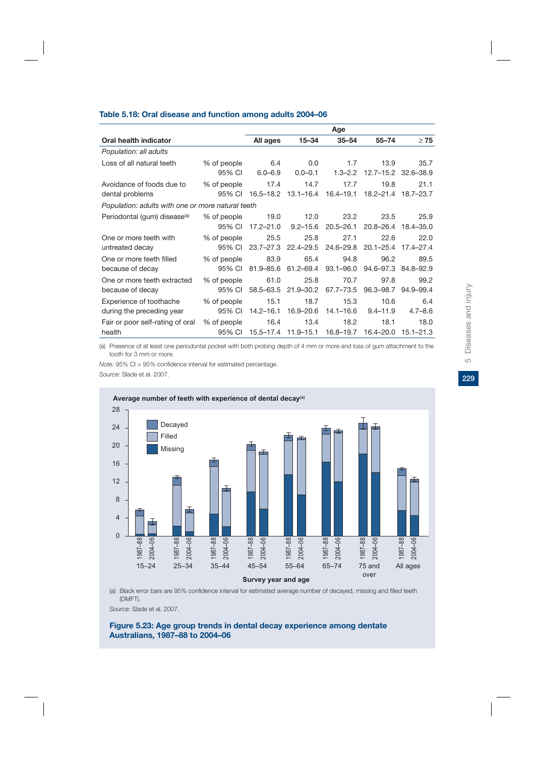**Table 5.18: Oral disease and function among adults 2004–06**

| Oral health indicator | | All ages | 15–34 | 35–54 | 55–74 | ≥ 75 |
|---|---|---|---|---|---|---|
| *Population: all adults* | | | | | | |
| Loss of all natural teeth | % of people | 6.4 | 0.0 | 1.7 | 13.9 | 35.7 |
| | 95% CI | 6.0–6.9 | 0.0–0.1 | 1.3–2.2 | 12.7–15.2 | 32.6–38.9 |
| Avoidance of foods due to dental problems | % of people | 17.4 | 14.7 | 17.7 | 19.8 | 21.1 |
| | 95% CI | 16.5–18.2 | 13.1–16.4 | 16.4–19.1 | 18.2–21.4 | 18.7–23.7 |
| *Population: adults with one or more natural teeth* | | | | | | |
| Periodontal (gum) disease[(a)] | % of people | 19.0 | 12.0 | 23.2 | 23.5 | 25.9 |
| | 95% CI | 17.2–21.0 | 9.2–15.6 | 20.5–26.1 | 20.8–26.4 | 18.4–35.0 |
| One or more teeth with untreated decay | % of people | 25.5 | 25.8 | 27.1 | 22.6 | 22.0 |
| | 95% CI | 23.7–27.3 | 22.4–29.5 | 24.6–29.8 | 20.1–25.4 | 17.4–27.4 |
| One or more teeth filled because of decay | % of people | 83.9 | 65.4 | 94.8 | 96.2 | 89.5 |
| | 95% CI | 81.9–85.6 | 61.2–69.4 | 93.1–96.0 | 94.6–97.3 | 84.8–92.9 |
| One or more teeth extracted because of decay | % of people | 61.0 | 25.8 | 70.7 | 97.8 | 99.2 |
| | 95% CI | 58.5–63.5 | 21.9–30.2 | 67.7–73.5 | 96.3–98.7 | 94.9–99.4 |
| Experience of toothache during the preceding year | % of people | 15.1 | 18.7 | 15.3 | 10.6 | 6.4 |
| | 95% CI | 14.2–16.1 | 16.9–20.6 | 14.1–16.6 | 9.4–11.9 | 4.7–8.6 |
| Fair or poor self-rating of oral health | % of people | 16.4 | 13.4 | 18.2 | 18.1 | 18.0 |
| | 95% CI | 15.5–17.4 | 11.9–15.1 | 16.8–19.7 | 16.4–20.0 | 15.1–21.3 |

(a) Presence of at least one periodontal pocket with both probing depth of 4 mm or more and loss of gum attachment to the tooth for 3 mm or more.

*Note:* 95% CI = 95% confidence interval for estimated percentage.

*Source:* Slade et al. 2007.

(a) Black error bars are 95% confidence interval for estimated average number of decayed, missing and filled teeth (DMFT).

*Source:* Slade et al. 2007.

**Figure 5.23: Age group trends in dental decay experience among dentate Australians, 1987–88 to 2004–06**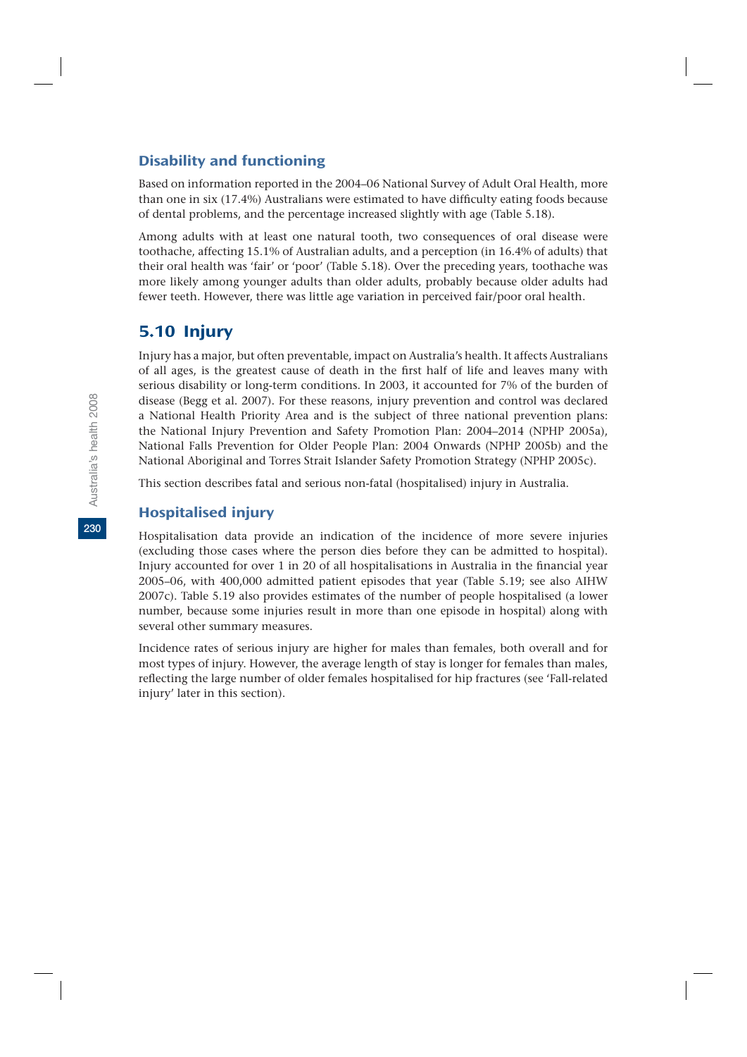### Disability and functioning

Based on information reported in the 2004–06 National Survey of Adult Oral Health, more than one in six (17.4%) Australians were estimated to have difficulty eating foods because of dental problems, and the percentage increased slightly with age (Table 5.18).

Among adults with at least one natural tooth, two consequences of oral disease were toothache, affecting 15.1% of Australian adults, and a perception (in 16.4% of adults) that their oral health was 'fair' or 'poor' (Table 5.18). Over the preceding years, toothache was more likely among younger adults than older adults, probably because older adults had fewer teeth. However, there was little age variation in perceived fair/poor oral health.

## 5.10 Injury

Injury has a major, but often preventable, impact on Australia's health. It affects Australians of all ages, is the greatest cause of death in the first half of life and leaves many with serious disability or long-term conditions. In 2003, it accounted for 7% of the burden of disease (Begg et al. 2007). For these reasons, injury prevention and control was declared a National Health Priority Area and is the subject of three national prevention plans: the National Injury Prevention and Safety Promotion Plan: 2004–2014 (NPHP 2005a), National Falls Prevention for Older People Plan: 2004 Onwards (NPHP 2005b) and the National Aboriginal and Torres Strait Islander Safety Promotion Strategy (NPHP 2005c).

This section describes fatal and serious non-fatal (hospitalised) injury in Australia.

### Hospitalised injury

Hospitalisation data provide an indication of the incidence of more severe injuries (excluding those cases where the person dies before they can be admitted to hospital). Injury accounted for over 1 in 20 of all hospitalisations in Australia in the financial year 2005–06, with 400,000 admitted patient episodes that year (Table 5.19; see also AIHW 2007c). Table 5.19 also provides estimates of the number of people hospitalised (a lower number, because some injuries result in more than one episode in hospital) along with several other summary measures.

Incidence rates of serious injury are higher for males than females, both overall and for most types of injury. However, the average length of stay is longer for females than males, reflecting the large number of older females hospitalised for hip fractures (see 'Fall-related injury' later in this section).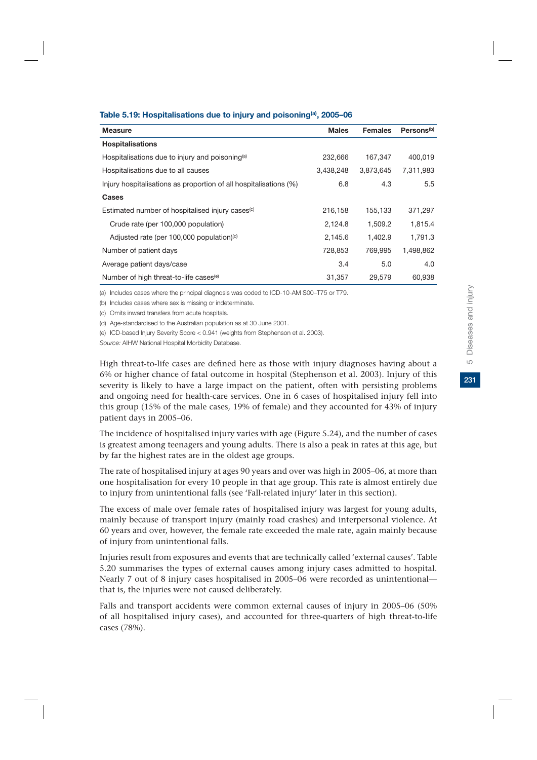**Table 5.19: Hospitalisations due to injury and poisoning[(a)], 2005–06**

| Measure | Males | Females | Persons[(b)] |
|---|---|---|---|
| **Hospitalisations** | | | |
| Hospitalisations due to injury and poisoning[(a)] | 232,666 | 167,347 | 400,019 |
| Hospitalisations due to all causes | 3,438,248 | 3,873,645 | 7,311,983 |
| Injury hospitalisations as proportion of all hospitalisations (%) | 6.8 | 4.3 | 5.5 |
| **Cases** | | | |
| Estimated number of hospitalised injury cases[(c)] | 216,158 | 155,133 | 371,297 |
| Crude rate (per 100,000 population) | 2,124.8 | 1,509.2 | 1,815.4 |
| Adjusted rate (per 100,000 population)[(d)] | 2,145.6 | 1,402.9 | 1,791.3 |
| Number of patient days | 728,853 | 769,995 | 1,498,862 |
| Average patient days/case | 3.4 | 5.0 | 4.0 |
| Number of high threat-to-life cases[(e)] | 31,357 | 29,579 | 60,938 |

(a) Includes cases where the principal diagnosis was coded to ICD-10-AM S00–T75 or T79.

(b) Includes cases where sex is missing or indeterminate.

(c) Omits inward transfers from acute hospitals.

(d) Age-standardised to the Australian population as at 30 June 2001.

(e) ICD-based Injury Severity Score < 0.941 (weights from Stephenson et al. 2003).

*Source:* AIHW National Hospital Morbidity Database.

High threat-to-life cases are defined here as those with injury diagnoses having about a 6% or higher chance of fatal outcome in hospital (Stephenson et al. 2003). Injury of this severity is likely to have a large impact on the patient, often with persisting problems and ongoing need for health-care services. One in 6 cases of hospitalised injury fell into this group (15% of the male cases, 19% of female) and they accounted for 43% of injury patient days in 2005–06.

The incidence of hospitalised injury varies with age (Figure 5.24), and the number of cases is greatest among teenagers and young adults. There is also a peak in rates at this age, but by far the highest rates are in the oldest age groups.

The rate of hospitalised injury at ages 90 years and over was high in 2005–06, at more than one hospitalisation for every 10 people in that age group. This rate is almost entirely due to injury from unintentional falls (see 'Fall-related injury' later in this section).

The excess of male over female rates of hospitalised injury was largest for young adults, mainly because of transport injury (mainly road crashes) and interpersonal violence. At 60 years and over, however, the female rate exceeded the male rate, again mainly because of injury from unintentional falls.

Injuries result from exposures and events that are technically called 'external causes'. Table 5.20 summarises the types of external causes among injury cases admitted to hospital. Nearly 7 out of 8 injury cases hospitalised in 2005–06 were recorded as unintentional—that is, the injuries were not caused deliberately.

Falls and transport accidents were common external causes of injury in 2005–06 (50% of all hospitalised injury cases), and accounted for three-quarters of high threat-to-life cases (78%).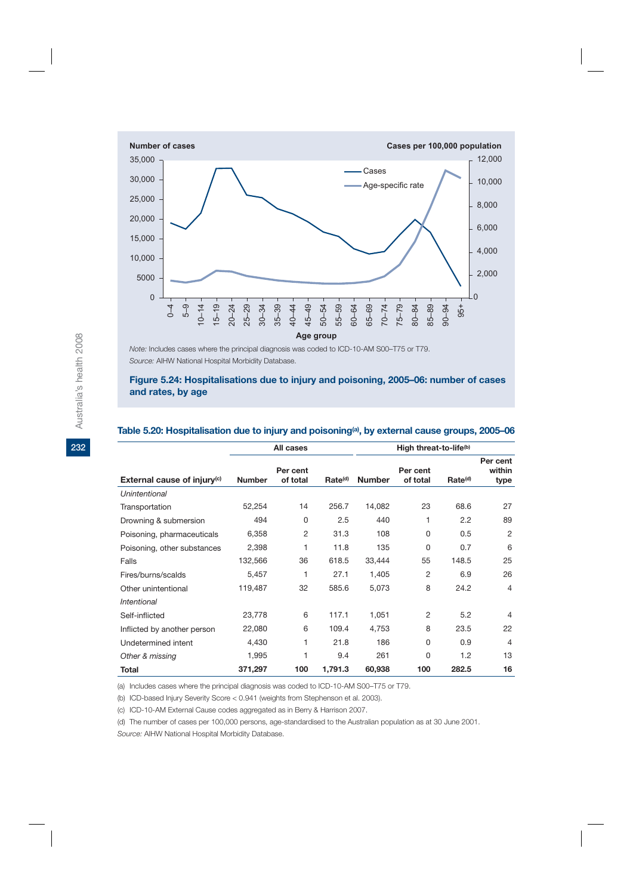Note: Includes cases where the principal diagnosis was coded to ICD-10-AM S00–T75 or T79.

Source: AIHW National Hospital Morbidity Database.

**Figure 5.24: Hospitalisations due to injury and poisoning, 2005–06: number of cases and rates, by age**

**Table 5.20: Hospitalisation due to injury and poisoning[a], by external cause groups, 2005–06**

| | All cases | | | High threat-to-life[b] | | | |
|---|---|---|---|---|---|---|---|
| External cause of injury[c] | Number | Per cent of total | Rate[d] | Number | Per cent of total | Rate[d] | Per cent within type |
| *Unintentional* | | | | | | | |
| Transportation | 52,254 | 14 | 256.7 | 14,082 | 23 | 68.6 | 27 |
| Drowning & submersion | 494 | 0 | 2.5 | 440 | 1 | 2.2 | 89 |
| Poisoning, pharmaceuticals | 6,358 | 2 | 31.3 | 108 | 0 | 0.5 | 2 |
| Poisoning, other substances | 2,398 | 1 | 11.8 | 135 | 0 | 0.7 | 6 |
| Falls | 132,566 | 36 | 618.5 | 33,444 | 55 | 148.5 | 25 |
| Fires/burns/scalds | 5,457 | 1 | 27.1 | 1,405 | 2 | 6.9 | 26 |
| Other unintentional | 119,487 | 32 | 585.6 | 5,073 | 8 | 24.2 | 4 |
| *Intentional* | | | | | | | |
| Self-inflicted | 23,778 | 6 | 117.1 | 1,051 | 2 | 5.2 | 4 |
| Inflicted by another person | 22,080 | 6 | 109.4 | 4,753 | 8 | 23.5 | 22 |
| Undetermined intent | 4,430 | 1 | 21.8 | 186 | 0 | 0.9 | 4 |
| *Other & missing* | 1,995 | 1 | 9.4 | 261 | 0 | 1.2 | 13 |
| **Total** | **371,297** | **100** | **1,791.3** | **60,938** | **100** | **282.5** | **16** |

(a) Includes cases where the principal diagnosis was coded to ICD-10-AM S00–T75 or T79.

(b) ICD-based Injury Severity Score < 0.941 (weights from Stephenson et al. 2003).

(c) ICD-10-AM External Cause codes aggregated as in Berry & Harrison 2007.

(d) The number of cases per 100,000 persons, age-standardised to the Australian population as at 30 June 2001.

Source: AIHW National Hospital Morbidity Database.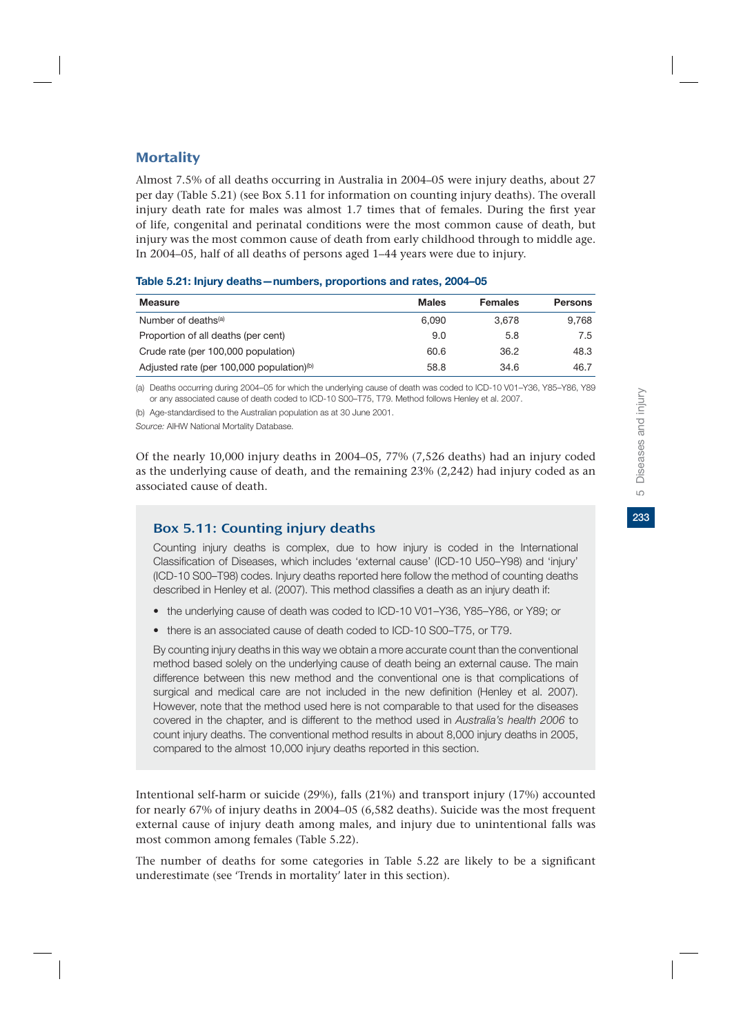## Mortality

Almost 7.5% of all deaths occurring in Australia in 2004–05 were injury deaths, about 27 per day (Table 5.21) (see Box 5.11 for information on counting injury deaths). The overall injury death rate for males was almost 1.7 times that of females. During the first year of life, congenital and perinatal conditions were the most common cause of death, but injury was the most common cause of death from early childhood through to middle age. In 2004–05, half of all deaths of persons aged 1–44 years were due to injury.

**Table 5.21: Injury deaths—numbers, proportions and rates, 2004–05**

| Measure | Males | Females | Persons |
|---|---|---|---|
| Number of deaths[(a)] | 6,090 | 3,678 | 9,768 |
| Proportion of all deaths (per cent) | 9.0 | 5.8 | 7.5 |
| Crude rate (per 100,000 population) | 60.6 | 36.2 | 48.3 |
| Adjusted rate (per 100,000 population)[(b)] | 58.8 | 34.6 | 46.7 |

(a) Deaths occurring during 2004–05 for which the underlying cause of death was coded to ICD-10 V01–Y36, Y85–Y86, Y89 or any associated cause of death coded to ICD-10 S00–T75, T79. Method follows Henley et al. 2007.

(b) Age-standardised to the Australian population as at 30 June 2001.

*Source:* AIHW National Mortality Database.

Of the nearly 10,000 injury deaths in 2004–05, 77% (7,526 deaths) had an injury coded as the underlying cause of death, and the remaining 23% (2,242) had injury coded as an associated cause of death.

### Box 5.11: Counting injury deaths

Counting injury deaths is complex, due to how injury is coded in the International Classification of Diseases, which includes 'external cause' (ICD-10 U50–Y98) and 'injury' (ICD-10 S00–T98) codes. Injury deaths reported here follow the method of counting deaths described in Henley et al. (2007). This method classifies a death as an injury death if:

- the underlying cause of death was coded to ICD-10 V01–Y36, Y85–Y86, or Y89; or
- there is an associated cause of death coded to ICD-10 S00–T75, or T79.

By counting injury deaths in this way we obtain a more accurate count than the conventional method based solely on the underlying cause of death being an external cause. The main difference between this new method and the conventional one is that complications of surgical and medical care are not included in the new definition (Henley et al. 2007). However, note that the method used here is not comparable to that used for the diseases covered in the chapter, and is different to the method used in *Australia's health 2006* to count injury deaths. The conventional method results in about 8,000 injury deaths in 2005, compared to the almost 10,000 injury deaths reported in this section.

Intentional self-harm or suicide (29%), falls (21%) and transport injury (17%) accounted for nearly 67% of injury deaths in 2004–05 (6,582 deaths). Suicide was the most frequent external cause of injury death among males, and injury due to unintentional falls was most common among females (Table 5.22).

The number of deaths for some categories in Table 5.22 are likely to be a significant underestimate (see 'Trends in mortality' later in this section).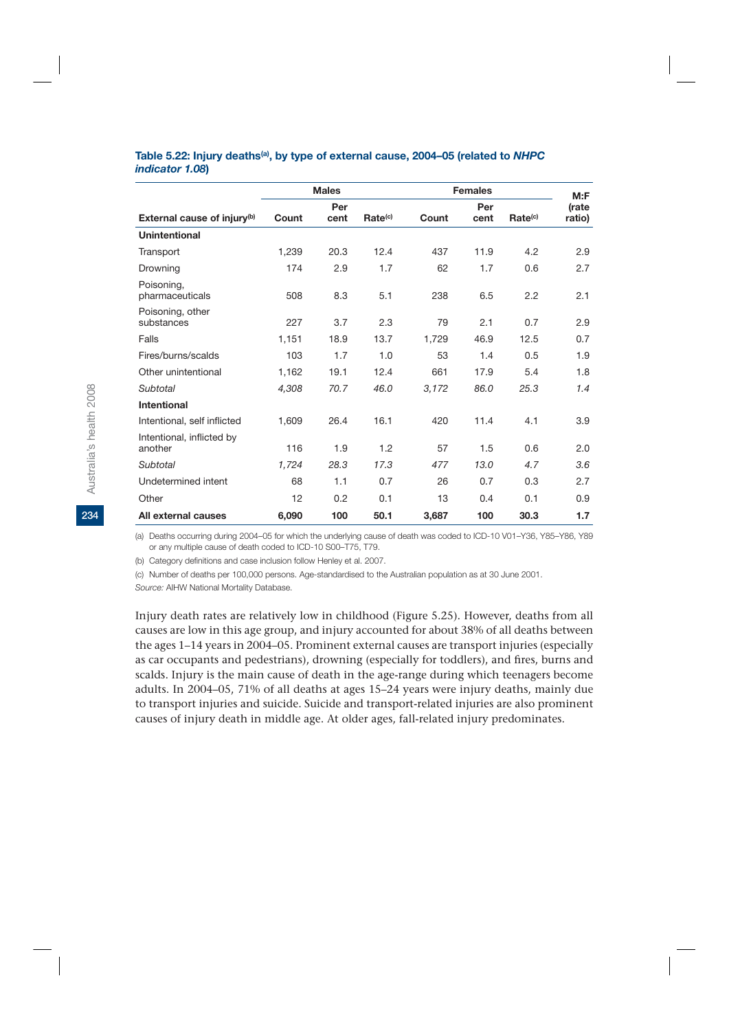**Table 5.22: Injury deaths[(a)], by type of external cause, 2004–05 (related to *NHPC indicator 1.08*)**

| | Males | | | Females | | | M:F |
|---|---|---|---|---|---|---|---|
| External cause of injury[(b)] | Count | Per cent | Rate[(c)] | Count | Per cent | Rate[(c)] | (rate ratio) |
| **Unintentional** | | | | | | | |
| Transport | 1,239 | 20.3 | 12.4 | 437 | 11.9 | 4.2 | 2.9 |
| Drowning | 174 | 2.9 | 1.7 | 62 | 1.7 | 0.6 | 2.7 |
| Poisoning, pharmaceuticals | 508 | 8.3 | 5.1 | 238 | 6.5 | 2.2 | 2.1 |
| Poisoning, other substances | 227 | 3.7 | 2.3 | 79 | 2.1 | 0.7 | 2.9 |
| Falls | 1,151 | 18.9 | 13.7 | 1,729 | 46.9 | 12.5 | 0.7 |
| Fires/burns/scalds | 103 | 1.7 | 1.0 | 53 | 1.4 | 0.5 | 1.9 |
| Other unintentional | 1,162 | 19.1 | 12.4 | 661 | 17.9 | 5.4 | 1.8 |
| *Subtotal* | *4,308* | *70.7* | *46.0* | *3,172* | *86.0* | *25.3* | *1.4* |
| **Intentional** | | | | | | | |
| Intentional, self inflicted | 1,609 | 26.4 | 16.1 | 420 | 11.4 | 4.1 | 3.9 |
| Intentional, inflicted by another | 116 | 1.9 | 1.2 | 57 | 1.5 | 0.6 | 2.0 |
| *Subtotal* | *1,724* | *28.3* | *17.3* | *477* | *13.0* | *4.7* | *3.6* |
| Undetermined intent | 68 | 1.1 | 0.7 | 26 | 0.7 | 0.3 | 2.7 |
| Other | 12 | 0.2 | 0.1 | 13 | 0.4 | 0.1 | 0.9 |
| **All external causes** | **6,090** | **100** | **50.1** | **3,687** | **100** | **30.3** | **1.7** |

(a) Deaths occurring during 2004–05 for which the underlying cause of death was coded to ICD-10 V01–Y36, Y85–Y86, Y89 or any multiple cause of death coded to ICD-10 S00–T75, T79.

(b) Category definitions and case inclusion follow Henley et al. 2007.

(c) Number of deaths per 100,000 persons. Age-standardised to the Australian population as at 30 June 2001.

*Source:* AIHW National Mortality Database.

Injury death rates are relatively low in childhood (Figure 5.25). However, deaths from all causes are low in this age group, and injury accounted for about 38% of all deaths between the ages 1–14 years in 2004–05. Prominent external causes are transport injuries (especially as car occupants and pedestrians), drowning (especially for toddlers), and fires, burns and scalds. Injury is the main cause of death in the age-range during which teenagers become adults. In 2004–05, 71% of all deaths at ages 15–24 years were injury deaths, mainly due to transport injuries and suicide. Suicide and transport-related injuries are also prominent causes of injury death in middle age. At older ages, fall-related injury predominates.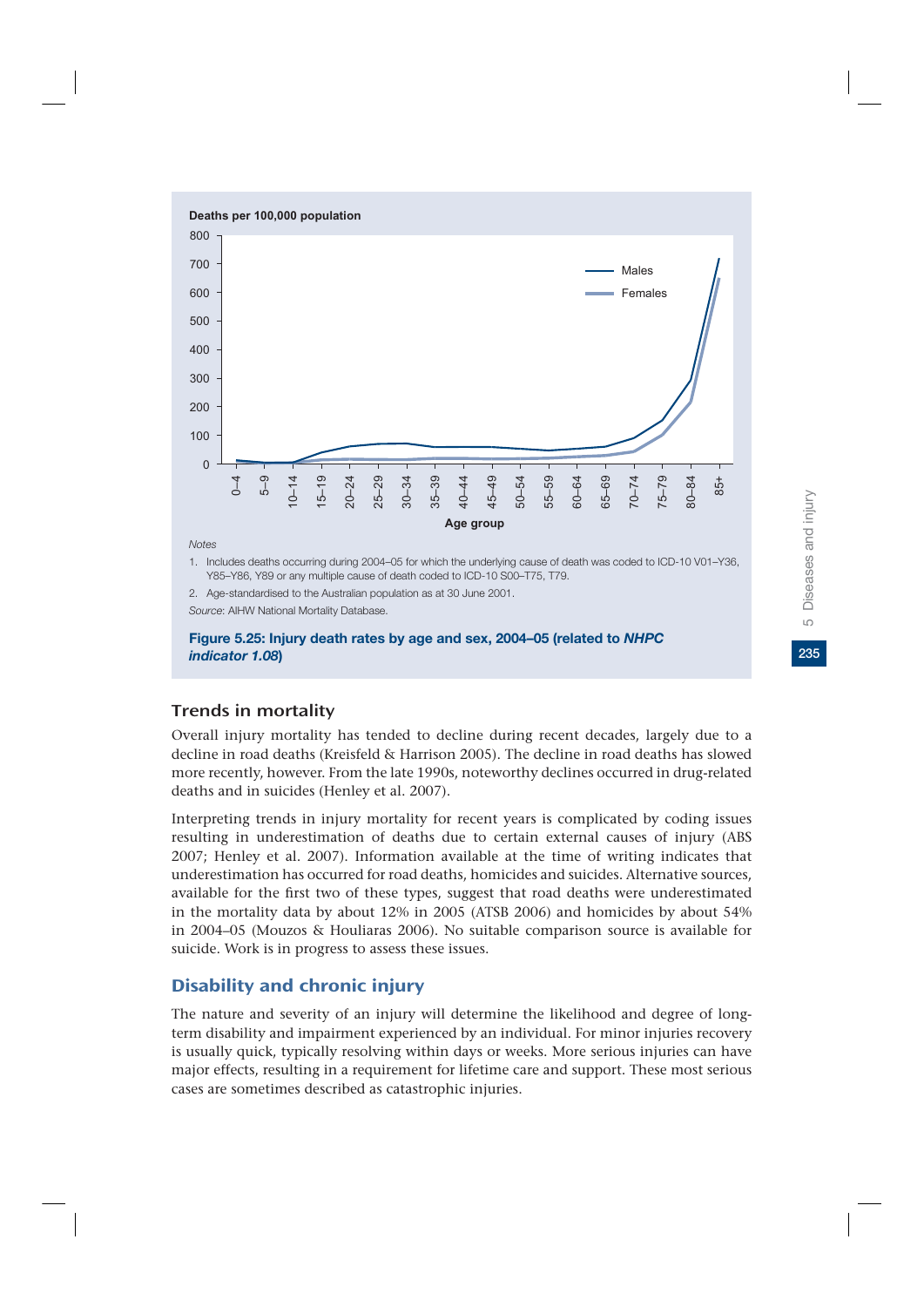Deaths per 100,000 population

*Notes*

1. Includes deaths occurring during 2004–05 for which the underlying cause of death was coded to ICD-10 V01–Y36, Y85–Y86, Y89 or any multiple cause of death coded to ICD-10 S00–T75, T79.
2. Age-standardised to the Australian population as at 30 June 2001.

*Source*: AIHW National Mortality Database.

**Figure 5.25: Injury death rates by age and sex, 2004–05 (related to *NHPC indicator 1.08*)**

### Trends in mortality

Overall injury mortality has tended to decline during recent decades, largely due to a decline in road deaths (Kreisfeld & Harrison 2005). The decline in road deaths has slowed more recently, however. From the late 1990s, noteworthy declines occurred in drug-related deaths and in suicides (Henley et al. 2007).

Interpreting trends in injury mortality for recent years is complicated by coding issues resulting in underestimation of deaths due to certain external causes of injury (ABS 2007; Henley et al. 2007). Information available at the time of writing indicates that underestimation has occurred for road deaths, homicides and suicides. Alternative sources, available for the first two of these types, suggest that road deaths were underestimated in the mortality data by about 12% in 2005 (ATSB 2006) and homicides by about 54% in 2004–05 (Mouzos & Houliaras 2006). No suitable comparison source is available for suicide. Work is in progress to assess these issues.

## Disability and chronic injury

The nature and severity of an injury will determine the likelihood and degree of long-term disability and impairment experienced by an individual. For minor injuries recovery is usually quick, typically resolving within days or weeks. More serious injuries can have major effects, resulting in a requirement for lifetime care and support. These most serious cases are sometimes described as catastrophic injuries.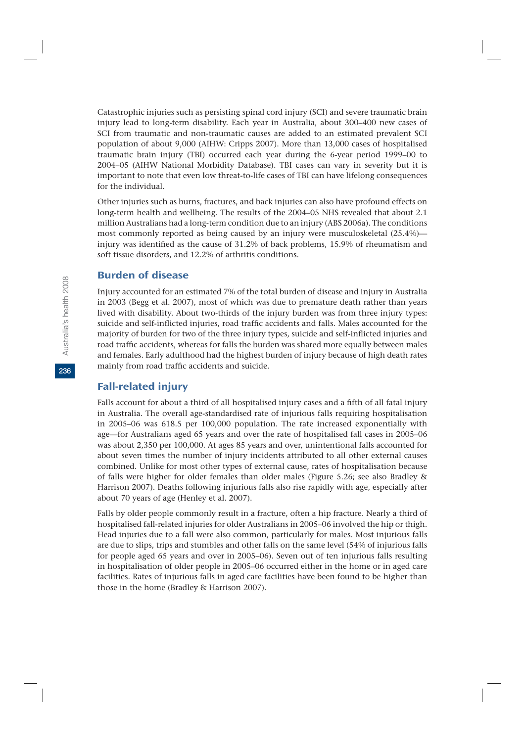Catastrophic injuries such as persisting spinal cord injury (SCI) and severe traumatic brain injury lead to long-term disability. Each year in Australia, about 300–400 new cases of SCI from traumatic and non-traumatic causes are added to an estimated prevalent SCI population of about 9,000 (AIHW: Cripps 2007). More than 13,000 cases of hospitalised traumatic brain injury (TBI) occurred each year during the 6-year period 1999–00 to 2004–05 (AIHW National Morbidity Database). TBI cases can vary in severity but it is important to note that even low threat-to-life cases of TBI can have lifelong consequences for the individual.

Other injuries such as burns, fractures, and back injuries can also have profound effects on long-term health and wellbeing. The results of the 2004–05 NHS revealed that about 2.1 million Australians had a long-term condition due to an injury (ABS 2006a). The conditions most commonly reported as being caused by an injury were musculoskeletal (25.4%)—injury was identified as the cause of 31.2% of back problems, 15.9% of rheumatism and soft tissue disorders, and 12.2% of arthritis conditions.

## Burden of disease

Injury accounted for an estimated 7% of the total burden of disease and injury in Australia in 2003 (Begg et al. 2007), most of which was due to premature death rather than years lived with disability. About two-thirds of the injury burden was from three injury types: suicide and self-inflicted injuries, road traffic accidents and falls. Males accounted for the majority of burden for two of the three injury types, suicide and self-inflicted injuries and road traffic accidents, whereas for falls the burden was shared more equally between males and females. Early adulthood had the highest burden of injury because of high death rates mainly from road traffic accidents and suicide.

## Fall-related injury

Falls account for about a third of all hospitalised injury cases and a fifth of all fatal injury in Australia. The overall age-standardised rate of injurious falls requiring hospitalisation in 2005–06 was 618.5 per 100,000 population. The rate increased exponentially with age—for Australians aged 65 years and over the rate of hospitalised fall cases in 2005–06 was about 2,350 per 100,000. At ages 85 years and over, unintentional falls accounted for about seven times the number of injury incidents attributed to all other external causes combined. Unlike for most other types of external cause, rates of hospitalisation because of falls were higher for older females than older males (Figure 5.26; see also Bradley & Harrison 2007). Deaths following injurious falls also rise rapidly with age, especially after about 70 years of age (Henley et al. 2007).

Falls by older people commonly result in a fracture, often a hip fracture. Nearly a third of hospitalised fall-related injuries for older Australians in 2005–06 involved the hip or thigh. Head injuries due to a fall were also common, particularly for males. Most injurious falls are due to slips, trips and stumbles and other falls on the same level (54% of injurious falls for people aged 65 years and over in 2005–06). Seven out of ten injurious falls resulting in hospitalisation of older people in 2005–06 occurred either in the home or in aged care facilities. Rates of injurious falls in aged care facilities have been found to be higher than those in the home (Bradley & Harrison 2007).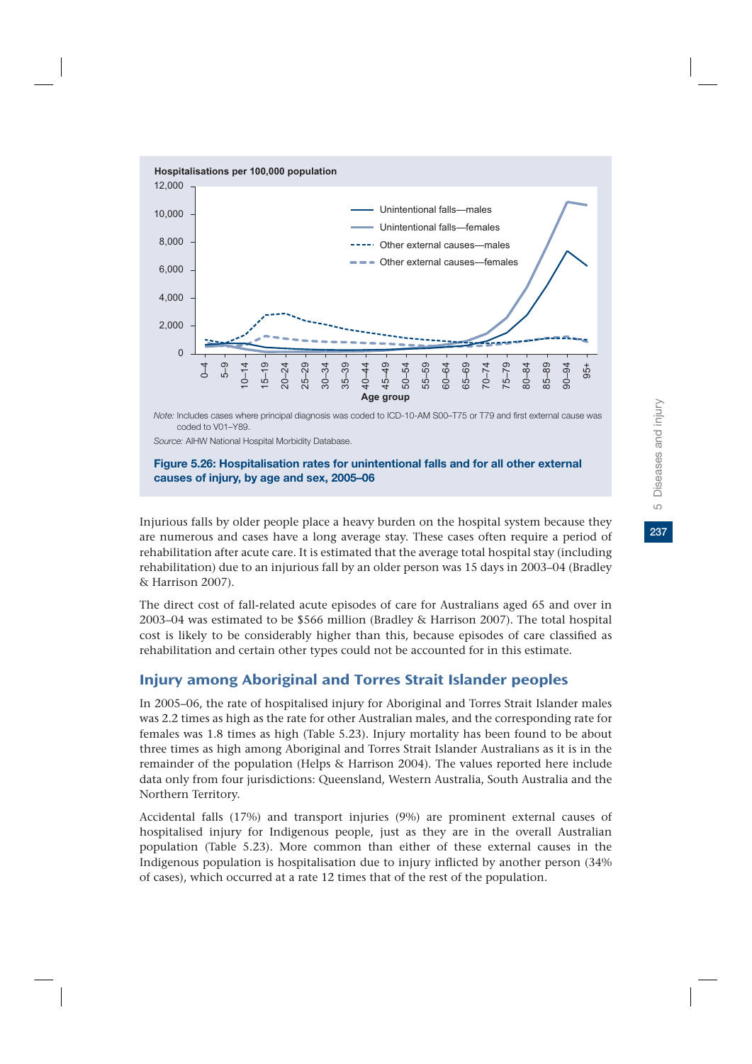Hospitalisations per 100,000 population

Note: Includes cases where principal diagnosis was coded to ICD-10-AM S00–T75 or T79 and first external cause was coded to V01–Y89.

Source: AIHW National Hospital Morbidity Database.

**Figure 5.26: Hospitalisation rates for unintentional falls and for all other external causes of injury, by age and sex, 2005–06**

Injurious falls by older people place a heavy burden on the hospital system because they are numerous and cases have a long average stay. These cases often require a period of rehabilitation after acute care. It is estimated that the average total hospital stay (including rehabilitation) due to an injurious fall by an older person was 15 days in 2003–04 (Bradley & Harrison 2007).

The direct cost of fall-related acute episodes of care for Australians aged 65 and over in 2003–04 was estimated to be $566 million (Bradley & Harrison 2007). The total hospital cost is likely to be considerably higher than this, because episodes of care classified as rehabilitation and certain other types could not be accounted for in this estimate.

## Injury among Aboriginal and Torres Strait Islander peoples

In 2005–06, the rate of hospitalised injury for Aboriginal and Torres Strait Islander males was 2.2 times as high as the rate for other Australian males, and the corresponding rate for females was 1.8 times as high (Table 5.23). Injury mortality has been found to be about three times as high among Aboriginal and Torres Strait Islander Australians as it is in the remainder of the population (Helps & Harrison 2004). The values reported here include data only from four jurisdictions: Queensland, Western Australia, South Australia and the Northern Territory.

Accidental falls (17%) and transport injuries (9%) are prominent external causes of hospitalised injury for Indigenous people, just as they are in the overall Australian population (Table 5.23). More common than either of these external causes in the Indigenous population is hospitalisation due to injury inflicted by another person (34% of cases), which occurred at a rate 12 times that of the rest of the population.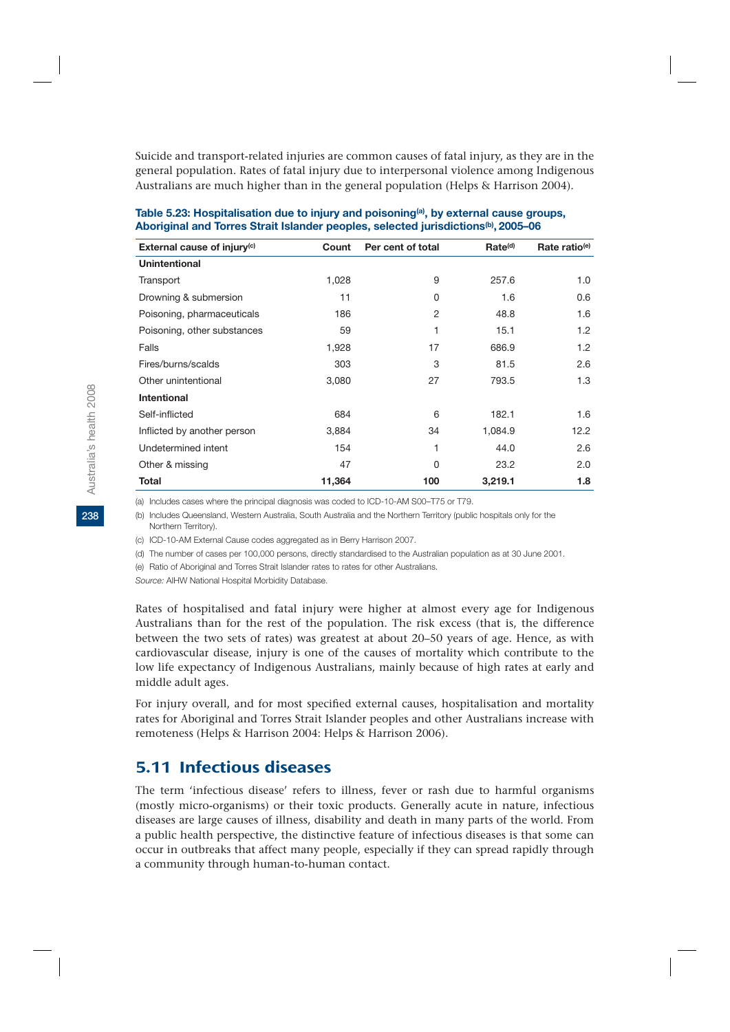Suicide and transport-related injuries are common causes of fatal injury, as they are in the general population. Rates of fatal injury due to interpersonal violence among Indigenous Australians are much higher than in the general population (Helps & Harrison 2004).

**Table 5.23: Hospitalisation due to injury and poisoning[(a)], by external cause groups, Aboriginal and Torres Strait Islander peoples, selected jurisdictions[(b)], 2005–06**

| External cause of injury[(c)] | Count | Per cent of total | Rate[(d)] | Rate ratio[(e)] |
|---|---|---|---|---|
| **Unintentional** | | | | |
| Transport | 1,028 | 9 | 257.6 | 1.0 |
| Drowning & submersion | 11 | 0 | 1.6 | 0.6 |
| Poisoning, pharmaceuticals | 186 | 2 | 48.8 | 1.6 |
| Poisoning, other substances | 59 | 1 | 15.1 | 1.2 |
| Falls | 1,928 | 17 | 686.9 | 1.2 |
| Fires/burns/scalds | 303 | 3 | 81.5 | 2.6 |
| Other unintentional | 3,080 | 27 | 793.5 | 1.3 |
| **Intentional** | | | | |
| Self-inflicted | 684 | 6 | 182.1 | 1.6 |
| Inflicted by another person | 3,884 | 34 | 1,084.9 | 12.2 |
| Undetermined intent | 154 | 1 | 44.0 | 2.6 |
| Other & missing | 47 | 0 | 23.2 | 2.0 |
| **Total** | **11,364** | **100** | **3,219.1** | **1.8** |

(a) Includes cases where the principal diagnosis was coded to ICD-10-AM S00–T75 or T79.

(b) Includes Queensland, Western Australia, South Australia and the Northern Territory (public hospitals only for the Northern Territory).

(c) ICD-10-AM External Cause codes aggregated as in Berry Harrison 2007.

(d) The number of cases per 100,000 persons, directly standardised to the Australian population as at 30 June 2001.

(e) Ratio of Aboriginal and Torres Strait Islander rates to rates for other Australians.

*Source:* AIHW National Hospital Morbidity Database.

Rates of hospitalised and fatal injury were higher at almost every age for Indigenous Australians than for the rest of the population. The risk excess (that is, the difference between the two sets of rates) was greatest at about 20–50 years of age. Hence, as with cardiovascular disease, injury is one of the causes of mortality which contribute to the low life expectancy of Indigenous Australians, mainly because of high rates at early and middle adult ages.

For injury overall, and for most specified external causes, hospitalisation and mortality rates for Aboriginal and Torres Strait Islander peoples and other Australians increase with remoteness (Helps & Harrison 2004: Helps & Harrison 2006).

## 5.11 Infectious diseases

The term 'infectious disease' refers to illness, fever or rash due to harmful organisms (mostly micro-organisms) or their toxic products. Generally acute in nature, infectious diseases are large causes of illness, disability and death in many parts of the world. From a public health perspective, the distinctive feature of infectious diseases is that some can occur in outbreaks that affect many people, especially if they can spread rapidly through a community through human-to-human contact.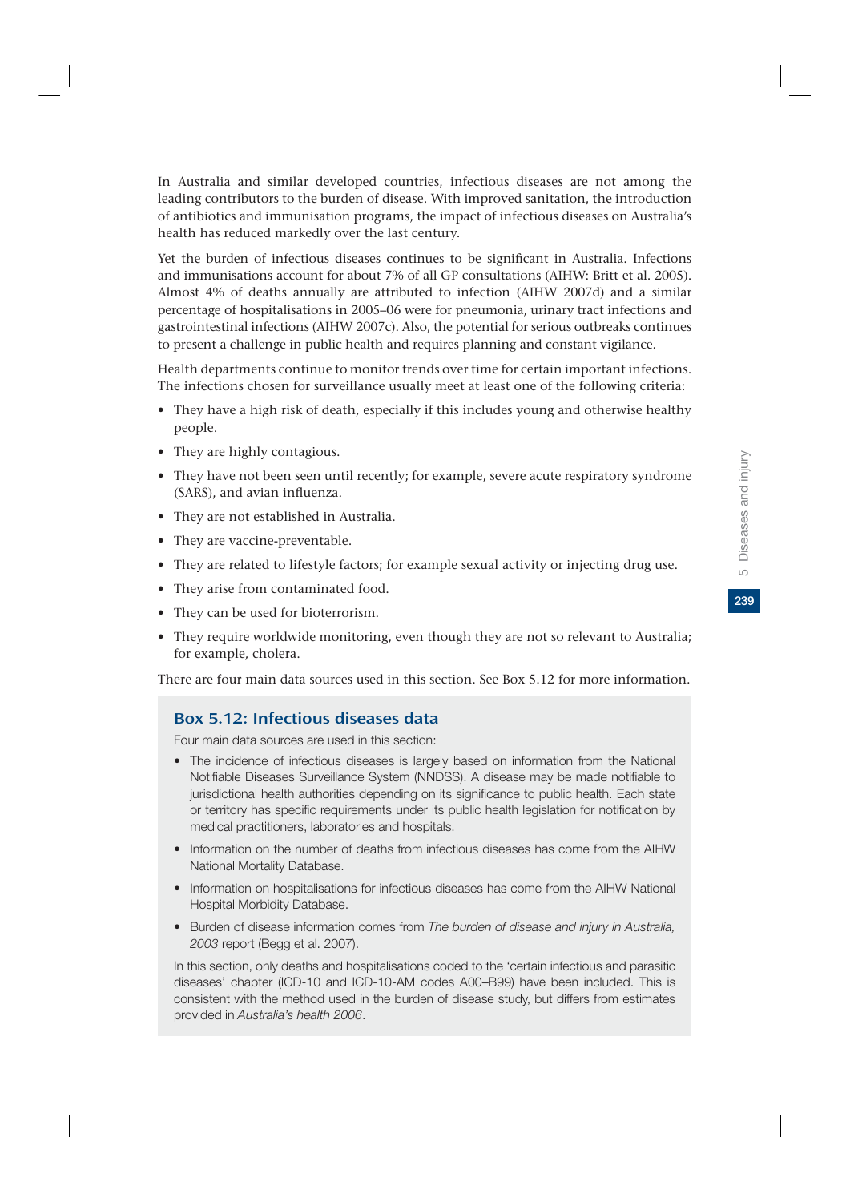In Australia and similar developed countries, infectious diseases are not among the leading contributors to the burden of disease. With improved sanitation, the introduction of antibiotics and immunisation programs, the impact of infectious diseases on Australia's health has reduced markedly over the last century.

Yet the burden of infectious diseases continues to be significant in Australia. Infections and immunisations account for about 7% of all GP consultations (AIHW: Britt et al. 2005). Almost 4% of deaths annually are attributed to infection (AIHW 2007d) and a similar percentage of hospitalisations in 2005–06 were for pneumonia, urinary tract infections and gastrointestinal infections (AIHW 2007c). Also, the potential for serious outbreaks continues to present a challenge in public health and requires planning and constant vigilance.

Health departments continue to monitor trends over time for certain important infections. The infections chosen for surveillance usually meet at least one of the following criteria:

- They have a high risk of death, especially if this includes young and otherwise healthy people.
- They are highly contagious.
- They have not been seen until recently; for example, severe acute respiratory syndrome (SARS), and avian influenza.
- They are not established in Australia.
- They are vaccine-preventable.
- They are related to lifestyle factors; for example sexual activity or injecting drug use.
- They arise from contaminated food.
- They can be used for bioterrorism.
- They require worldwide monitoring, even though they are not so relevant to Australia; for example, cholera.

There are four main data sources used in this section. See Box 5.12 for more information.

### Box 5.12: Infectious diseases data

Four main data sources are used in this section:

- The incidence of infectious diseases is largely based on information from the National Notifiable Diseases Surveillance System (NNDSS). A disease may be made notifiable to jurisdictional health authorities depending on its significance to public health. Each state or territory has specific requirements under its public health legislation for notification by medical practitioners, laboratories and hospitals.
- Information on the number of deaths from infectious diseases has come from the AIHW National Mortality Database.
- Information on hospitalisations for infectious diseases has come from the AIHW National Hospital Morbidity Database.
- Burden of disease information comes from *The burden of disease and injury in Australia, 2003* report (Begg et al. 2007).

In this section, only deaths and hospitalisations coded to the 'certain infectious and parasitic diseases' chapter (ICD-10 and ICD-10-AM codes A00–B99) have been included. This is consistent with the method used in the burden of disease study, but differs from estimates provided in *Australia's health 2006*.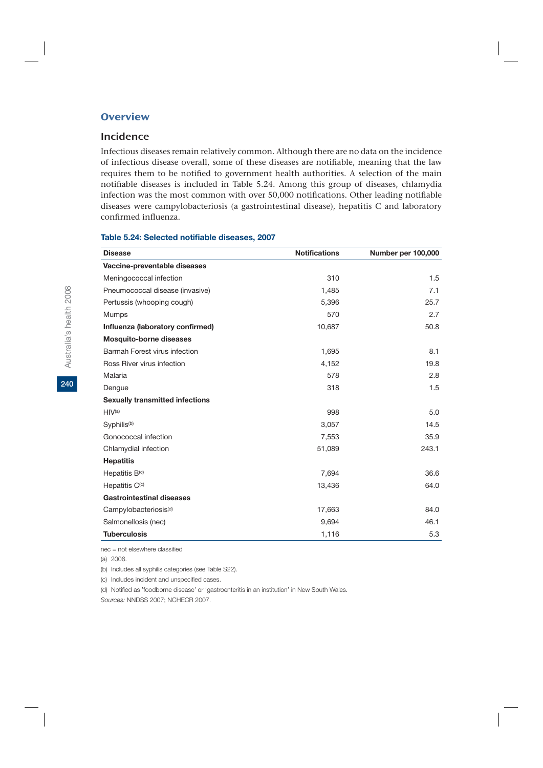## Overview

### Incidence

Infectious diseases remain relatively common. Although there are no data on the incidence of infectious disease overall, some of these diseases are notifiable, meaning that the law requires them to be notified to government health authorities. A selection of the main notifiable diseases is included in Table 5.24. Among this group of diseases, chlamydia infection was the most common with over 50,000 notifications. Other leading notifiable diseases were campylobacteriosis (a gastrointestinal disease), hepatitis C and laboratory confirmed influenza.

**Table 5.24: Selected notifiable diseases, 2007**

| Disease | Notifications | Number per 100,000 |
|---|---|---|
| **Vaccine-preventable diseases** | | |
| Meningococcal infection | 310 | 1.5 |
| Pneumococcal disease (invasive) | 1,485 | 7.1 |
| Pertussis (whooping cough) | 5,396 | 25.7 |
| Mumps | 570 | 2.7 |
| **Influenza (laboratory confirmed)** | 10,687 | 50.8 |
| **Mosquito-borne diseases** | | |
| Barmah Forest virus infection | 1,695 | 8.1 |
| Ross River virus infection | 4,152 | 19.8 |
| Malaria | 578 | 2.8 |
| Dengue | 318 | 1.5 |
| **Sexually transmitted infections** | | |
| HIV[(a)] | 998 | 5.0 |
| Syphilis[(b)] | 3,057 | 14.5 |
| Gonococcal infection | 7,553 | 35.9 |
| Chlamydial infection | 51,089 | 243.1 |
| **Hepatitis** | | |
| Hepatitis B[(c)] | 7,694 | 36.6 |
| Hepatitis C[(c)] | 13,436 | 64.0 |
| **Gastrointestinal diseases** | | |
| Campylobacteriosis[(d)] | 17,663 | 84.0 |
| Salmonellosis (nec) | 9,694 | 46.1 |
| **Tuberculosis** | 1,116 | 5.3 |

nec = not elsewhere classified

(a) 2006.

(b) Includes all syphilis categories (see Table S22).

(c) Includes incident and unspecified cases.

(d) Notified as 'foodborne disease' or 'gastroenteritis in an institution' in New South Wales.

*Sources:* NNDSS 2007; NCHECR 2007.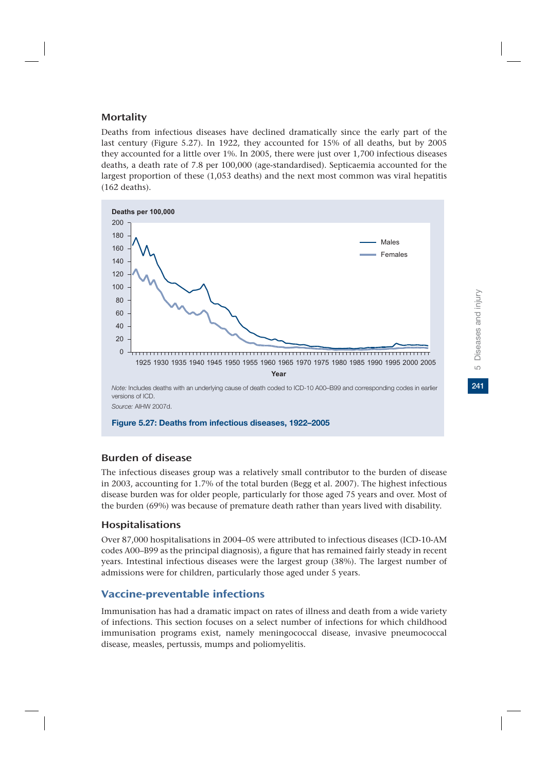## Mortality

Deaths from infectious diseases have declined dramatically since the early part of the last century (Figure 5.27). In 1922, they accounted for 15% of all deaths, but by 2005 they accounted for a little over 1%. In 2005, there were just over 1,700 infectious diseases deaths, a death rate of 7.8 per 100,000 (age-standardised). Septicaemia accounted for the largest proportion of these (1,053 deaths) and the next most common was viral hepatitis (162 deaths).

*Note:* Includes deaths with an underlying cause of death coded to ICD-10 A00–B99 and corresponding codes in earlier versions of ICD.

*Source:* AIHW 2007d.

**Figure 5.27: Deaths from infectious diseases, 1922–2005**

## Burden of disease

The infectious diseases group was a relatively small contributor to the burden of disease in 2003, accounting for 1.7% of the total burden (Begg et al. 2007). The highest infectious disease burden was for older people, particularly for those aged 75 years and over. Most of the burden (69%) was because of premature death rather than years lived with disability.

## Hospitalisations

Over 87,000 hospitalisations in 2004–05 were attributed to infectious diseases (ICD-10-AM codes A00–B99 as the principal diagnosis), a figure that has remained fairly steady in recent years. Intestinal infectious diseases were the largest group (38%). The largest number of admissions were for children, particularly those aged under 5 years.

## Vaccine-preventable infections

Immunisation has had a dramatic impact on rates of illness and death from a wide variety of infections. This section focuses on a select number of infections for which childhood immunisation programs exist, namely meningococcal disease, invasive pneumococcal disease, measles, pertussis, mumps and poliomyelitis.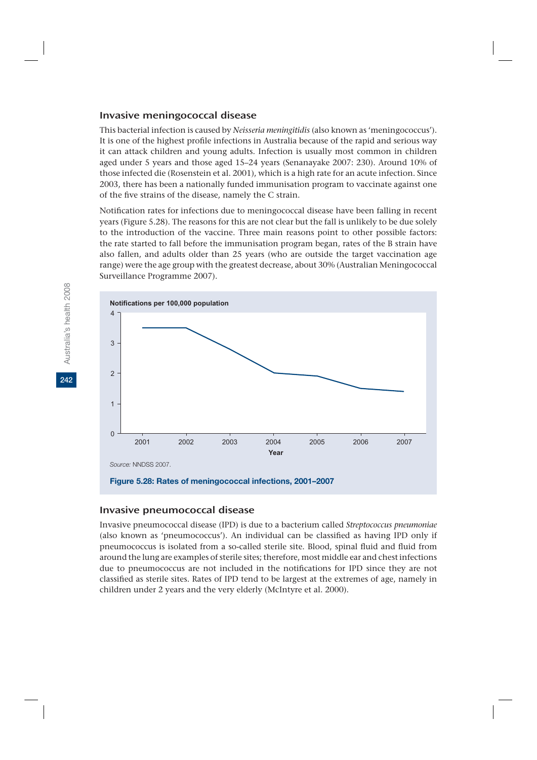### Invasive meningococcal disease

This bacterial infection is caused by *Neisseria meningitidis* (also known as 'meningococcus'). It is one of the highest profile infections in Australia because of the rapid and serious way it can attack children and young adults. Infection is usually most common in children aged under 5 years and those aged 15–24 years (Senanayake 2007: 230). Around 10% of those infected die (Rosenstein et al. 2001), which is a high rate for an acute infection. Since 2003, there has been a nationally funded immunisation program to vaccinate against one of the five strains of the disease, namely the C strain.

Notification rates for infections due to meningococcal disease have been falling in recent years (Figure 5.28). The reasons for this are not clear but the fall is unlikely to be due solely to the introduction of the vaccine. Three main reasons point to other possible factors: the rate started to fall before the immunisation program began, rates of the B strain have also fallen, and adults older than 25 years (who are outside the target vaccination age range) were the age group with the greatest decrease, about 30% (Australian Meningococcal Surveillance Programme 2007).

*Source:* NNDSS 2007.

**Figure 5.28: Rates of meningococcal infections, 2001–2007**

### Invasive pneumococcal disease

Invasive pneumococcal disease (IPD) is due to a bacterium called *Streptococcus pneumoniae* (also known as 'pneumococcus'). An individual can be classified as having IPD only if pneumococcus is isolated from a so-called sterile site. Blood, spinal fluid and fluid from around the lung are examples of sterile sites; therefore, most middle ear and chest infections due to pneumococcus are not included in the notifications for IPD since they are not classified as sterile sites. Rates of IPD tend to be largest at the extremes of age, namely in children under 2 years and the very elderly (McIntyre et al. 2000).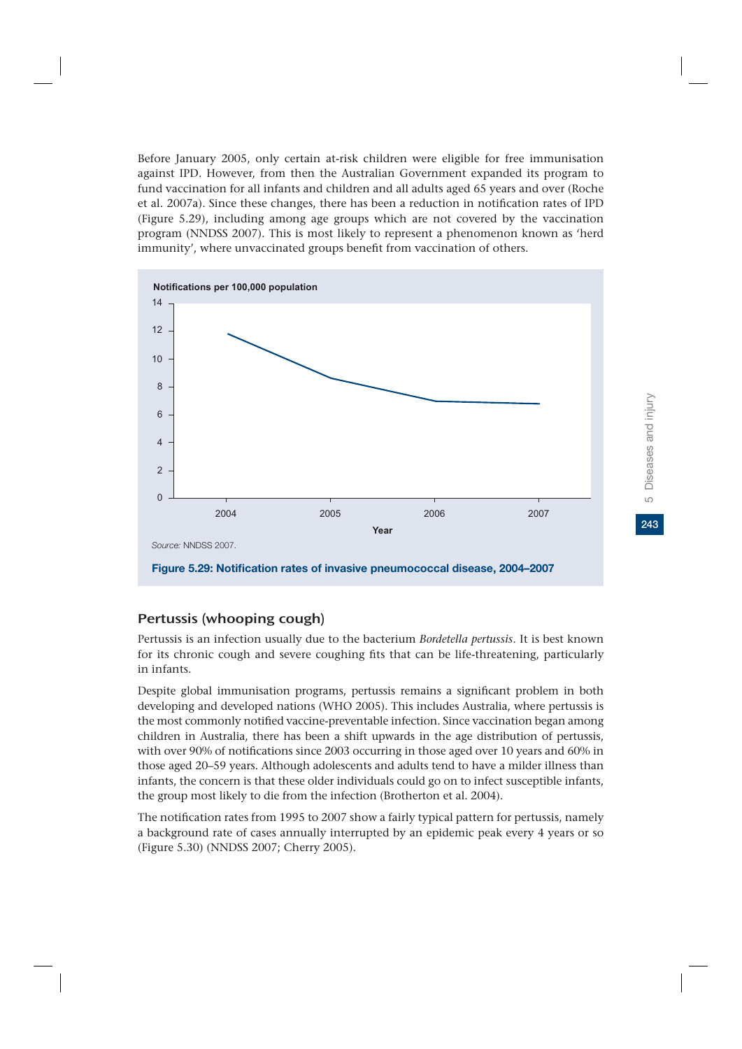Before January 2005, only certain at-risk children were eligible for free immunisation against IPD. However, from then the Australian Government expanded its program to fund vaccination for all infants and children and all adults aged 65 years and over (Roche et al. 2007a). Since these changes, there has been a reduction in notification rates of IPD (Figure 5.29), including among age groups which are not covered by the vaccination program (NNDSS 2007). This is most likely to represent a phenomenon known as 'herd immunity', where unvaccinated groups benefit from vaccination of others.

*Source:* NNDSS 2007.

**Figure 5.29: Notification rates of invasive pneumococcal disease, 2004–2007**

## Pertussis (whooping cough)

Pertussis is an infection usually due to the bacterium *Bordetella pertussis*. It is best known for its chronic cough and severe coughing fits that can be life-threatening, particularly in infants.

Despite global immunisation programs, pertussis remains a significant problem in both developing and developed nations (WHO 2005). This includes Australia, where pertussis is the most commonly notified vaccine-preventable infection. Since vaccination began among children in Australia, there has been a shift upwards in the age distribution of pertussis, with over 90% of notifications since 2003 occurring in those aged over 10 years and 60% in those aged 20–59 years. Although adolescents and adults tend to have a milder illness than infants, the concern is that these older individuals could go on to infect susceptible infants, the group most likely to die from the infection (Brotherton et al. 2004).

The notification rates from 1995 to 2007 show a fairly typical pattern for pertussis, namely a background rate of cases annually interrupted by an epidemic peak every 4 years or so (Figure 5.30) (NNDSS 2007; Cherry 2005).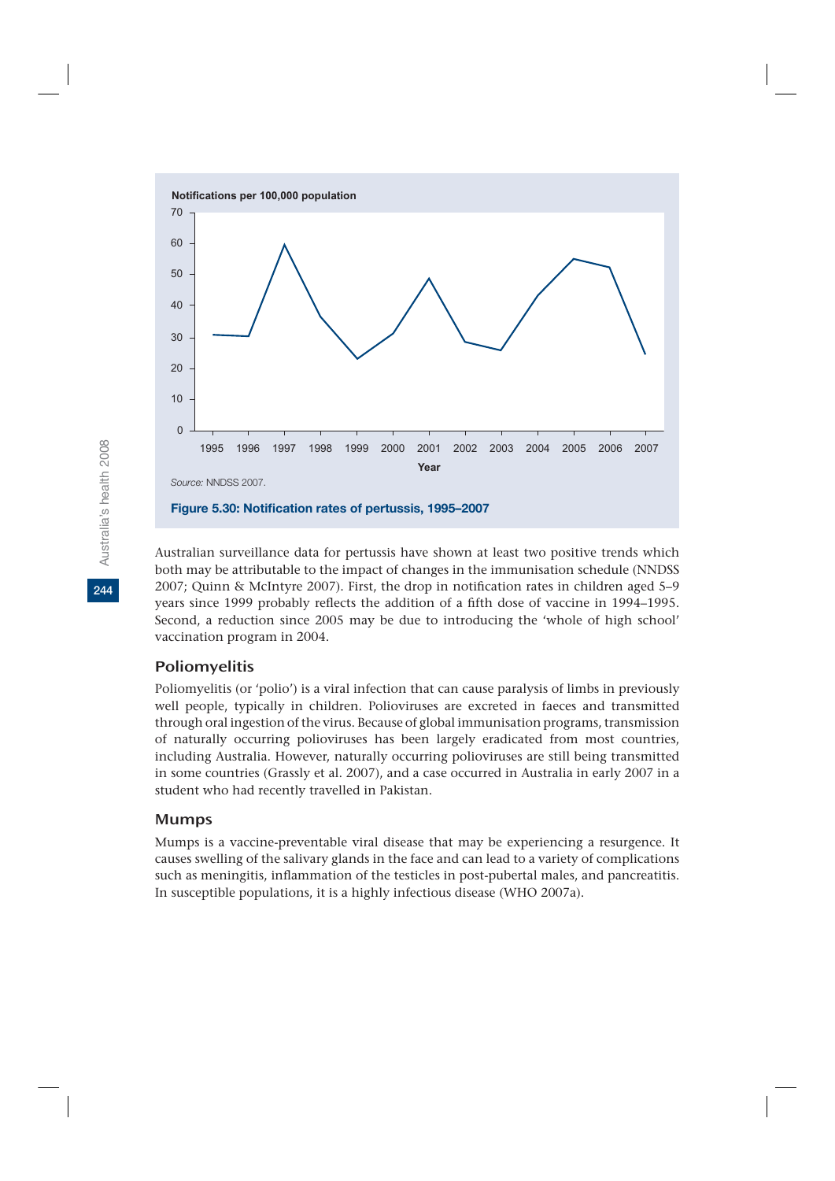Notifications per 100,000 population

Source: NNDSS 2007.

**Figure 5.30: Notification rates of pertussis, 1995–2007**

Australian surveillance data for pertussis have shown at least two positive trends which both may be attributable to the impact of changes in the immunisation schedule (NNDSS 2007; Quinn & McIntyre 2007). First, the drop in notification rates in children aged 5–9 years since 1999 probably reflects the addition of a fifth dose of vaccine in 1994–1995. Second, a reduction since 2005 may be due to introducing the 'whole of high school' vaccination program in 2004.

### Poliomyelitis

Poliomyelitis (or 'polio') is a viral infection that can cause paralysis of limbs in previously well people, typically in children. Polioviruses are excreted in faeces and transmitted through oral ingestion of the virus. Because of global immunisation programs, transmission of naturally occurring polioviruses has been largely eradicated from most countries, including Australia. However, naturally occurring polioviruses are still being transmitted in some countries (Grassly et al. 2007), and a case occurred in Australia in early 2007 in a student who had recently travelled in Pakistan.

### Mumps

Mumps is a vaccine-preventable viral disease that may be experiencing a resurgence. It causes swelling of the salivary glands in the face and can lead to a variety of complications such as meningitis, inflammation of the testicles in post-pubertal males, and pancreatitis. In susceptible populations, it is a highly infectious disease (WHO 2007a).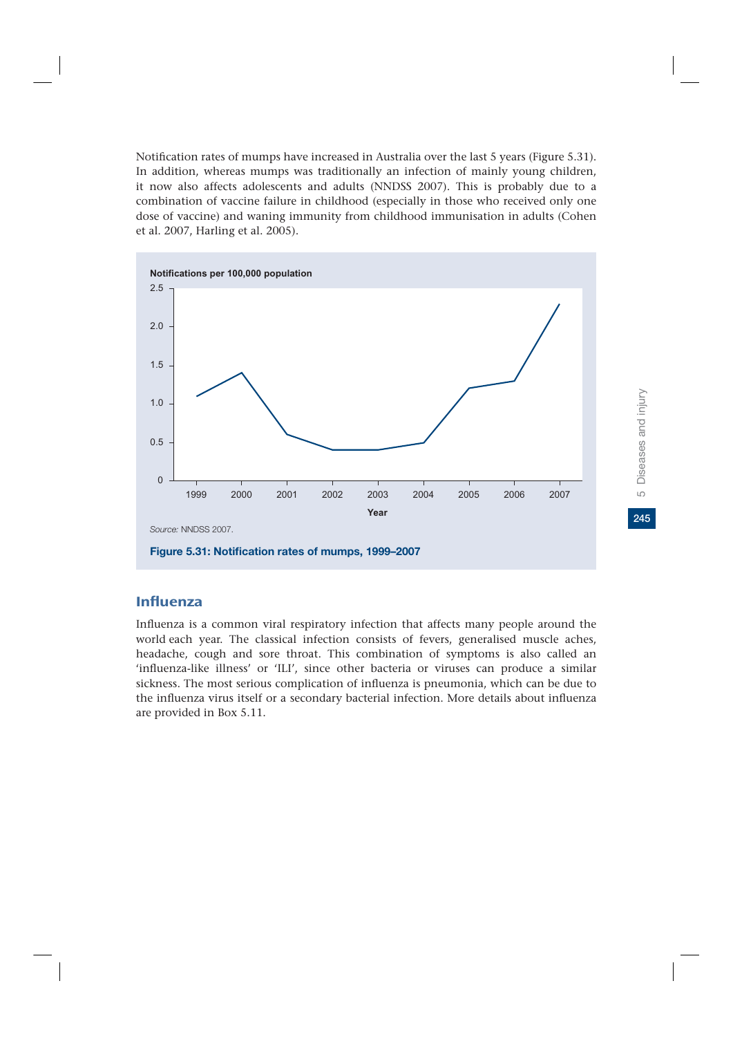Notification rates of mumps have increased in Australia over the last 5 years (Figure 5.31). In addition, whereas mumps was traditionally an infection of mainly young children, it now also affects adolescents and adults (NNDSS 2007). This is probably due to a combination of vaccine failure in childhood (especially in those who received only one dose of vaccine) and waning immunity from childhood immunisation in adults (Cohen et al. 2007, Harling et al. 2005).

*Source:* NNDSS 2007.

**Figure 5.31: Notification rates of mumps, 1999–2007**

## Influenza

Influenza is a common viral respiratory infection that affects many people around the world each year. The classical infection consists of fevers, generalised muscle aches, headache, cough and sore throat. This combination of symptoms is also called an 'influenza-like illness' or 'ILI', since other bacteria or viruses can produce a similar sickness. The most serious complication of influenza is pneumonia, which can be due to the influenza virus itself or a secondary bacterial infection. More details about influenza are provided in Box 5.11.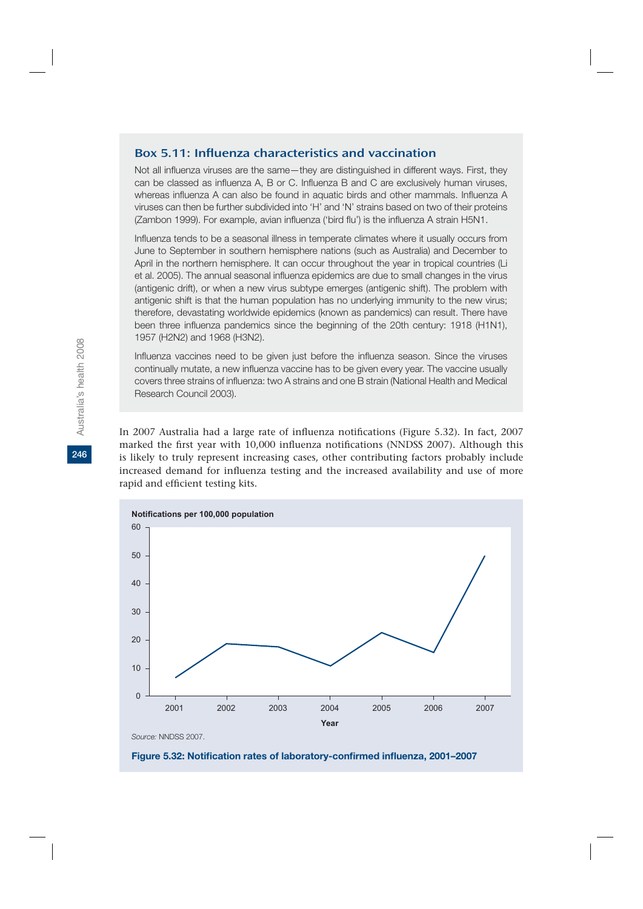### Box 5.11: Influenza characteristics and vaccination

Not all influenza viruses are the same—they are distinguished in different ways. First, they can be classed as influenza A, B or C. Influenza B and C are exclusively human viruses, whereas influenza A can also be found in aquatic birds and other mammals. Influenza A viruses can then be further subdivided into 'H' and 'N' strains based on two of their proteins (Zambon 1999). For example, avian influenza ('bird flu') is the influenza A strain H5N1.

Influenza tends to be a seasonal illness in temperate climates where it usually occurs from June to September in southern hemisphere nations (such as Australia) and December to April in the northern hemisphere. It can occur throughout the year in tropical countries (Li et al. 2005). The annual seasonal influenza epidemics are due to small changes in the virus (antigenic drift), or when a new virus subtype emerges (antigenic shift). The problem with antigenic shift is that the human population has no underlying immunity to the new virus; therefore, devastating worldwide epidemics (known as pandemics) can result. There have been three influenza pandemics since the beginning of the 20th century: 1918 (H1N1), 1957 (H2N2) and 1968 (H3N2).

Influenza vaccines need to be given just before the influenza season. Since the viruses continually mutate, a new influenza vaccine has to be given every year. The vaccine usually covers three strains of influenza: two A strains and one B strain (National Health and Medical Research Council 2003).

In 2007 Australia had a large rate of influenza notifications (Figure 5.32). In fact, 2007 marked the first year with 10,000 influenza notifications (NNDSS 2007). Although this is likely to truly represent increasing cases, other contributing factors probably include increased demand for influenza testing and the increased availability and use of more rapid and efficient testing kits.

Notifications per 100,000 population

| Year | 2001 | 2002 | 2003 | 2004 | 2005 | 2006 | 2007 |
|---|---|---|---|---|---|---|---|
| Notifications per 100,000 population (approx.) | 7 | 19 | 18 | 11 | 23 | 16 | 50 |

*Source:* NNDSS 2007.

**Figure 5.32: Notification rates of laboratory-confirmed influenza, 2001–2007**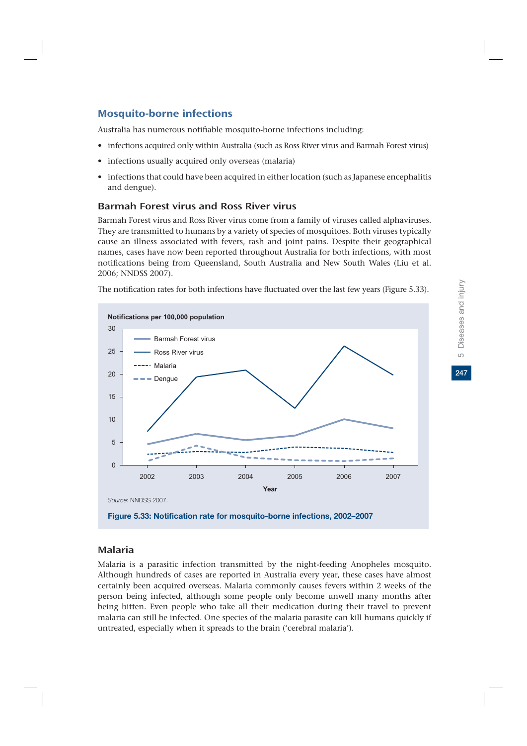## Mosquito-borne infections

Australia has numerous notifiable mosquito-borne infections including:

- infections acquired only within Australia (such as Ross River virus and Barmah Forest virus)
- infections usually acquired only overseas (malaria)
- infections that could have been acquired in either location (such as Japanese encephalitis and dengue).

### Barmah Forest virus and Ross River virus

Barmah Forest virus and Ross River virus come from a family of viruses called alphaviruses. They are transmitted to humans by a variety of species of mosquitoes. Both viruses typically cause an illness associated with fevers, rash and joint pains. Despite their geographical names, cases have now been reported throughout Australia for both infections, with most notifications being from Queensland, South Australia and New South Wales (Liu et al. 2006; NNDSS 2007).

The notification rates for both infections have fluctuated over the last few years (Figure 5.33).

Notifications per 100,000 population

Source: NNDSS 2007.

**Figure 5.33: Notification rate for mosquito-borne infections, 2002–2007**

### Malaria

Malaria is a parasitic infection transmitted by the night-feeding Anopheles mosquito. Although hundreds of cases are reported in Australia every year, these cases have almost certainly been acquired overseas. Malaria commonly causes fevers within 2 weeks of the person being infected, although some people only become unwell many months after being bitten. Even people who take all their medication during their travel to prevent malaria can still be infected. One species of the malaria parasite can kill humans quickly if untreated, especially when it spreads to the brain ('cerebral malaria').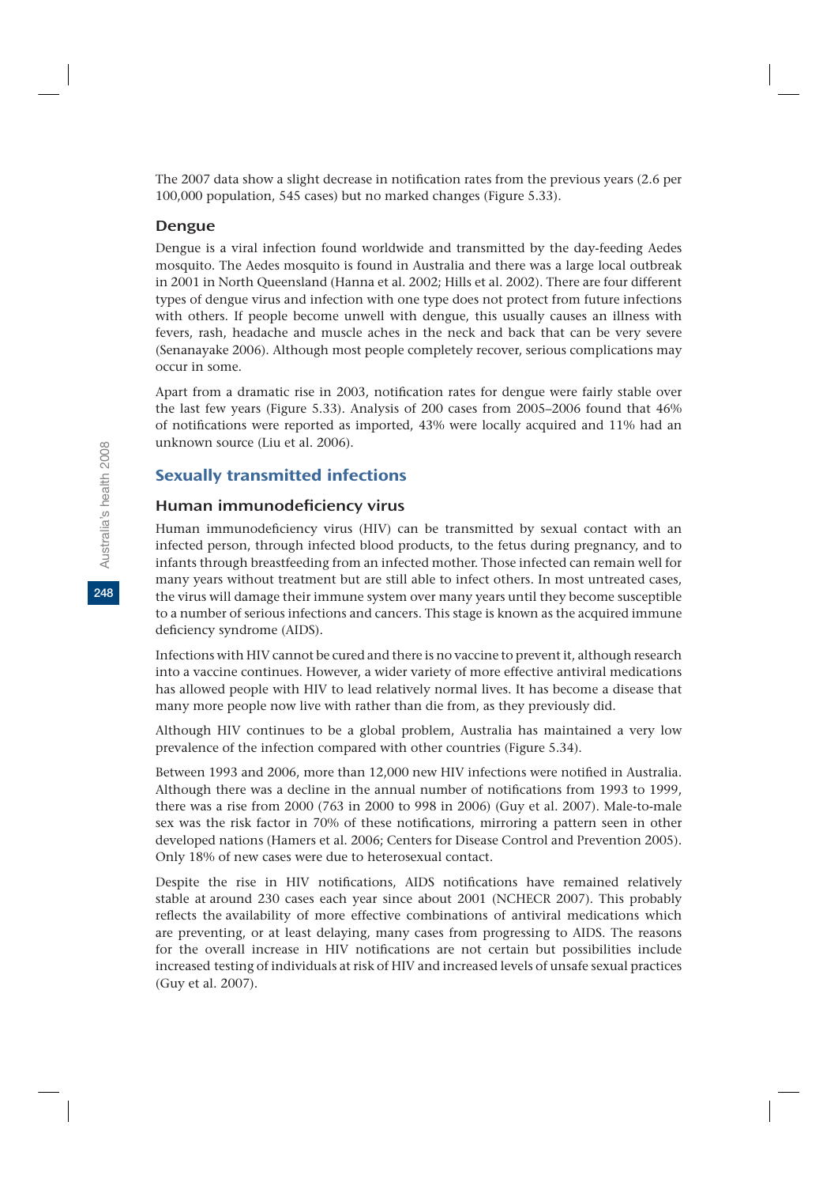The 2007 data show a slight decrease in notification rates from the previous years (2.6 per 100,000 population, 545 cases) but no marked changes (Figure 5.33).

### Dengue

Dengue is a viral infection found worldwide and transmitted by the day-feeding Aedes mosquito. The Aedes mosquito is found in Australia and there was a large local outbreak in 2001 in North Queensland (Hanna et al. 2002; Hills et al. 2002). There are four different types of dengue virus and infection with one type does not protect from future infections with others. If people become unwell with dengue, this usually causes an illness with fevers, rash, headache and muscle aches in the neck and back that can be very severe (Senanayake 2006). Although most people completely recover, serious complications may occur in some.

Apart from a dramatic rise in 2003, notification rates for dengue were fairly stable over the last few years (Figure 5.33). Analysis of 200 cases from 2005–2006 found that 46% of notifications were reported as imported, 43% were locally acquired and 11% had an unknown source (Liu et al. 2006).

## Sexually transmitted infections

### Human immunodeficiency virus

Human immunodeficiency virus (HIV) can be transmitted by sexual contact with an infected person, through infected blood products, to the fetus during pregnancy, and to infants through breastfeeding from an infected mother. Those infected can remain well for many years without treatment but are still able to infect others. In most untreated cases, the virus will damage their immune system over many years until they become susceptible to a number of serious infections and cancers. This stage is known as the acquired immune deficiency syndrome (AIDS).

Infections with HIV cannot be cured and there is no vaccine to prevent it, although research into a vaccine continues. However, a wider variety of more effective antiviral medications has allowed people with HIV to lead relatively normal lives. It has become a disease that many more people now live with rather than die from, as they previously did.

Although HIV continues to be a global problem, Australia has maintained a very low prevalence of the infection compared with other countries (Figure 5.34).

Between 1993 and 2006, more than 12,000 new HIV infections were notified in Australia. Although there was a decline in the annual number of notifications from 1993 to 1999, there was a rise from 2000 (763 in 2000 to 998 in 2006) (Guy et al. 2007). Male-to-male sex was the risk factor in 70% of these notifications, mirroring a pattern seen in other developed nations (Hamers et al. 2006; Centers for Disease Control and Prevention 2005). Only 18% of new cases were due to heterosexual contact.

Despite the rise in HIV notifications, AIDS notifications have remained relatively stable at around 230 cases each year since about 2001 (NCHECR 2007). This probably reflects the availability of more effective combinations of antiviral medications which are preventing, or at least delaying, many cases from progressing to AIDS. The reasons for the overall increase in HIV notifications are not certain but possibilities include increased testing of individuals at risk of HIV and increased levels of unsafe sexual practices (Guy et al. 2007).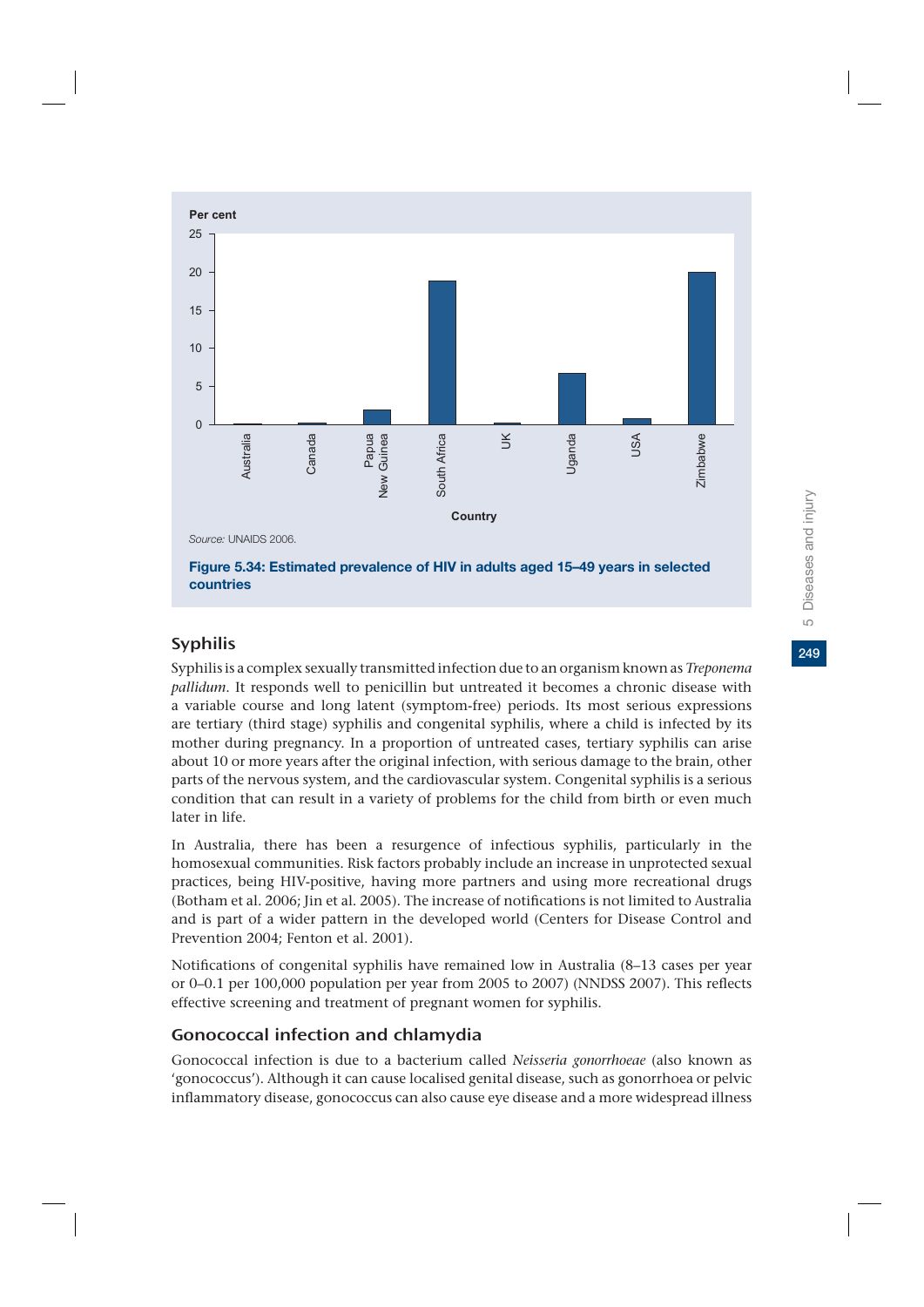Source: UNAIDS 2006.

**Figure 5.34: Estimated prevalence of HIV in adults aged 15–49 years in selected countries**

## Syphilis

Syphilis is a complex sexually transmitted infection due to an organism known as *Treponema pallidum*. It responds well to penicillin but untreated it becomes a chronic disease with a variable course and long latent (symptom-free) periods. Its most serious expressions are tertiary (third stage) syphilis and congenital syphilis, where a child is infected by its mother during pregnancy. In a proportion of untreated cases, tertiary syphilis can arise about 10 or more years after the original infection, with serious damage to the brain, other parts of the nervous system, and the cardiovascular system. Congenital syphilis is a serious condition that can result in a variety of problems for the child from birth or even much later in life.

In Australia, there has been a resurgence of infectious syphilis, particularly in the homosexual communities. Risk factors probably include an increase in unprotected sexual practices, being HIV-positive, having more partners and using more recreational drugs (Botham et al. 2006; Jin et al. 2005). The increase of notifications is not limited to Australia and is part of a wider pattern in the developed world (Centers for Disease Control and Prevention 2004; Fenton et al. 2001).

Notifications of congenital syphilis have remained low in Australia (8–13 cases per year or 0–0.1 per 100,000 population per year from 2005 to 2007) (NNDSS 2007). This reflects effective screening and treatment of pregnant women for syphilis.

### Gonococcal infection and chlamydia

Gonococcal infection is due to a bacterium called *Neisseria gonorrhoeae* (also known as 'gonococcus'). Although it can cause localised genital disease, such as gonorrhoea or pelvic inflammatory disease, gonococcus can also cause eye disease and a more widespread illness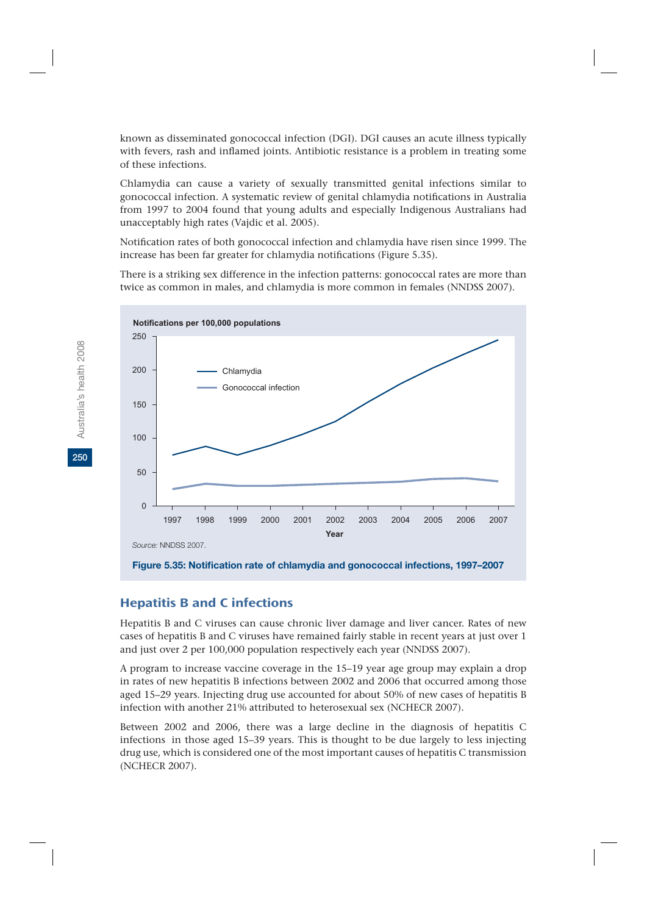known as disseminated gonococcal infection (DGI). DGI causes an acute illness typically with fevers, rash and inflamed joints. Antibiotic resistance is a problem in treating some of these infections.

Chlamydia can cause a variety of sexually transmitted genital infections similar to gonococcal infection. A systematic review of genital chlamydia notifications in Australia from 1997 to 2004 found that young adults and especially Indigenous Australians had unacceptably high rates (Vajdic et al. 2005).

Notification rates of both gonococcal infection and chlamydia have risen since 1999. The increase has been far greater for chlamydia notifications (Figure 5.35).

There is a striking sex difference in the infection patterns: gonococcal rates are more than twice as common in males, and chlamydia is more common in females (NNDSS 2007).

Notifications per 100,000 populations

Chlamydia

Gonococcal infection

Year

*Source:* NNDSS 2007.

**Figure 5.35: Notification rate of chlamydia and gonococcal infections, 1997–2007**

## Hepatitis B and C infections

Hepatitis B and C viruses can cause chronic liver damage and liver cancer. Rates of new cases of hepatitis B and C viruses have remained fairly stable in recent years at just over 1 and just over 2 per 100,000 population respectively each year (NNDSS 2007).

A program to increase vaccine coverage in the 15–19 year age group may explain a drop in rates of new hepatitis B infections between 2002 and 2006 that occurred among those aged 15–29 years. Injecting drug use accounted for about 50% of new cases of hepatitis B infection with another 21% attributed to heterosexual sex (NCHECR 2007).

Between 2002 and 2006, there was a large decline in the diagnosis of hepatitis C infections in those aged 15–39 years. This is thought to be due largely to less injecting drug use, which is considered one of the most important causes of hepatitis C transmission (NCHECR 2007).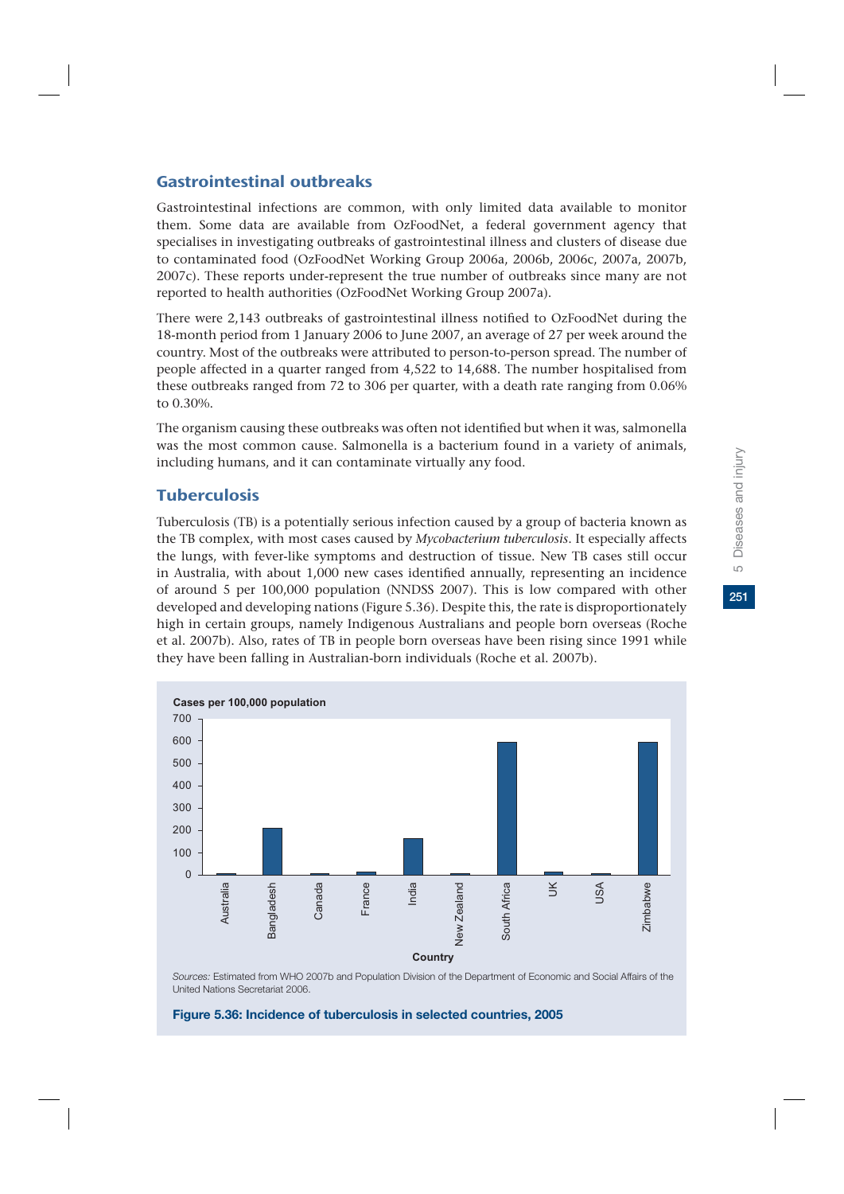## Gastrointestinal outbreaks

Gastrointestinal infections are common, with only limited data available to monitor them. Some data are available from OzFoodNet, a federal government agency that specialises in investigating outbreaks of gastrointestinal illness and clusters of disease due to contaminated food (OzFoodNet Working Group 2006a, 2006b, 2006c, 2007a, 2007b, 2007c). These reports under-represent the true number of outbreaks since many are not reported to health authorities (OzFoodNet Working Group 2007a).

There were 2,143 outbreaks of gastrointestinal illness notified to OzFoodNet during the 18-month period from 1 January 2006 to June 2007, an average of 27 per week around the country. Most of the outbreaks were attributed to person-to-person spread. The number of people affected in a quarter ranged from 4,522 to 14,688. The number hospitalised from these outbreaks ranged from 72 to 306 per quarter, with a death rate ranging from 0.06% to 0.30%.

The organism causing these outbreaks was often not identified but when it was, salmonella was the most common cause. Salmonella is a bacterium found in a variety of animals, including humans, and it can contaminate virtually any food.

## Tuberculosis

Tuberculosis (TB) is a potentially serious infection caused by a group of bacteria known as the TB complex, with most cases caused by *Mycobacterium tuberculosis*. It especially affects the lungs, with fever-like symptoms and destruction of tissue. New TB cases still occur in Australia, with about 1,000 new cases identified annually, representing an incidence of around 5 per 100,000 population (NNDSS 2007). This is low compared with other developed and developing nations (Figure 5.36). Despite this, the rate is disproportionately high in certain groups, namely Indigenous Australians and people born overseas (Roche et al. 2007b). Also, rates of TB in people born overseas have been rising since 1991 while they have been falling in Australian-born individuals (Roche et al. 2007b).

Cases per 100,000 population

Country: Australia, Bangladesh, Canada, France, India, New Zealand, South Africa, UK, USA, Zimbabwe

*Sources:* Estimated from WHO 2007b and Population Division of the Department of Economic and Social Affairs of the United Nations Secretariat 2006.

**Figure 5.36: Incidence of tuberculosis in selected countries, 2005**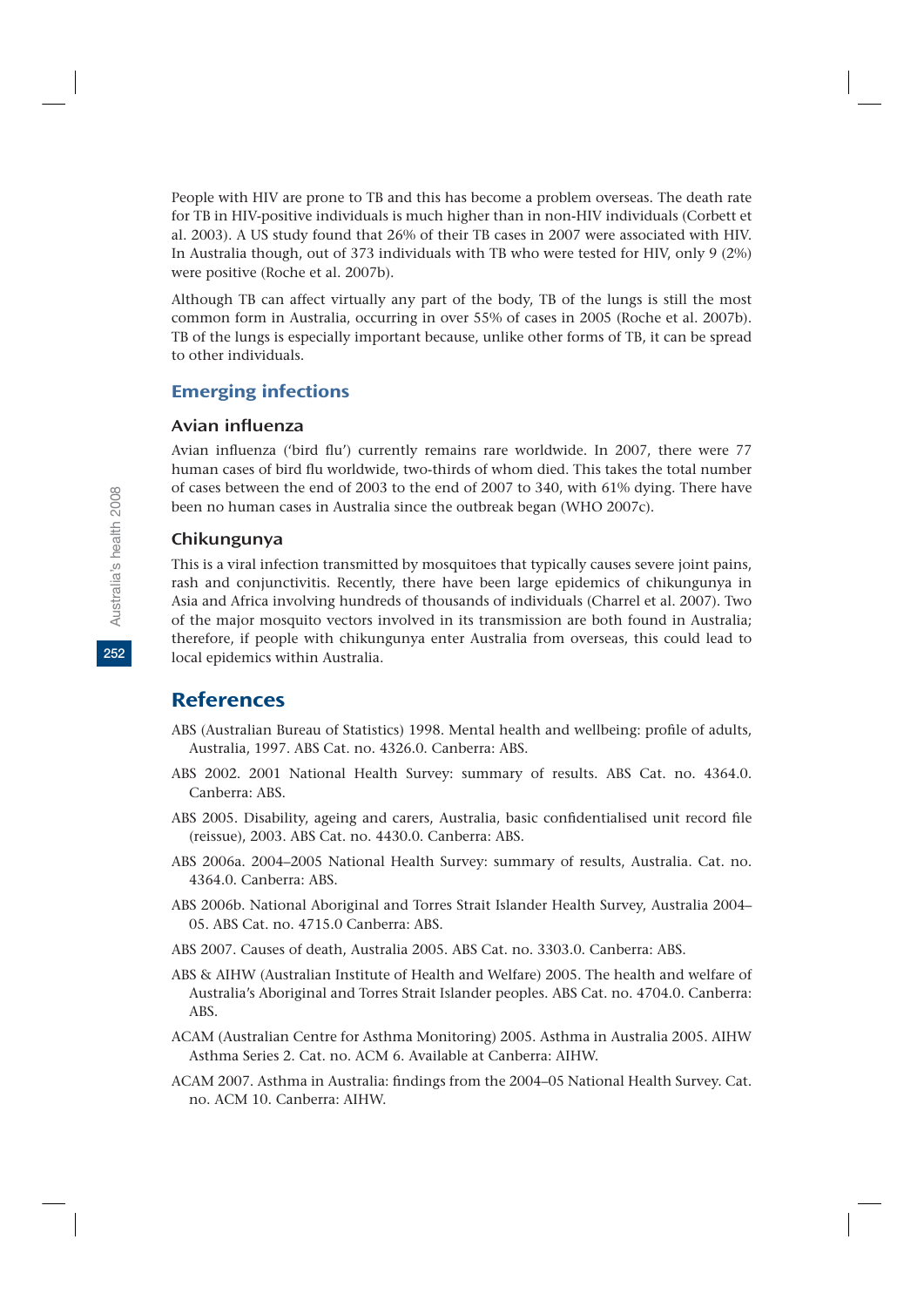People with HIV are prone to TB and this has become a problem overseas. The death rate for TB in HIV-positive individuals is much higher than in non-HIV individuals (Corbett et al. 2003). A US study found that 26% of their TB cases in 2007 were associated with HIV. In Australia though, out of 373 individuals with TB who were tested for HIV, only 9 (2%) were positive (Roche et al. 2007b).

Although TB can affect virtually any part of the body, TB of the lungs is still the most common form in Australia, occurring in over 55% of cases in 2005 (Roche et al. 2007b). TB of the lungs is especially important because, unlike other forms of TB, it can be spread to other individuals.

### Emerging infections

#### Avian influenza

Avian influenza ('bird flu') currently remains rare worldwide. In 2007, there were 77 human cases of bird flu worldwide, two-thirds of whom died. This takes the total number of cases between the end of 2003 to the end of 2007 to 340, with 61% dying. There have been no human cases in Australia since the outbreak began (WHO 2007c).

#### Chikungunya

This is a viral infection transmitted by mosquitoes that typically causes severe joint pains, rash and conjunctivitis. Recently, there have been large epidemics of chikungunya in Asia and Africa involving hundreds of thousands of individuals (Charrel et al. 2007). Two of the major mosquito vectors involved in its transmission are both found in Australia; therefore, if people with chikungunya enter Australia from overseas, this could lead to local epidemics within Australia.

## References

ABS (Australian Bureau of Statistics) 1998. Mental health and wellbeing: profile of adults, Australia, 1997. ABS Cat. no. 4326.0. Canberra: ABS.

ABS 2002. 2001 National Health Survey: summary of results. ABS Cat. no. 4364.0. Canberra: ABS.

ABS 2005. Disability, ageing and carers, Australia, basic confidentialised unit record file (reissue), 2003. ABS Cat. no. 4430.0. Canberra: ABS.

ABS 2006a. 2004–2005 National Health Survey: summary of results, Australia. Cat. no. 4364.0. Canberra: ABS.

ABS 2006b. National Aboriginal and Torres Strait Islander Health Survey, Australia 2004–05. ABS Cat. no. 4715.0 Canberra: ABS.

ABS 2007. Causes of death, Australia 2005. ABS Cat. no. 3303.0. Canberra: ABS.

ABS & AIHW (Australian Institute of Health and Welfare) 2005. The health and welfare of Australia's Aboriginal and Torres Strait Islander peoples. ABS Cat. no. 4704.0. Canberra: ABS.

ACAM (Australian Centre for Asthma Monitoring) 2005. Asthma in Australia 2005. AIHW Asthma Series 2. Cat. no. ACM 6. Available at Canberra: AIHW.

ACAM 2007. Asthma in Australia: findings from the 2004–05 National Health Survey. Cat. no. ACM 10. Canberra: AIHW.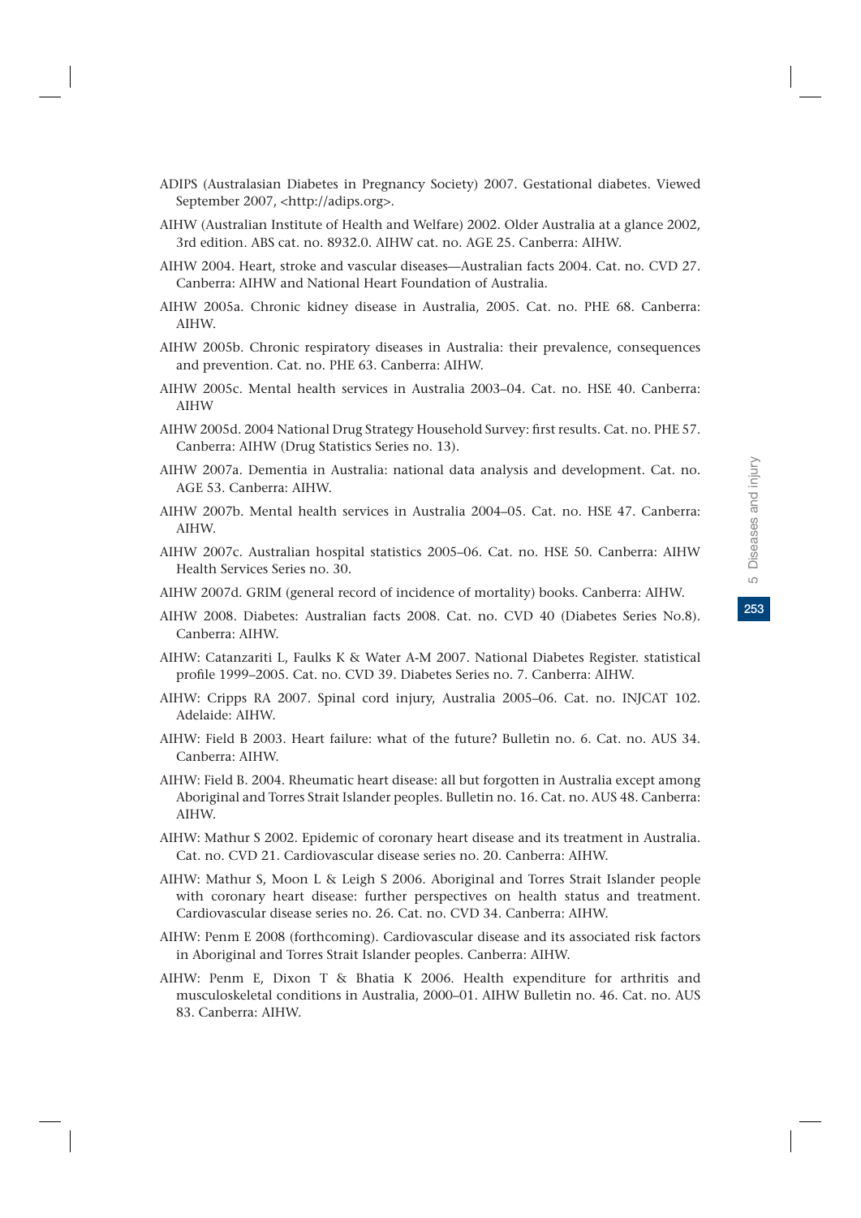ADIPS (Australasian Diabetes in Pregnancy Society) 2007. Gestational diabetes. Viewed September 2007, <http://adips.org>.

AIHW (Australian Institute of Health and Welfare) 2002. Older Australia at a glance 2002, 3rd edition. ABS cat. no. 8932.0. AIHW cat. no. AGE 25. Canberra: AIHW.

AIHW 2004. Heart, stroke and vascular diseases—Australian facts 2004. Cat. no. CVD 27. Canberra: AIHW and National Heart Foundation of Australia.

AIHW 2005a. Chronic kidney disease in Australia, 2005. Cat. no. PHE 68. Canberra: AIHW.

AIHW 2005b. Chronic respiratory diseases in Australia: their prevalence, consequences and prevention. Cat. no. PHE 63. Canberra: AIHW.

AIHW 2005c. Mental health services in Australia 2003–04. Cat. no. HSE 40. Canberra: AIHW

AIHW 2005d. 2004 National Drug Strategy Household Survey: first results. Cat. no. PHE 57. Canberra: AIHW (Drug Statistics Series no. 13).

AIHW 2007a. Dementia in Australia: national data analysis and development. Cat. no. AGE 53. Canberra: AIHW.

AIHW 2007b. Mental health services in Australia 2004–05. Cat. no. HSE 47. Canberra: AIHW.

AIHW 2007c. Australian hospital statistics 2005–06. Cat. no. HSE 50. Canberra: AIHW Health Services Series no. 30.

AIHW 2007d. GRIM (general record of incidence of mortality) books. Canberra: AIHW.

AIHW 2008. Diabetes: Australian facts 2008. Cat. no. CVD 40 (Diabetes Series No.8). Canberra: AIHW.

AIHW: Catanzariti L, Faulks K & Water A-M 2007. National Diabetes Register. statistical profile 1999–2005. Cat. no. CVD 39. Diabetes Series no. 7. Canberra: AIHW.

AIHW: Cripps RA 2007. Spinal cord injury, Australia 2005–06. Cat. no. INJCAT 102. Adelaide: AIHW.

AIHW: Field B 2003. Heart failure: what of the future? Bulletin no. 6. Cat. no. AUS 34. Canberra: AIHW.

AIHW: Field B. 2004. Rheumatic heart disease: all but forgotten in Australia except among Aboriginal and Torres Strait Islander peoples. Bulletin no. 16. Cat. no. AUS 48. Canberra: AIHW.

AIHW: Mathur S 2002. Epidemic of coronary heart disease and its treatment in Australia. Cat. no. CVD 21. Cardiovascular disease series no. 20. Canberra: AIHW.

AIHW: Mathur S, Moon L & Leigh S 2006. Aboriginal and Torres Strait Islander people with coronary heart disease: further perspectives on health status and treatment. Cardiovascular disease series no. 26. Cat. no. CVD 34. Canberra: AIHW.

AIHW: Penm E 2008 (forthcoming). Cardiovascular disease and its associated risk factors in Aboriginal and Torres Strait Islander peoples. Canberra: AIHW.

AIHW: Penm E, Dixon T & Bhatia K 2006. Health expenditure for arthritis and musculoskeletal conditions in Australia, 2000–01. AIHW Bulletin no. 46. Cat. no. AUS 83. Canberra: AIHW.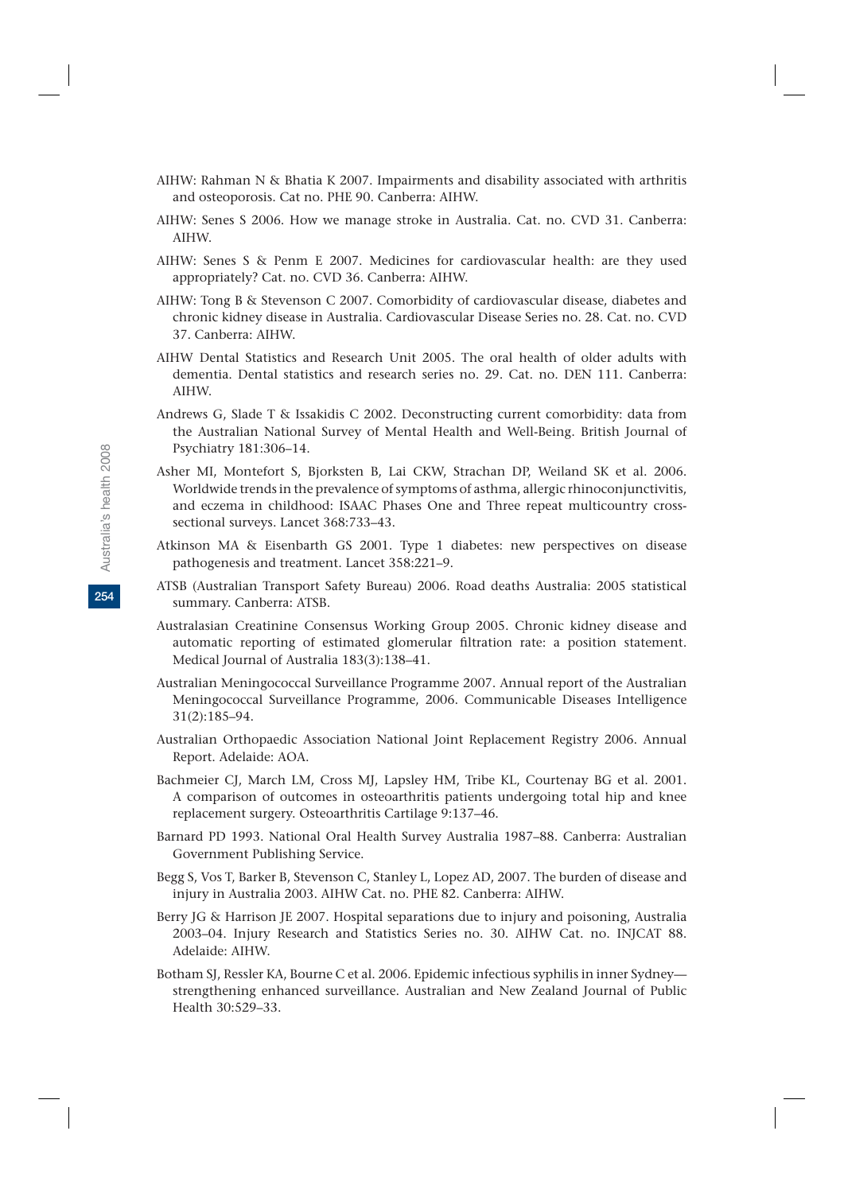AIHW: Rahman N & Bhatia K 2007. Impairments and disability associated with arthritis and osteoporosis. Cat no. PHE 90. Canberra: AIHW.

AIHW: Senes S 2006. How we manage stroke in Australia. Cat. no. CVD 31. Canberra: AIHW.

AIHW: Senes S & Penm E 2007. Medicines for cardiovascular health: are they used appropriately? Cat. no. CVD 36. Canberra: AIHW.

AIHW: Tong B & Stevenson C 2007. Comorbidity of cardiovascular disease, diabetes and chronic kidney disease in Australia. Cardiovascular Disease Series no. 28. Cat. no. CVD 37. Canberra: AIHW.

AIHW Dental Statistics and Research Unit 2005. The oral health of older adults with dementia. Dental statistics and research series no. 29. Cat. no. DEN 111. Canberra: AIHW.

Andrews G, Slade T & Issakidis C 2002. Deconstructing current comorbidity: data from the Australian National Survey of Mental Health and Well-Being. British Journal of Psychiatry 181:306–14.

Asher MI, Montefort S, Bjorksten B, Lai CKW, Strachan DP, Weiland SK et al. 2006. Worldwide trends in the prevalence of symptoms of asthma, allergic rhinoconjunctivitis, and eczema in childhood: ISAAC Phases One and Three repeat multicountry cross-sectional surveys. Lancet 368:733–43.

Atkinson MA & Eisenbarth GS 2001. Type 1 diabetes: new perspectives on disease pathogenesis and treatment. Lancet 358:221–9.

ATSB (Australian Transport Safety Bureau) 2006. Road deaths Australia: 2005 statistical summary. Canberra: ATSB.

Australasian Creatinine Consensus Working Group 2005. Chronic kidney disease and automatic reporting of estimated glomerular filtration rate: a position statement. Medical Journal of Australia 183(3):138–41.

Australian Meningococcal Surveillance Programme 2007. Annual report of the Australian Meningococcal Surveillance Programme, 2006. Communicable Diseases Intelligence 31(2):185–94.

Australian Orthopaedic Association National Joint Replacement Registry 2006. Annual Report. Adelaide: AOA.

Bachmeier CJ, March LM, Cross MJ, Lapsley HM, Tribe KL, Courtenay BG et al. 2001. A comparison of outcomes in osteoarthritis patients undergoing total hip and knee replacement surgery. Osteoarthritis Cartilage 9:137–46.

Barnard PD 1993. National Oral Health Survey Australia 1987–88. Canberra: Australian Government Publishing Service.

Begg S, Vos T, Barker B, Stevenson C, Stanley L, Lopez AD, 2007. The burden of disease and injury in Australia 2003. AIHW Cat. no. PHE 82. Canberra: AIHW.

Berry JG & Harrison JE 2007. Hospital separations due to injury and poisoning, Australia 2003–04. Injury Research and Statistics Series no. 30. AIHW Cat. no. INJCAT 88. Adelaide: AIHW.

Botham SJ, Ressler KA, Bourne C et al. 2006. Epidemic infectious syphilis in inner Sydney—strengthening enhanced surveillance. Australian and New Zealand Journal of Public Health 30:529–33.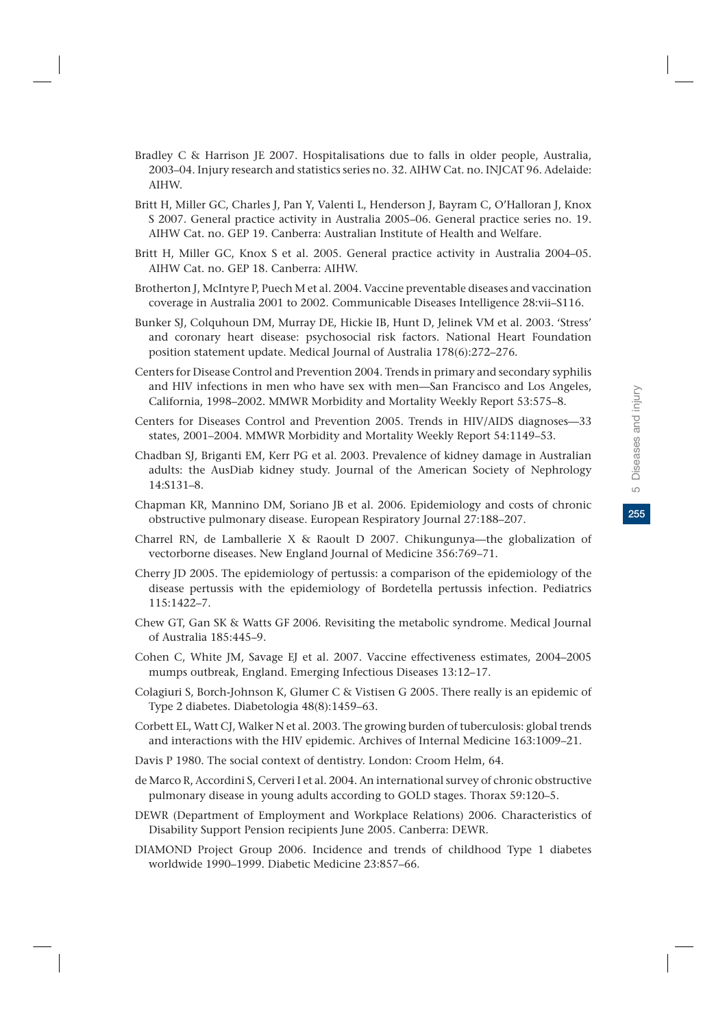Bradley C & Harrison JE 2007. Hospitalisations due to falls in older people, Australia, 2003–04. Injury research and statistics series no. 32. AIHW Cat. no. INJCAT 96. Adelaide: AIHW.

Britt H, Miller GC, Charles J, Pan Y, Valenti L, Henderson J, Bayram C, O'Halloran J, Knox S 2007. General practice activity in Australia 2005–06. General practice series no. 19. AIHW Cat. no. GEP 19. Canberra: Australian Institute of Health and Welfare.

Britt H, Miller GC, Knox S et al. 2005. General practice activity in Australia 2004–05. AIHW Cat. no. GEP 18. Canberra: AIHW.

Brotherton J, McIntyre P, Puech M et al. 2004. Vaccine preventable diseases and vaccination coverage in Australia 2001 to 2002. Communicable Diseases Intelligence 28:vii–S116.

Bunker SJ, Colquhoun DM, Murray DE, Hickie IB, Hunt D, Jelinek VM et al. 2003. 'Stress' and coronary heart disease: psychosocial risk factors. National Heart Foundation position statement update. Medical Journal of Australia 178(6):272–276.

Centers for Disease Control and Prevention 2004. Trends in primary and secondary syphilis and HIV infections in men who have sex with men—San Francisco and Los Angeles, California, 1998–2002. MMWR Morbidity and Mortality Weekly Report 53:575–8.

Centers for Diseases Control and Prevention 2005. Trends in HIV/AIDS diagnoses—33 states, 2001–2004. MMWR Morbidity and Mortality Weekly Report 54:1149–53.

Chadban SJ, Briganti EM, Kerr PG et al. 2003. Prevalence of kidney damage in Australian adults: the AusDiab kidney study. Journal of the American Society of Nephrology 14:S131–8.

Chapman KR, Mannino DM, Soriano JB et al. 2006. Epidemiology and costs of chronic obstructive pulmonary disease. European Respiratory Journal 27:188–207.

Charrel RN, de Lamballerie X & Raoult D 2007. Chikungunya—the globalization of vectorborne diseases. New England Journal of Medicine 356:769–71.

Cherry JD 2005. The epidemiology of pertussis: a comparison of the epidemiology of the disease pertussis with the epidemiology of Bordetella pertussis infection. Pediatrics 115:1422–7.

Chew GT, Gan SK & Watts GF 2006. Revisiting the metabolic syndrome. Medical Journal of Australia 185:445–9.

Cohen C, White JM, Savage EJ et al. 2007. Vaccine effectiveness estimates, 2004–2005 mumps outbreak, England. Emerging Infectious Diseases 13:12–17.

Colagiuri S, Borch-Johnson K, Glumer C & Vistisen G 2005. There really is an epidemic of Type 2 diabetes. Diabetologia 48(8):1459–63.

Corbett EL, Watt CJ, Walker N et al. 2003. The growing burden of tuberculosis: global trends and interactions with the HIV epidemic. Archives of Internal Medicine 163:1009–21.

Davis P 1980. The social context of dentistry. London: Croom Helm, 64.

de Marco R, Accordini S, Cerveri I et al. 2004. An international survey of chronic obstructive pulmonary disease in young adults according to GOLD stages. Thorax 59:120–5.

DEWR (Department of Employment and Workplace Relations) 2006. Characteristics of Disability Support Pension recipients June 2005. Canberra: DEWR.

DIAMOND Project Group 2006. Incidence and trends of childhood Type 1 diabetes worldwide 1990–1999. Diabetic Medicine 23:857–66.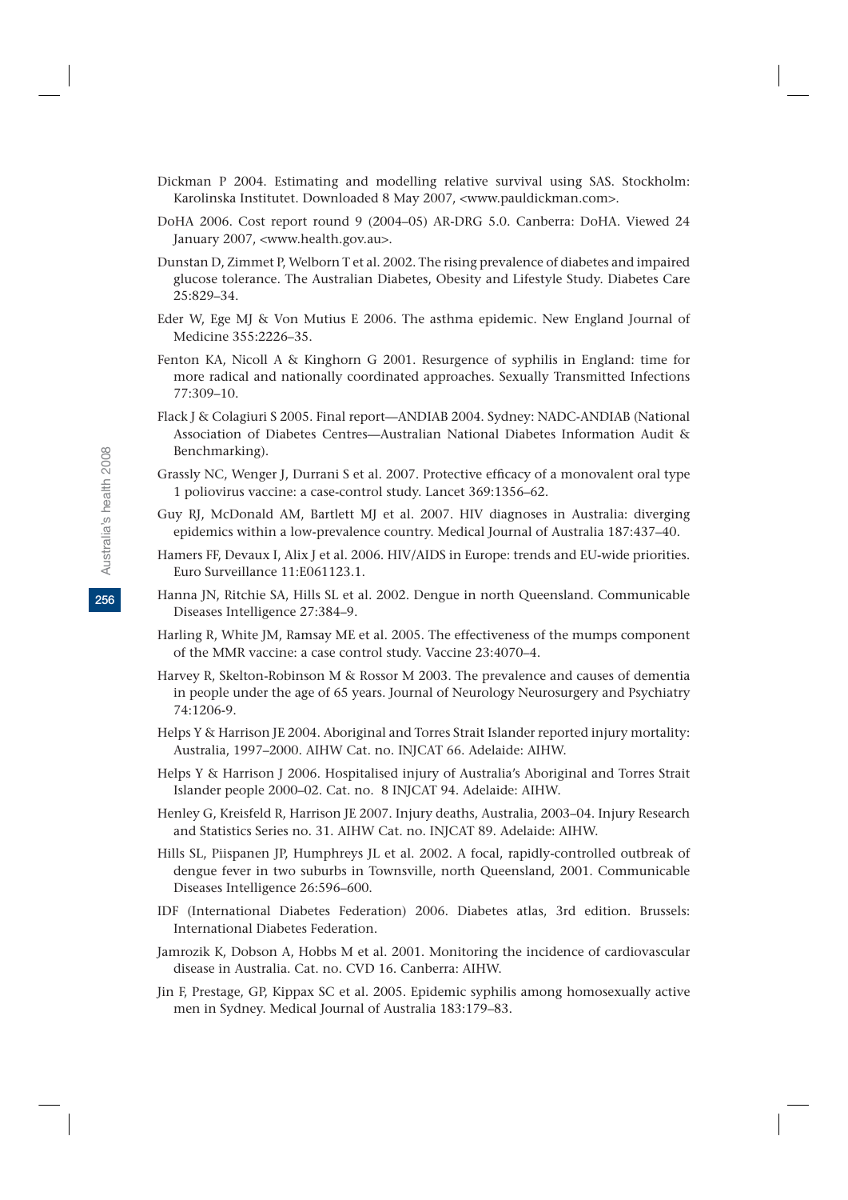Dickman P 2004. Estimating and modelling relative survival using SAS. Stockholm: Karolinska Institutet. Downloaded 8 May 2007, <www.pauldickman.com>.

DoHA 2006. Cost report round 9 (2004–05) AR-DRG 5.0. Canberra: DoHA. Viewed 24 January 2007, <www.health.gov.au>.

Dunstan D, Zimmet P, Welborn T et al. 2002. The rising prevalence of diabetes and impaired glucose tolerance. The Australian Diabetes, Obesity and Lifestyle Study. Diabetes Care 25:829–34.

Eder W, Ege MJ & Von Mutius E 2006. The asthma epidemic. New England Journal of Medicine 355:2226–35.

Fenton KA, Nicoll A & Kinghorn G 2001. Resurgence of syphilis in England: time for more radical and nationally coordinated approaches. Sexually Transmitted Infections 77:309–10.

Flack J & Colagiuri S 2005. Final report—ANDIAB 2004. Sydney: NADC-ANDIAB (National Association of Diabetes Centres—Australian National Diabetes Information Audit & Benchmarking).

Grassly NC, Wenger J, Durrani S et al. 2007. Protective efficacy of a monovalent oral type 1 poliovirus vaccine: a case-control study. Lancet 369:1356–62.

Guy RJ, McDonald AM, Bartlett MJ et al. 2007. HIV diagnoses in Australia: diverging epidemics within a low-prevalence country. Medical Journal of Australia 187:437–40.

Hamers FF, Devaux I, Alix J et al. 2006. HIV/AIDS in Europe: trends and EU-wide priorities. Euro Surveillance 11:E061123.1.

Hanna JN, Ritchie SA, Hills SL et al. 2002. Dengue in north Queensland. Communicable Diseases Intelligence 27:384–9.

Harling R, White JM, Ramsay ME et al. 2005. The effectiveness of the mumps component of the MMR vaccine: a case control study. Vaccine 23:4070–4.

Harvey R, Skelton-Robinson M & Rossor M 2003. The prevalence and causes of dementia in people under the age of 65 years. Journal of Neurology Neurosurgery and Psychiatry 74:1206-9.

Helps Y & Harrison JE 2004. Aboriginal and Torres Strait Islander reported injury mortality: Australia, 1997–2000. AIHW Cat. no. INJCAT 66. Adelaide: AIHW.

Helps Y & Harrison J 2006. Hospitalised injury of Australia's Aboriginal and Torres Strait Islander people 2000–02. Cat. no. 8 INJCAT 94. Adelaide: AIHW.

Henley G, Kreisfeld R, Harrison JE 2007. Injury deaths, Australia, 2003–04. Injury Research and Statistics Series no. 31. AIHW Cat. no. INJCAT 89. Adelaide: AIHW.

Hills SL, Piispanen JP, Humphreys JL et al. 2002. A focal, rapidly-controlled outbreak of dengue fever in two suburbs in Townsville, north Queensland, 2001. Communicable Diseases Intelligence 26:596–600.

IDF (International Diabetes Federation) 2006. Diabetes atlas, 3rd edition. Brussels: International Diabetes Federation.

Jamrozik K, Dobson A, Hobbs M et al. 2001. Monitoring the incidence of cardiovascular disease in Australia. Cat. no. CVD 16. Canberra: AIHW.

Jin F, Prestage, GP, Kippax SC et al. 2005. Epidemic syphilis among homosexually active men in Sydney. Medical Journal of Australia 183:179–83.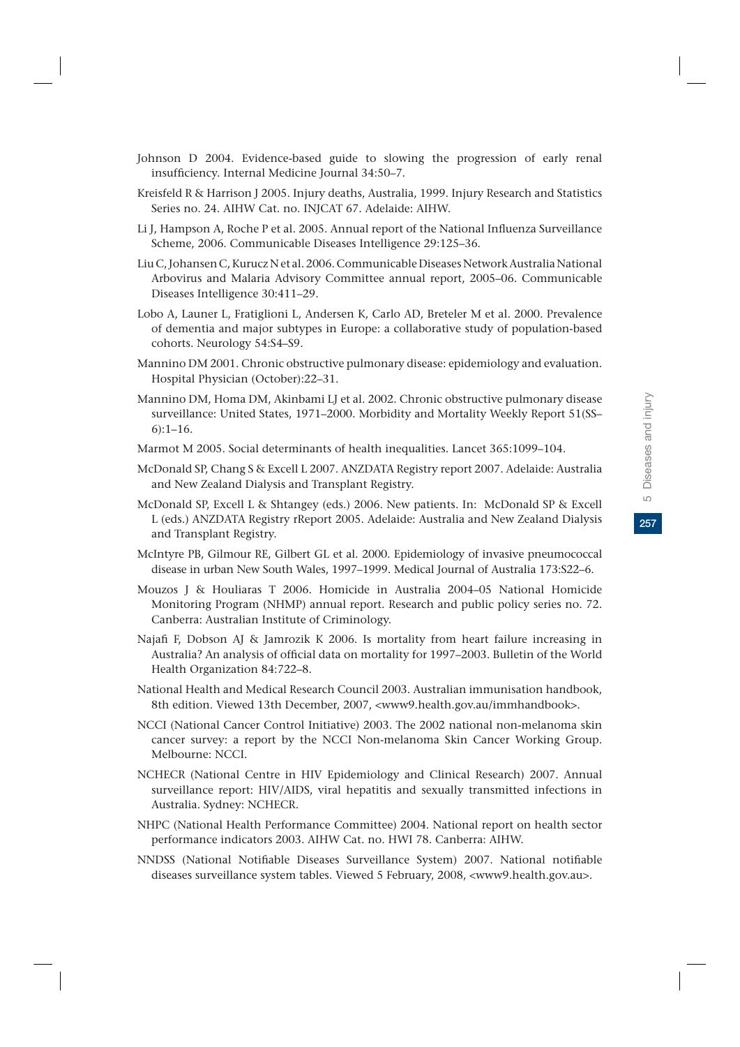Johnson D 2004. Evidence-based guide to slowing the progression of early renal insufficiency. Internal Medicine Journal 34:50–7.

Kreisfeld R & Harrison J 2005. Injury deaths, Australia, 1999. Injury Research and Statistics Series no. 24. AIHW Cat. no. INJCAT 67. Adelaide: AIHW.

Li J, Hampson A, Roche P et al. 2005. Annual report of the National Influenza Surveillance Scheme, 2006. Communicable Diseases Intelligence 29:125–36.

Liu C, Johansen C, Kurucz N et al. 2006. Communicable Diseases Network Australia National Arbovirus and Malaria Advisory Committee annual report, 2005–06. Communicable Diseases Intelligence 30:411–29.

Lobo A, Launer L, Fratiglioni L, Andersen K, Carlo AD, Breteler M et al. 2000. Prevalence of dementia and major subtypes in Europe: a collaborative study of population-based cohorts. Neurology 54:S4–S9.

Mannino DM 2001. Chronic obstructive pulmonary disease: epidemiology and evaluation. Hospital Physician (October):22–31.

Mannino DM, Homa DM, Akinbami LJ et al. 2002. Chronic obstructive pulmonary disease surveillance: United States, 1971–2000. Morbidity and Mortality Weekly Report 51(SS–6):1–16.

Marmot M 2005. Social determinants of health inequalities. Lancet 365:1099–104.

McDonald SP, Chang S & Excell L 2007. ANZDATA Registry report 2007. Adelaide: Australia and New Zealand Dialysis and Transplant Registry.

McDonald SP, Excell L & Shtangey (eds.) 2006. New patients. In: McDonald SP & Excell L (eds.) ANZDATA Registry rReport 2005. Adelaide: Australia and New Zealand Dialysis and Transplant Registry.

McIntyre PB, Gilmour RE, Gilbert GL et al. 2000. Epidemiology of invasive pneumococcal disease in urban New South Wales, 1997–1999. Medical Journal of Australia 173:S22–6.

Mouzos J & Houliaras T 2006. Homicide in Australia 2004–05 National Homicide Monitoring Program (NHMP) annual report. Research and public policy series no. 72. Canberra: Australian Institute of Criminology.

Najafi F, Dobson AJ & Jamrozik K 2006. Is mortality from heart failure increasing in Australia? An analysis of official data on mortality for 1997–2003. Bulletin of the World Health Organization 84:722–8.

National Health and Medical Research Council 2003. Australian immunisation handbook, 8th edition. Viewed 13th December, 2007, <www9.health.gov.au/immhandbook>.

NCCI (National Cancer Control Initiative) 2003. The 2002 national non-melanoma skin cancer survey: a report by the NCCI Non-melanoma Skin Cancer Working Group. Melbourne: NCCI.

NCHECR (National Centre in HIV Epidemiology and Clinical Research) 2007. Annual surveillance report: HIV/AIDS, viral hepatitis and sexually transmitted infections in Australia. Sydney: NCHECR.

NHPC (National Health Performance Committee) 2004. National report on health sector performance indicators 2003. AIHW Cat. no. HWI 78. Canberra: AIHW.

NNDSS (National Notifiable Diseases Surveillance System) 2007. National notifiable diseases surveillance system tables. Viewed 5 February, 2008, <www9.health.gov.au>.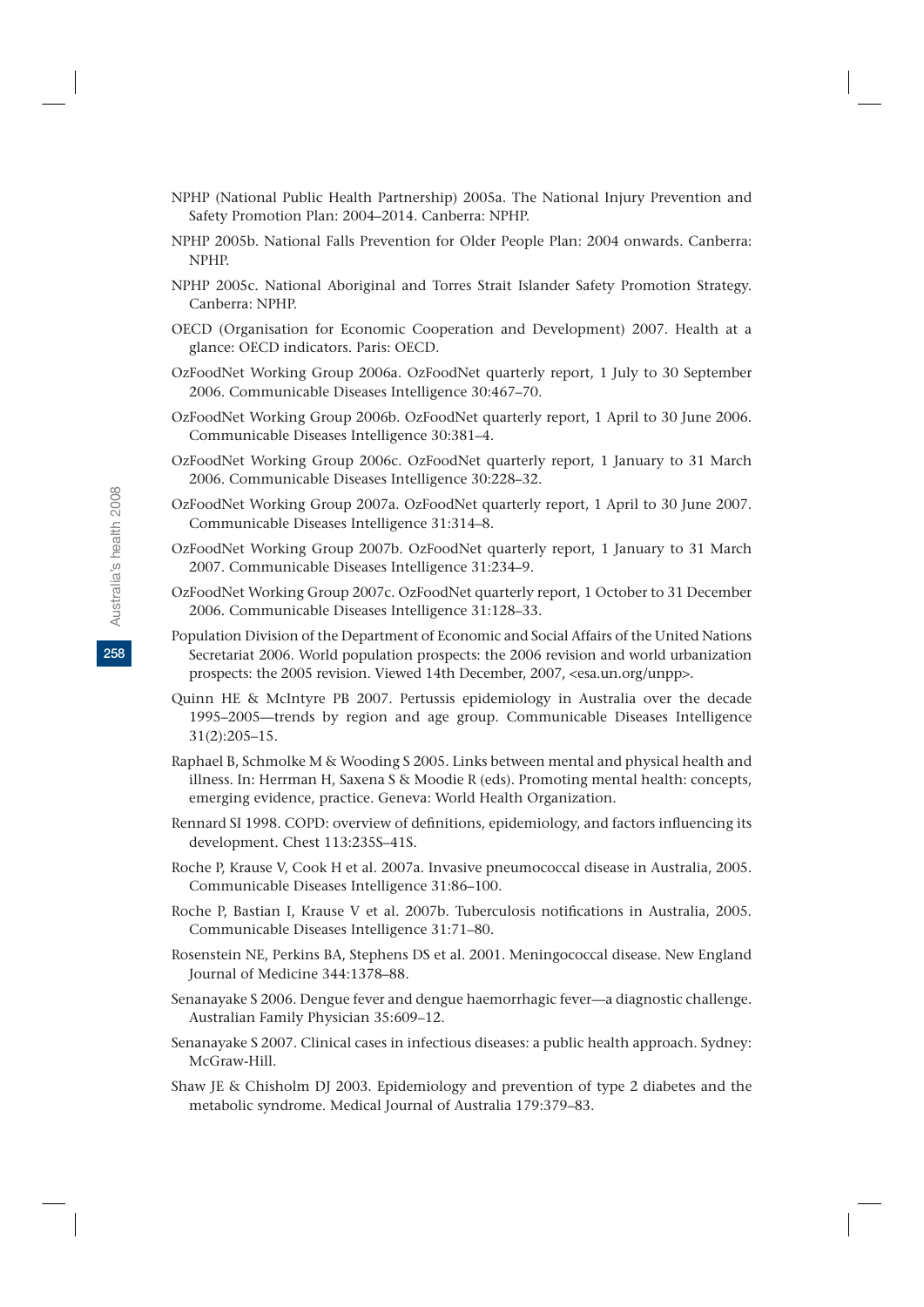NPHP (National Public Health Partnership) 2005a. The National Injury Prevention and Safety Promotion Plan: 2004–2014. Canberra: NPHP.

NPHP 2005b. National Falls Prevention for Older People Plan: 2004 onwards. Canberra: NPHP.

NPHP 2005c. National Aboriginal and Torres Strait Islander Safety Promotion Strategy. Canberra: NPHP.

OECD (Organisation for Economic Cooperation and Development) 2007. Health at a glance: OECD indicators. Paris: OECD.

OzFoodNet Working Group 2006a. OzFoodNet quarterly report, 1 July to 30 September 2006. Communicable Diseases Intelligence 30:467–70.

OzFoodNet Working Group 2006b. OzFoodNet quarterly report, 1 April to 30 June 2006. Communicable Diseases Intelligence 30:381–4.

OzFoodNet Working Group 2006c. OzFoodNet quarterly report, 1 January to 31 March 2006. Communicable Diseases Intelligence 30:228–32.

OzFoodNet Working Group 2007a. OzFoodNet quarterly report, 1 April to 30 June 2007. Communicable Diseases Intelligence 31:314–8.

OzFoodNet Working Group 2007b. OzFoodNet quarterly report, 1 January to 31 March 2007. Communicable Diseases Intelligence 31:234–9.

OzFoodNet Working Group 2007c. OzFoodNet quarterly report, 1 October to 31 December 2006. Communicable Diseases Intelligence 31:128–33.

Population Division of the Department of Economic and Social Affairs of the United Nations Secretariat 2006. World population prospects: the 2006 revision and world urbanization prospects: the 2005 revision. Viewed 14th December, 2007, <esa.un.org/unpp>.

Quinn HE & McIntyre PB 2007. Pertussis epidemiology in Australia over the decade 1995–2005—trends by region and age group. Communicable Diseases Intelligence 31(2):205–15.

Raphael B, Schmolke M & Wooding S 2005. Links between mental and physical health and illness. In: Herrman H, Saxena S & Moodie R (eds). Promoting mental health: concepts, emerging evidence, practice. Geneva: World Health Organization.

Rennard SI 1998. COPD: overview of definitions, epidemiology, and factors influencing its development. Chest 113:235S–41S.

Roche P, Krause V, Cook H et al. 2007a. Invasive pneumococcal disease in Australia, 2005. Communicable Diseases Intelligence 31:86–100.

Roche P, Bastian I, Krause V et al. 2007b. Tuberculosis notifications in Australia, 2005. Communicable Diseases Intelligence 31:71–80.

Rosenstein NE, Perkins BA, Stephens DS et al. 2001. Meningococcal disease. New England Journal of Medicine 344:1378–88.

Senanayake S 2006. Dengue fever and dengue haemorrhagic fever—a diagnostic challenge. Australian Family Physician 35:609–12.

Senanayake S 2007. Clinical cases in infectious diseases: a public health approach. Sydney: McGraw-Hill.

Shaw JE & Chisholm DJ 2003. Epidemiology and prevention of type 2 diabetes and the metabolic syndrome. Medical Journal of Australia 179:379–83.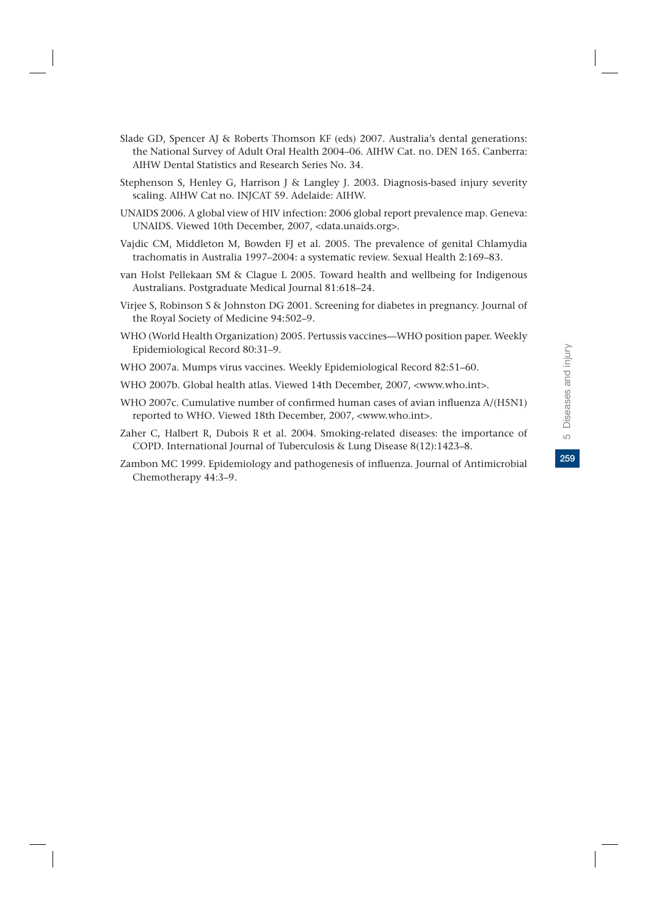Slade GD, Spencer AJ & Roberts Thomson KF (eds) 2007. Australia's dental generations: the National Survey of Adult Oral Health 2004–06. AIHW Cat. no. DEN 165. Canberra: AIHW Dental Statistics and Research Series No. 34.

Stephenson S, Henley G, Harrison J & Langley J. 2003. Diagnosis-based injury severity scaling. AIHW Cat no. INJCAT 59. Adelaide: AIHW.

UNAIDS 2006. A global view of HIV infection: 2006 global report prevalence map. Geneva: UNAIDS. Viewed 10th December, 2007, <data.unaids.org>.

Vajdic CM, Middleton M, Bowden FJ et al. 2005. The prevalence of genital Chlamydia trachomatis in Australia 1997–2004: a systematic review. Sexual Health 2:169–83.

van Holst Pellekaan SM & Clague L 2005. Toward health and wellbeing for Indigenous Australians. Postgraduate Medical Journal 81:618–24.

Virjee S, Robinson S & Johnston DG 2001. Screening for diabetes in pregnancy. Journal of the Royal Society of Medicine 94:502–9.

WHO (World Health Organization) 2005. Pertussis vaccines—WHO position paper. Weekly Epidemiological Record 80:31–9.

WHO 2007a. Mumps virus vaccines. Weekly Epidemiological Record 82:51–60.

WHO 2007b. Global health atlas. Viewed 14th December, 2007, <www.who.int>.

WHO 2007c. Cumulative number of confirmed human cases of avian influenza A/(H5N1) reported to WHO. Viewed 18th December, 2007, <www.who.int>.

Zaher C, Halbert R, Dubois R et al. 2004. Smoking-related diseases: the importance of COPD. International Journal of Tuberculosis & Lung Disease 8(12):1423–8.

Zambon MC 1999. Epidemiology and pathogenesis of influenza. Journal of Antimicrobial Chemotherapy 44:3–9.